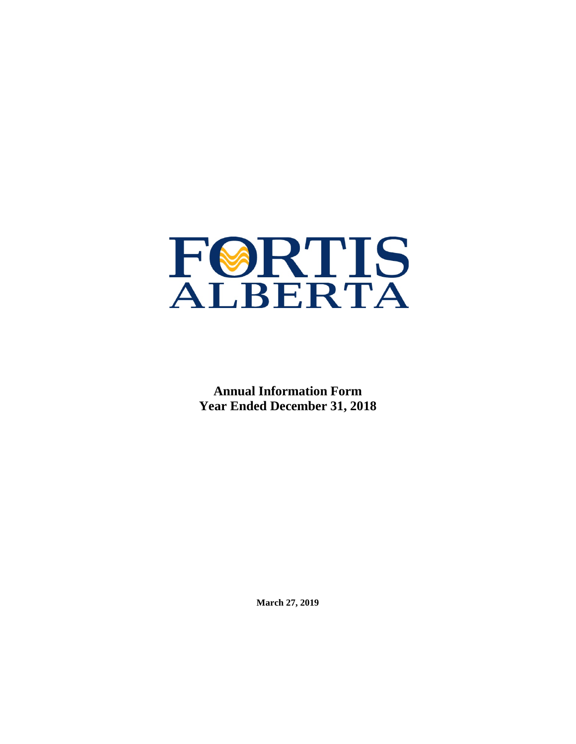# FORTIS ALBERTA

**Annual Information Form**
**Year Ended December 31, 2018**

**March 27, 2019**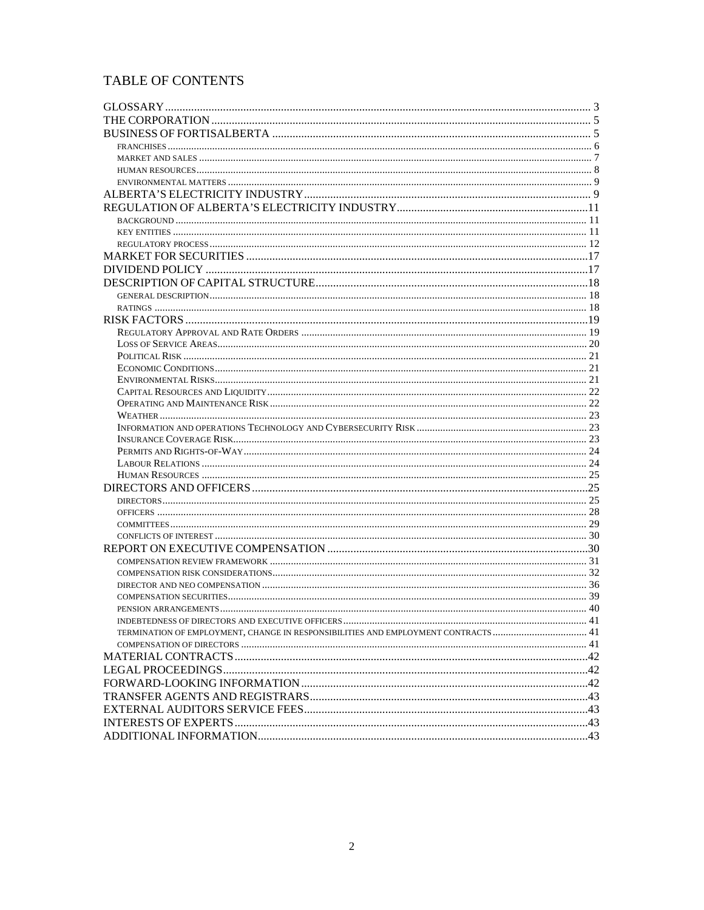# TABLE OF CONTENTS

- GLOSSARY ..... 3
- THE CORPORATION ..... 5
- BUSINESS OF FORTISALBERTA ..... 5
  - FRANCHISES ..... 6
  - MARKET AND SALES ..... 7
  - HUMAN RESOURCES ..... 8
  - ENVIRONMENTAL MATTERS ..... 9
- ALBERTA'S ELECTRICITY INDUSTRY ..... 9
- REGULATION OF ALBERTA'S ELECTRICITY INDUSTRY ..... 11
  - BACKGROUND ..... 11
  - KEY ENTITIES ..... 11
  - REGULATORY PROCESS ..... 12
- MARKET FOR SECURITIES ..... 17
- DIVIDEND POLICY ..... 17
- DESCRIPTION OF CAPITAL STRUCTURE ..... 18
  - GENERAL DESCRIPTION ..... 18
  - RATINGS ..... 18
- RISK FACTORS ..... 19
  - REGULATORY APPROVAL AND RATE ORDERS ..... 19
  - LOSS OF SERVICE AREAS ..... 20
  - POLITICAL RISK ..... 21
  - ECONOMIC CONDITIONS ..... 21
  - ENVIRONMENTAL RISKS ..... 21
  - CAPITAL RESOURCES AND LIQUIDITY ..... 22
  - OPERATING AND MAINTENANCE RISK ..... 22
  - WEATHER ..... 23
  - INFORMATION AND OPERATIONS TECHNOLOGY AND CYBERSECURITY RISK ..... 23
  - INSURANCE COVERAGE RISK ..... 23
  - PERMITS AND RIGHTS-OF-WAY ..... 24
  - LABOUR RELATIONS ..... 24
  - HUMAN RESOURCES ..... 25
- DIRECTORS AND OFFICERS ..... 25
  - DIRECTORS ..... 25
  - OFFICERS ..... 28
  - COMMITTEES ..... 29
  - CONFLICTS OF INTEREST ..... 30
- REPORT ON EXECUTIVE COMPENSATION ..... 30
  - COMPENSATION REVIEW FRAMEWORK ..... 31
  - COMPENSATION RISK CONSIDERATIONS ..... 32
  - DIRECTOR AND NEO COMPENSATION ..... 36
  - COMPENSATION SECURITIES ..... 39
  - PENSION ARRANGEMENTS ..... 40
  - INDEBTEDNESS OF DIRECTORS AND EXECUTIVE OFFICERS ..... 41
  - TERMINATION OF EMPLOYMENT, CHANGE IN RESPONSIBILITIES AND EMPLOYMENT CONTRACTS ..... 41
  - COMPENSATION OF DIRECTORS ..... 41
- MATERIAL CONTRACTS ..... 42
- LEGAL PROCEEDINGS ..... 42
- FORWARD-LOOKING INFORMATION ..... 42
- TRANSFER AGENTS AND REGISTRARS ..... 43
- EXTERNAL AUDITORS SERVICE FEES ..... 43
- INTERESTS OF EXPERTS ..... 43
- ADDITIONAL INFORMATION ..... 43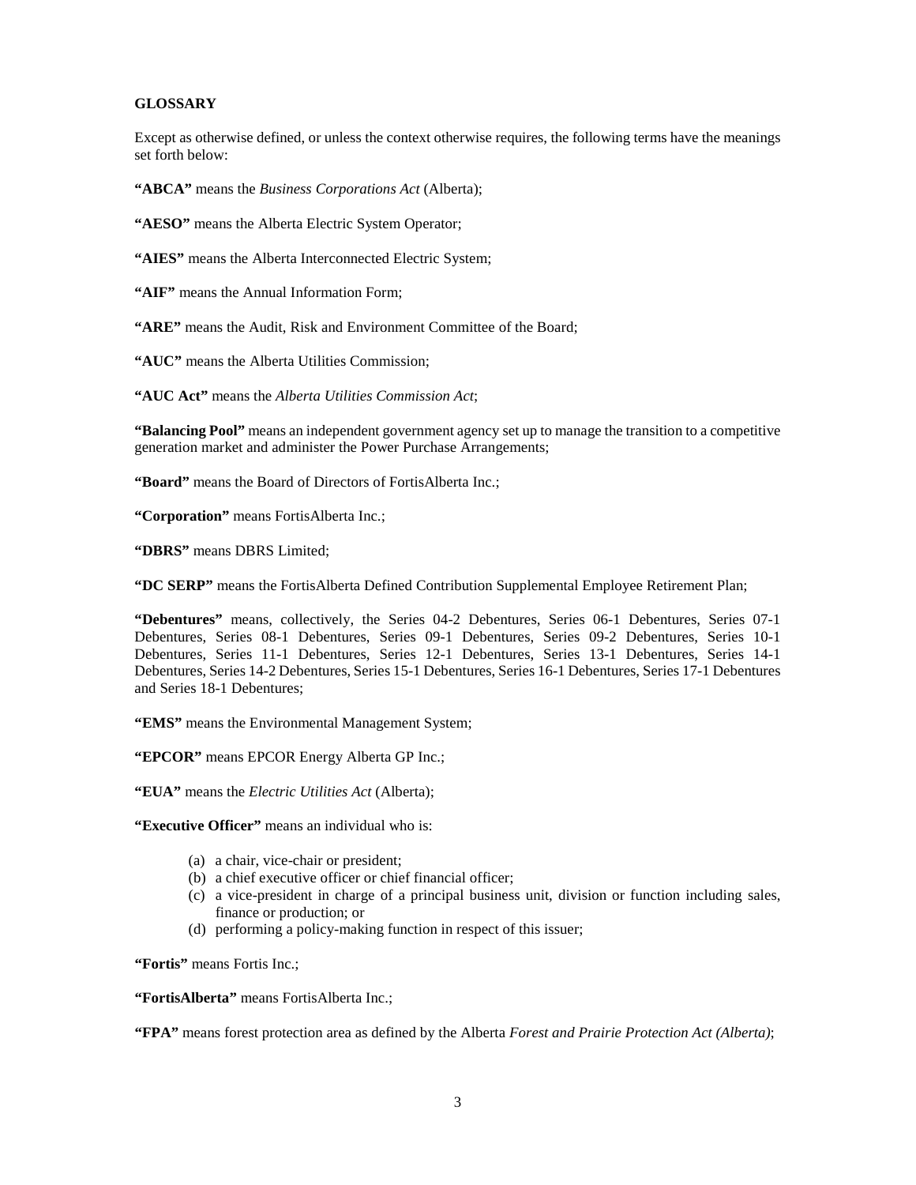**GLOSSARY**

Except as otherwise defined, or unless the context otherwise requires, the following terms have the meanings set forth below:

**"ABCA"** means the *Business Corporations Act* (Alberta);

**"AESO"** means the Alberta Electric System Operator;

**"AIES"** means the Alberta Interconnected Electric System;

**"AIF"** means the Annual Information Form;

**"ARE"** means the Audit, Risk and Environment Committee of the Board;

**"AUC"** means the Alberta Utilities Commission;

**"AUC Act"** means the *Alberta Utilities Commission Act*;

**"Balancing Pool"** means an independent government agency set up to manage the transition to a competitive generation market and administer the Power Purchase Arrangements;

**"Board"** means the Board of Directors of FortisAlberta Inc.;

**"Corporation"** means FortisAlberta Inc.;

**"DBRS"** means DBRS Limited;

**"DC SERP"** means the FortisAlberta Defined Contribution Supplemental Employee Retirement Plan;

**"Debentures"** means, collectively, the Series 04-2 Debentures, Series 06-1 Debentures, Series 07-1 Debentures, Series 08-1 Debentures, Series 09-1 Debentures, Series 09-2 Debentures, Series 10-1 Debentures, Series 11-1 Debentures, Series 12-1 Debentures, Series 13-1 Debentures, Series 14-1 Debentures, Series 14-2 Debentures, Series 15-1 Debentures, Series 16-1 Debentures, Series 17-1 Debentures and Series 18-1 Debentures;

**"EMS"** means the Environmental Management System;

**"EPCOR"** means EPCOR Energy Alberta GP Inc.;

**"EUA"** means the *Electric Utilities Act* (Alberta);

**"Executive Officer"** means an individual who is:

(a) a chair, vice-chair or president;
(b) a chief executive officer or chief financial officer;
(c) a vice-president in charge of a principal business unit, division or function including sales, finance or production; or
(d) performing a policy-making function in respect of this issuer;

**"Fortis"** means Fortis Inc.;

**"FortisAlberta"** means FortisAlberta Inc.;

**"FPA"** means forest protection area as defined by the Alberta *Forest and Prairie Protection Act (Alberta)*;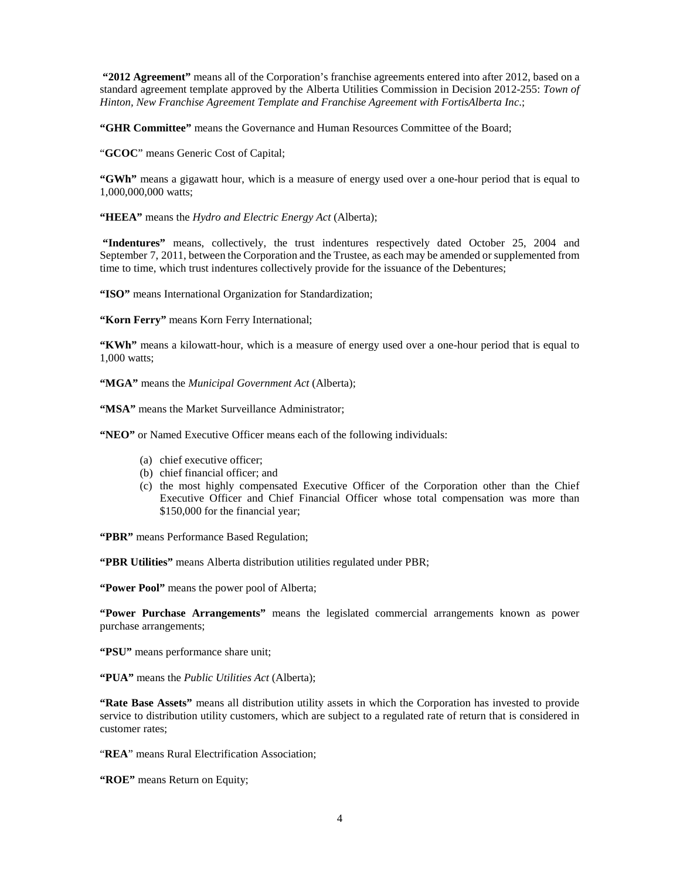**"2012 Agreement"** means all of the Corporation's franchise agreements entered into after 2012, based on a standard agreement template approved by the Alberta Utilities Commission in Decision 2012-255: *Town of Hinton, New Franchise Agreement Template and Franchise Agreement with FortisAlberta Inc.*;

**"GHR Committee"** means the Governance and Human Resources Committee of the Board;

"**GCOC**" means Generic Cost of Capital;

**"GWh"** means a gigawatt hour, which is a measure of energy used over a one-hour period that is equal to 1,000,000,000 watts;

**"HEEA"** means the *Hydro and Electric Energy Act* (Alberta);

**"Indentures"** means, collectively, the trust indentures respectively dated October 25, 2004 and September 7, 2011, between the Corporation and the Trustee, as each may be amended or supplemented from time to time, which trust indentures collectively provide for the issuance of the Debentures;

**"ISO"** means International Organization for Standardization;

**"Korn Ferry"** means Korn Ferry International;

**"KWh"** means a kilowatt-hour, which is a measure of energy used over a one-hour period that is equal to 1,000 watts;

**"MGA"** means the *Municipal Government Act* (Alberta);

**"MSA"** means the Market Surveillance Administrator;

**"NEO"** or Named Executive Officer means each of the following individuals:

(a) chief executive officer;
(b) chief financial officer; and
(c) the most highly compensated Executive Officer of the Corporation other than the Chief Executive Officer and Chief Financial Officer whose total compensation was more than $150,000 for the financial year;

**"PBR"** means Performance Based Regulation;

**"PBR Utilities"** means Alberta distribution utilities regulated under PBR;

**"Power Pool"** means the power pool of Alberta;

**"Power Purchase Arrangements"** means the legislated commercial arrangements known as power purchase arrangements;

**"PSU"** means performance share unit;

**"PUA"** means the *Public Utilities Act* (Alberta);

**"Rate Base Assets"** means all distribution utility assets in which the Corporation has invested to provide service to distribution utility customers, which are subject to a regulated rate of return that is considered in customer rates;

"**REA**" means Rural Electrification Association;

**"ROE"** means Return on Equity;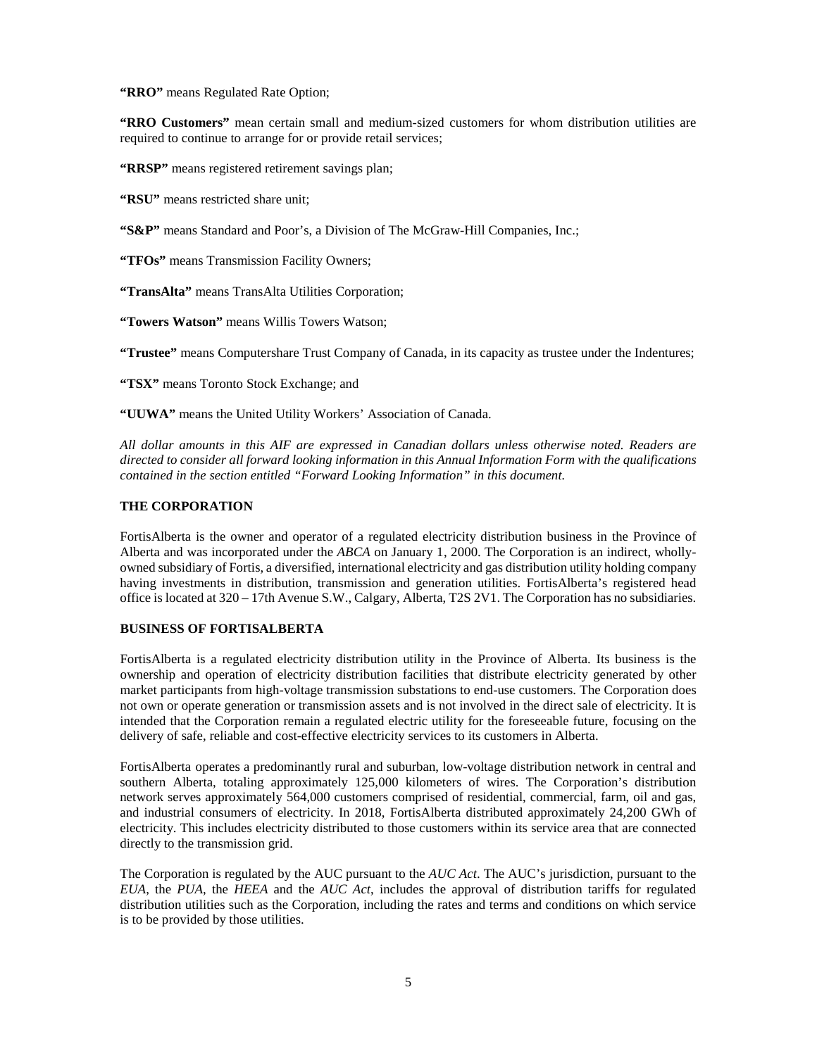**"RRO"** means Regulated Rate Option;

**"RRO Customers"** mean certain small and medium-sized customers for whom distribution utilities are required to continue to arrange for or provide retail services;

**"RRSP"** means registered retirement savings plan;

**"RSU"** means restricted share unit;

**"S&P"** means Standard and Poor's, a Division of The McGraw-Hill Companies, Inc.;

**"TFOs"** means Transmission Facility Owners;

**"TransAlta"** means TransAlta Utilities Corporation;

**"Towers Watson"** means Willis Towers Watson;

**"Trustee"** means Computershare Trust Company of Canada, in its capacity as trustee under the Indentures;

**"TSX"** means Toronto Stock Exchange; and

**"UUWA"** means the United Utility Workers' Association of Canada.

*All dollar amounts in this AIF are expressed in Canadian dollars unless otherwise noted. Readers are directed to consider all forward looking information in this Annual Information Form with the qualifications contained in the section entitled "Forward Looking Information" in this document.*

## THE CORPORATION

FortisAlberta is the owner and operator of a regulated electricity distribution business in the Province of Alberta and was incorporated under the *ABCA* on January 1, 2000. The Corporation is an indirect, wholly-owned subsidiary of Fortis, a diversified, international electricity and gas distribution utility holding company having investments in distribution, transmission and generation utilities. FortisAlberta's registered head office is located at 320 – 17th Avenue S.W., Calgary, Alberta, T2S 2V1. The Corporation has no subsidiaries.

## BUSINESS OF FORTISALBERTA

FortisAlberta is a regulated electricity distribution utility in the Province of Alberta. Its business is the ownership and operation of electricity distribution facilities that distribute electricity generated by other market participants from high-voltage transmission substations to end-use customers. The Corporation does not own or operate generation or transmission assets and is not involved in the direct sale of electricity. It is intended that the Corporation remain a regulated electric utility for the foreseeable future, focusing on the delivery of safe, reliable and cost-effective electricity services to its customers in Alberta.

FortisAlberta operates a predominantly rural and suburban, low-voltage distribution network in central and southern Alberta, totaling approximately 125,000 kilometers of wires. The Corporation's distribution network serves approximately 564,000 customers comprised of residential, commercial, farm, oil and gas, and industrial consumers of electricity. In 2018, FortisAlberta distributed approximately 24,200 GWh of electricity. This includes electricity distributed to those customers within its service area that are connected directly to the transmission grid.

The Corporation is regulated by the AUC pursuant to the *AUC Act*. The AUC's jurisdiction, pursuant to the *EUA*, the *PUA*, the *HEEA* and the *AUC Act*, includes the approval of distribution tariffs for regulated distribution utilities such as the Corporation, including the rates and terms and conditions on which service is to be provided by those utilities.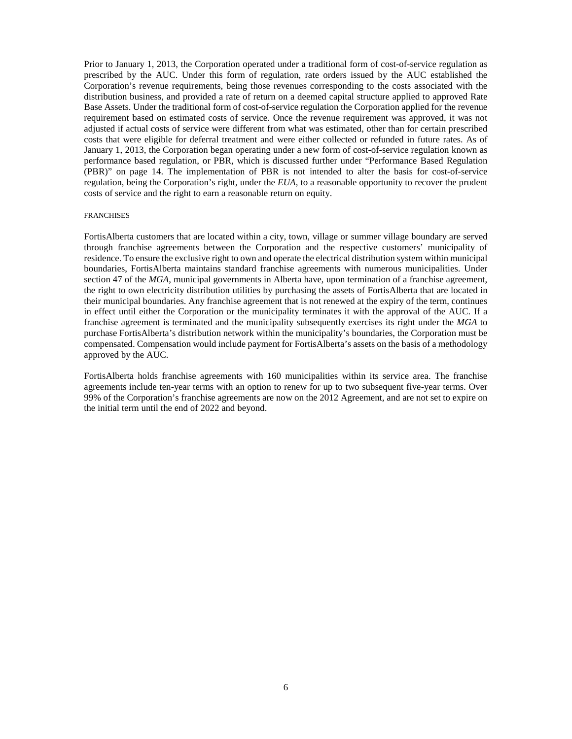Prior to January 1, 2013, the Corporation operated under a traditional form of cost-of-service regulation as prescribed by the AUC. Under this form of regulation, rate orders issued by the AUC established the Corporation's revenue requirements, being those revenues corresponding to the costs associated with the distribution business, and provided a rate of return on a deemed capital structure applied to approved Rate Base Assets. Under the traditional form of cost-of-service regulation the Corporation applied for the revenue requirement based on estimated costs of service. Once the revenue requirement was approved, it was not adjusted if actual costs of service were different from what was estimated, other than for certain prescribed costs that were eligible for deferral treatment and were either collected or refunded in future rates. As of January 1, 2013, the Corporation began operating under a new form of cost-of-service regulation known as performance based regulation, or PBR, which is discussed further under "Performance Based Regulation (PBR)" on page 14. The implementation of PBR is not intended to alter the basis for cost-of-service regulation, being the Corporation's right, under the *EUA*, to a reasonable opportunity to recover the prudent costs of service and the right to earn a reasonable return on equity.

#### FRANCHISES

FortisAlberta customers that are located within a city, town, village or summer village boundary are served through franchise agreements between the Corporation and the respective customers' municipality of residence. To ensure the exclusive right to own and operate the electrical distribution system within municipal boundaries, FortisAlberta maintains standard franchise agreements with numerous municipalities. Under section 47 of the *MGA*, municipal governments in Alberta have, upon termination of a franchise agreement, the right to own electricity distribution utilities by purchasing the assets of FortisAlberta that are located in their municipal boundaries. Any franchise agreement that is not renewed at the expiry of the term, continues in effect until either the Corporation or the municipality terminates it with the approval of the AUC. If a franchise agreement is terminated and the municipality subsequently exercises its right under the *MGA* to purchase FortisAlberta's distribution network within the municipality's boundaries, the Corporation must be compensated. Compensation would include payment for FortisAlberta's assets on the basis of a methodology approved by the AUC.

FortisAlberta holds franchise agreements with 160 municipalities within its service area. The franchise agreements include ten-year terms with an option to renew for up to two subsequent five-year terms. Over 99% of the Corporation's franchise agreements are now on the 2012 Agreement, and are not set to expire on the initial term until the end of 2022 and beyond.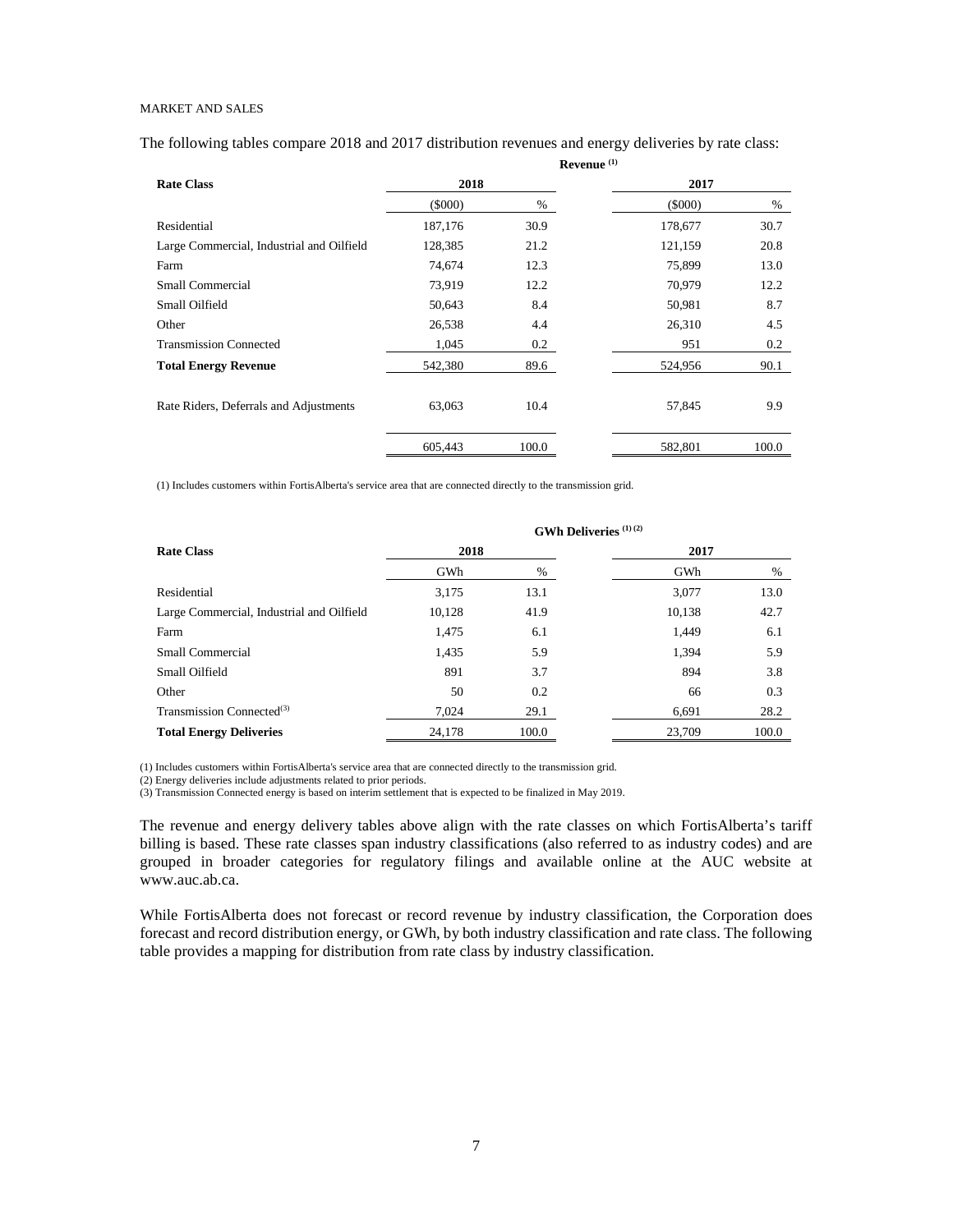MARKET AND SALES

The following tables compare 2018 and 2017 distribution revenues and energy deliveries by rate class:

| Rate Class | Revenue [(1)] 2018 | | 2017 | |
|---|---|---|---|---|
| | ($000) | % | ($000) | % |
| Residential | 187,176 | 30.9 | 178,677 | 30.7 |
| Large Commercial, Industrial and Oilfield | 128,385 | 21.2 | 121,159 | 20.8 |
| Farm | 74,674 | 12.3 | 75,899 | 13.0 |
| Small Commercial | 73,919 | 12.2 | 70,979 | 12.2 |
| Small Oilfield | 50,643 | 8.4 | 50,981 | 8.7 |
| Other | 26,538 | 4.4 | 26,310 | 4.5 |
| Transmission Connected | 1,045 | 0.2 | 951 | 0.2 |
| **Total Energy Revenue** | 542,380 | 89.6 | 524,956 | 90.1 |
| Rate Riders, Deferrals and Adjustments | 63,063 | 10.4 | 57,845 | 9.9 |
| | 605,443 | 100.0 | 582,801 | 100.0 |

(1) Includes customers within FortisAlberta's service area that are connected directly to the transmission grid.

| Rate Class | GWh Deliveries [(1) (2)] 2018 | | 2017 | |
|---|---|---|---|---|
| | GWh | % | GWh | % |
| Residential | 3,175 | 13.1 | 3,077 | 13.0 |
| Large Commercial, Industrial and Oilfield | 10,128 | 41.9 | 10,138 | 42.7 |
| Farm | 1,475 | 6.1 | 1,449 | 6.1 |
| Small Commercial | 1,435 | 5.9 | 1,394 | 5.9 |
| Small Oilfield | 891 | 3.7 | 894 | 3.8 |
| Other | 50 | 0.2 | 66 | 0.3 |
| Transmission Connected[(3)] | 7,024 | 29.1 | 6,691 | 28.2 |
| **Total Energy Deliveries** | 24,178 | 100.0 | 23,709 | 100.0 |

(1) Includes customers within FortisAlberta's service area that are connected directly to the transmission grid.
(2) Energy deliveries include adjustments related to prior periods.
(3) Transmission Connected energy is based on interim settlement that is expected to be finalized in May 2019.

The revenue and energy delivery tables above align with the rate classes on which FortisAlberta's tariff billing is based. These rate classes span industry classifications (also referred to as industry codes) and are grouped in broader categories for regulatory filings and available online at the AUC website at www.auc.ab.ca.

While FortisAlberta does not forecast or record revenue by industry classification, the Corporation does forecast and record distribution energy, or GWh, by both industry classification and rate class. The following table provides a mapping for distribution from rate class by industry classification.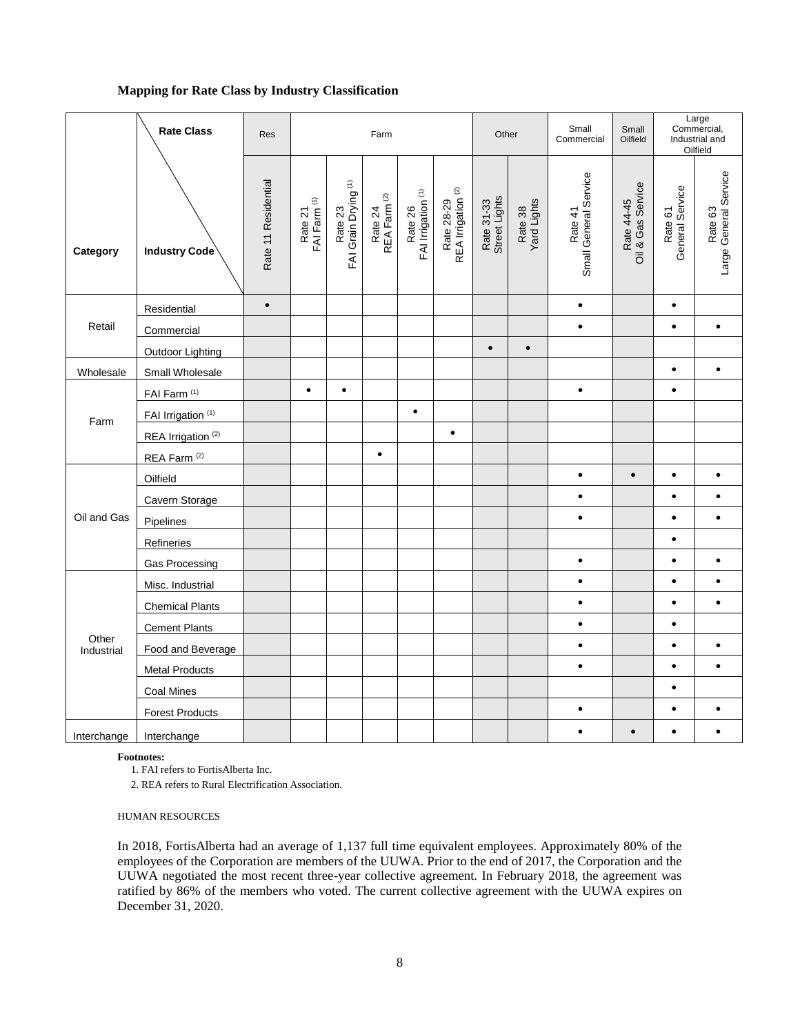**Mapping for Rate Class by Industry Classification**

| Category | Rate Class / Industry Code | Res | Farm | | | | | Other | | Small Commercial | Small Oilfield | Large Commercial, Industrial and Oilfield | |
|---|---|---|---|---|---|---|---|---|---|---|---|---|---|
| | | Rate 11 Residential | Rate 21 FAI Farm (1) | Rate 23 FAI Grain Drying (1) | Rate 24 REA Farm (2) | Rate 26 FAI Irrigation (1) | Rate 28-29 REA Irrigation (2) | Rate 31-33 Street Lights | Rate 38 Yard Lights | Rate 41 Small General Service | Rate 44-45 Oil & Gas Service | Rate 61 General Service | Rate 63 Large General Service |
| Retail | Residential | • | | | | | | | | • | | • | |
| | Commercial | | | | | | | | | • | | • | • |
| | Outdoor Lighting | | | | | | | • | • | | | | |
| Wholesale | Small Wholesale | | | | | | | | | | | • | • |
| Farm | FAI Farm (1) | | • | • | | | | | | • | | • | |
| | FAI Irrigation (1) | | | | | • | | | | | | | |
| | REA Irrigation (2) | | | | | | • | | | | | | |
| | REA Farm (2) | | | | • | | | | | | | | |
| Oil and Gas | Oilfield | | | | | | | | | • | • | • | • |
| | Cavern Storage | | | | | | | | | • | | • | • |
| | Pipelines | | | | | | | | | • | | • | • |
| | Refineries | | | | | | | | | | | • | |
| | Gas Processing | | | | | | | | | • | | • | • |
| Other Industrial | Misc. Industrial | | | | | | | | | • | | • | • |
| | Chemical Plants | | | | | | | | | • | | • | • |
| | Cement Plants | | | | | | | | | • | | • | |
| | Food and Beverage | | | | | | | | | • | | • | • |
| | Metal Products | | | | | | | | | • | | • | • |
| | Coal Mines | | | | | | | | | | | • | |
| | Forest Products | | | | | | | | | • | | • | • |
| Interchange | Interchange | | | | | | | | | • | • | • | • |

**Footnotes:**

1. FAI refers to FortisAlberta Inc.
2. REA refers to Rural Electrification Association.

HUMAN RESOURCES

In 2018, FortisAlberta had an average of 1,137 full time equivalent employees. Approximately 80% of the employees of the Corporation are members of the UUWA. Prior to the end of 2017, the Corporation and the UUWA negotiated the most recent three-year collective agreement. In February 2018, the agreement was ratified by 86% of the members who voted. The current collective agreement with the UUWA expires on December 31, 2020.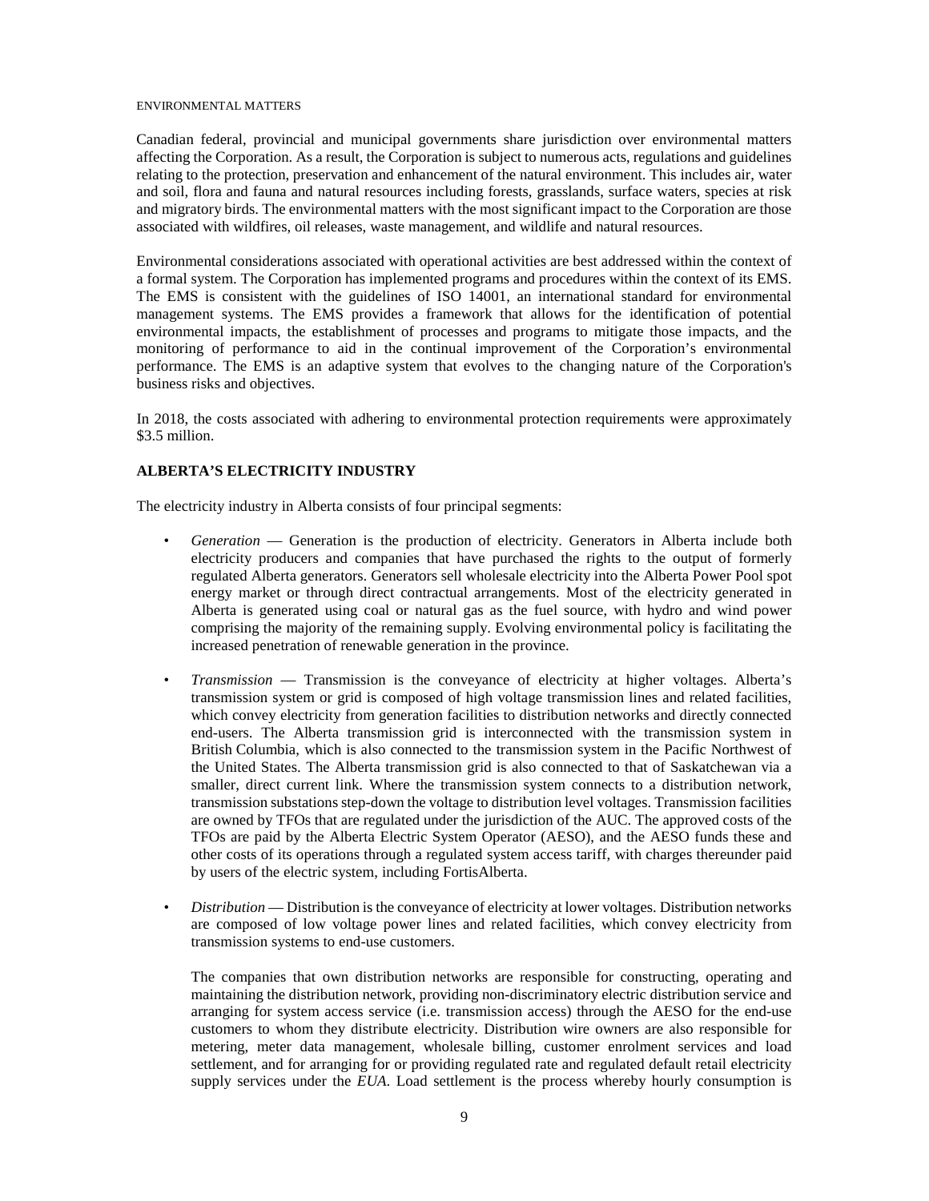ENVIRONMENTAL MATTERS

Canadian federal, provincial and municipal governments share jurisdiction over environmental matters affecting the Corporation. As a result, the Corporation is subject to numerous acts, regulations and guidelines relating to the protection, preservation and enhancement of the natural environment. This includes air, water and soil, flora and fauna and natural resources including forests, grasslands, surface waters, species at risk and migratory birds. The environmental matters with the most significant impact to the Corporation are those associated with wildfires, oil releases, waste management, and wildlife and natural resources.

Environmental considerations associated with operational activities are best addressed within the context of a formal system. The Corporation has implemented programs and procedures within the context of its EMS. The EMS is consistent with the guidelines of ISO 14001, an international standard for environmental management systems. The EMS provides a framework that allows for the identification of potential environmental impacts, the establishment of processes and programs to mitigate those impacts, and the monitoring of performance to aid in the continual improvement of the Corporation's environmental performance. The EMS is an adaptive system that evolves to the changing nature of the Corporation's business risks and objectives.

In 2018, the costs associated with adhering to environmental protection requirements were approximately $3.5 million.

## ALBERTA'S ELECTRICITY INDUSTRY

The electricity industry in Alberta consists of four principal segments:

- *Generation* — Generation is the production of electricity. Generators in Alberta include both electricity producers and companies that have purchased the rights to the output of formerly regulated Alberta generators. Generators sell wholesale electricity into the Alberta Power Pool spot energy market or through direct contractual arrangements. Most of the electricity generated in Alberta is generated using coal or natural gas as the fuel source, with hydro and wind power comprising the majority of the remaining supply. Evolving environmental policy is facilitating the increased penetration of renewable generation in the province.

- *Transmission* — Transmission is the conveyance of electricity at higher voltages. Alberta's transmission system or grid is composed of high voltage transmission lines and related facilities, which convey electricity from generation facilities to distribution networks and directly connected end-users. The Alberta transmission grid is interconnected with the transmission system in British Columbia, which is also connected to the transmission system in the Pacific Northwest of the United States. The Alberta transmission grid is also connected to that of Saskatchewan via a smaller, direct current link. Where the transmission system connects to a distribution network, transmission substations step-down the voltage to distribution level voltages. Transmission facilities are owned by TFOs that are regulated under the jurisdiction of the AUC. The approved costs of the TFOs are paid by the Alberta Electric System Operator (AESO), and the AESO funds these and other costs of its operations through a regulated system access tariff, with charges thereunder paid by users of the electric system, including FortisAlberta.

- *Distribution* — Distribution is the conveyance of electricity at lower voltages. Distribution networks are composed of low voltage power lines and related facilities, which convey electricity from transmission systems to end-use customers.

  The companies that own distribution networks are responsible for constructing, operating and maintaining the distribution network, providing non-discriminatory electric distribution service and arranging for system access service (i.e. transmission access) through the AESO for the end-use customers to whom they distribute electricity. Distribution wire owners are also responsible for metering, meter data management, wholesale billing, customer enrolment services and load settlement, and for arranging for or providing regulated rate and regulated default retail electricity supply services under the *EUA*. Load settlement is the process whereby hourly consumption is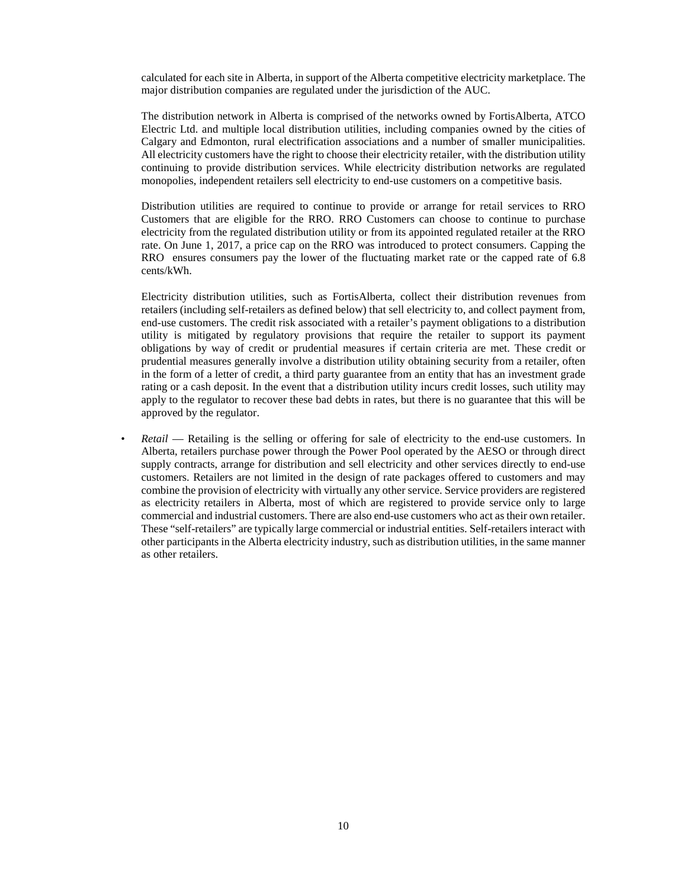calculated for each site in Alberta, in support of the Alberta competitive electricity marketplace. The major distribution companies are regulated under the jurisdiction of the AUC.

The distribution network in Alberta is comprised of the networks owned by FortisAlberta, ATCO Electric Ltd. and multiple local distribution utilities, including companies owned by the cities of Calgary and Edmonton, rural electrification associations and a number of smaller municipalities. All electricity customers have the right to choose their electricity retailer, with the distribution utility continuing to provide distribution services. While electricity distribution networks are regulated monopolies, independent retailers sell electricity to end-use customers on a competitive basis.

Distribution utilities are required to continue to provide or arrange for retail services to RRO Customers that are eligible for the RRO. RRO Customers can choose to continue to purchase electricity from the regulated distribution utility or from its appointed regulated retailer at the RRO rate. On June 1, 2017, a price cap on the RRO was introduced to protect consumers. Capping the RRO ensures consumers pay the lower of the fluctuating market rate or the capped rate of 6.8 cents/kWh.

Electricity distribution utilities, such as FortisAlberta, collect their distribution revenues from retailers (including self-retailers as defined below) that sell electricity to, and collect payment from, end-use customers. The credit risk associated with a retailer's payment obligations to a distribution utility is mitigated by regulatory provisions that require the retailer to support its payment obligations by way of credit or prudential measures if certain criteria are met. These credit or prudential measures generally involve a distribution utility obtaining security from a retailer, often in the form of a letter of credit, a third party guarantee from an entity that has an investment grade rating or a cash deposit. In the event that a distribution utility incurs credit losses, such utility may apply to the regulator to recover these bad debts in rates, but there is no guarantee that this will be approved by the regulator.

- *Retail* — Retailing is the selling or offering for sale of electricity to the end-use customers. In Alberta, retailers purchase power through the Power Pool operated by the AESO or through direct supply contracts, arrange for distribution and sell electricity and other services directly to end-use customers. Retailers are not limited in the design of rate packages offered to customers and may combine the provision of electricity with virtually any other service. Service providers are registered as electricity retailers in Alberta, most of which are registered to provide service only to large commercial and industrial customers. There are also end-use customers who act as their own retailer. These "self-retailers" are typically large commercial or industrial entities. Self-retailers interact with other participants in the Alberta electricity industry, such as distribution utilities, in the same manner as other retailers.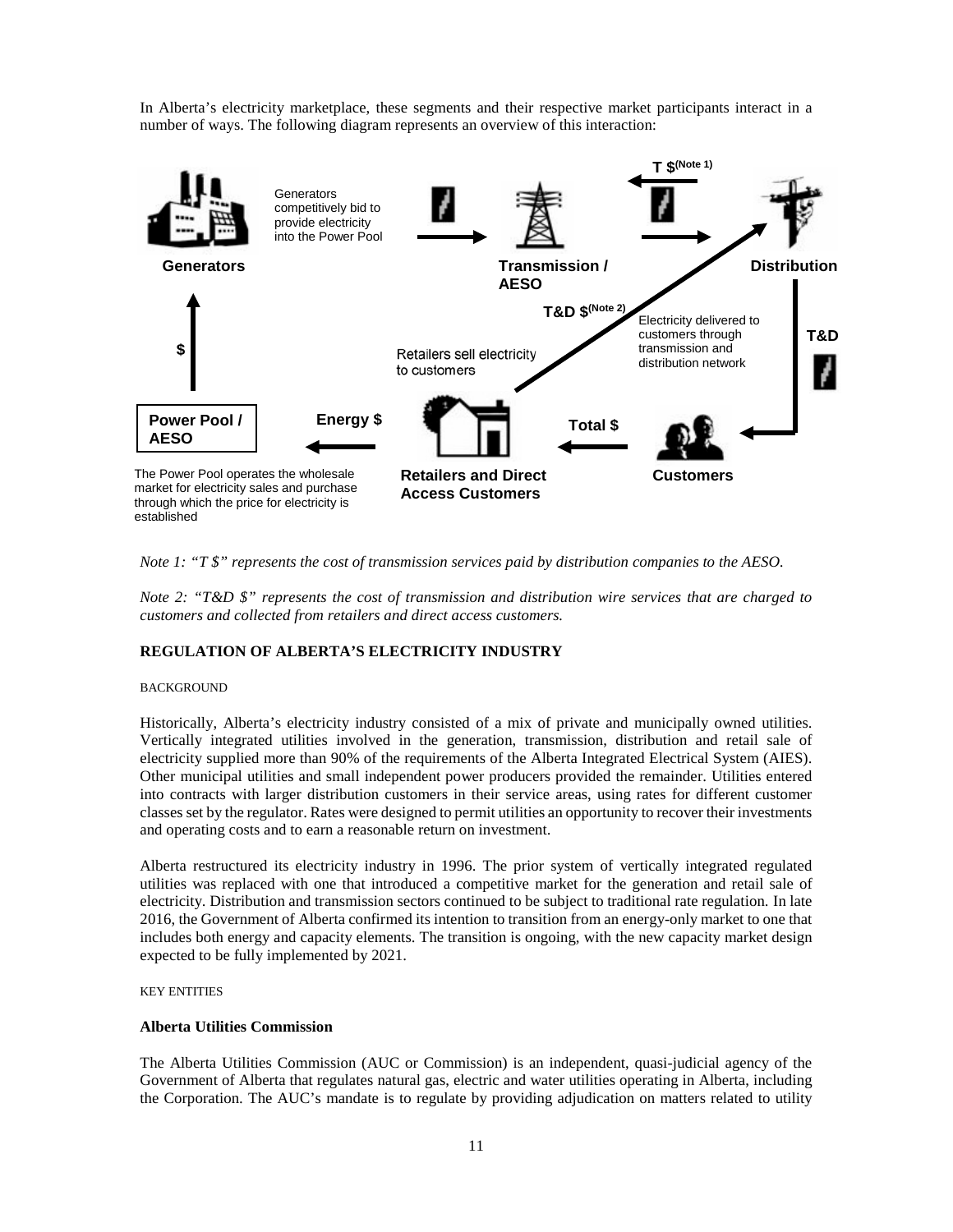In Alberta's electricity marketplace, these segments and their respective market participants interact in a number of ways. The following diagram represents an overview of this interaction:

Generators competitively bid to provide electricity into the Power Pool

Generators

Transmission / AESO

T $(Note 1)

Distribution

T&D $(Note 2)

Electricity delivered to customers through transmission and distribution network

T&D

$

Retailers sell electricity to customers

Power Pool / AESO

Energy $

Total $

The Power Pool operates the wholesale market for electricity sales and purchase through which the price for electricity is established

Retailers and Direct Access Customers

Customers

*Note 1: "T $" represents the cost of transmission services paid by distribution companies to the AESO.*

*Note 2: "T&D $" represents the cost of transmission and distribution wire services that are charged to customers and collected from retailers and direct access customers.*

## REGULATION OF ALBERTA'S ELECTRICITY INDUSTRY

### BACKGROUND

Historically, Alberta's electricity industry consisted of a mix of private and municipally owned utilities. Vertically integrated utilities involved in the generation, transmission, distribution and retail sale of electricity supplied more than 90% of the requirements of the Alberta Integrated Electrical System (AIES). Other municipal utilities and small independent power producers provided the remainder. Utilities entered into contracts with larger distribution customers in their service areas, using rates for different customer classes set by the regulator. Rates were designed to permit utilities an opportunity to recover their investments and operating costs and to earn a reasonable return on investment.

Alberta restructured its electricity industry in 1996. The prior system of vertically integrated regulated utilities was replaced with one that introduced a competitive market for the generation and retail sale of electricity. Distribution and transmission sectors continued to be subject to traditional rate regulation. In late 2016, the Government of Alberta confirmed its intention to transition from an energy-only market to one that includes both energy and capacity elements. The transition is ongoing, with the new capacity market design expected to be fully implemented by 2021.

### KEY ENTITIES

#### Alberta Utilities Commission

The Alberta Utilities Commission (AUC or Commission) is an independent, quasi-judicial agency of the Government of Alberta that regulates natural gas, electric and water utilities operating in Alberta, including the Corporation. The AUC's mandate is to regulate by providing adjudication on matters related to utility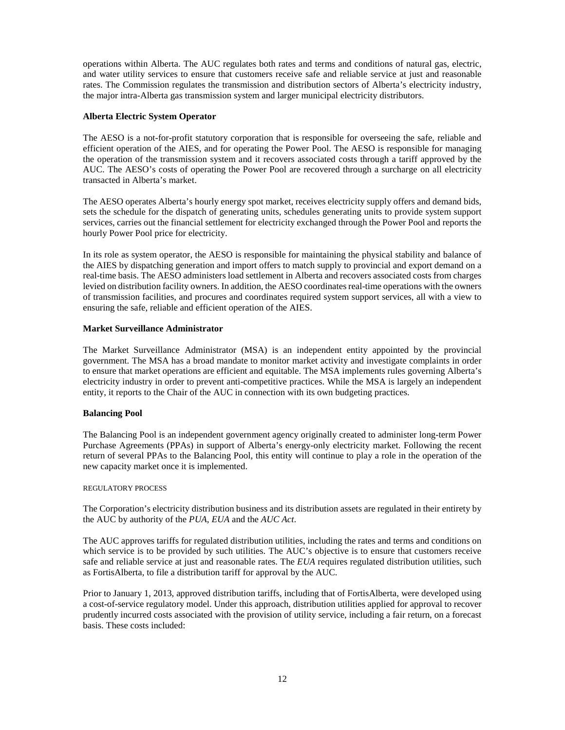operations within Alberta. The AUC regulates both rates and terms and conditions of natural gas, electric, and water utility services to ensure that customers receive safe and reliable service at just and reasonable rates. The Commission regulates the transmission and distribution sectors of Alberta's electricity industry, the major intra-Alberta gas transmission system and larger municipal electricity distributors.

**Alberta Electric System Operator**

The AESO is a not-for-profit statutory corporation that is responsible for overseeing the safe, reliable and efficient operation of the AIES, and for operating the Power Pool. The AESO is responsible for managing the operation of the transmission system and it recovers associated costs through a tariff approved by the AUC. The AESO's costs of operating the Power Pool are recovered through a surcharge on all electricity transacted in Alberta's market.

The AESO operates Alberta's hourly energy spot market, receives electricity supply offers and demand bids, sets the schedule for the dispatch of generating units, schedules generating units to provide system support services, carries out the financial settlement for electricity exchanged through the Power Pool and reports the hourly Power Pool price for electricity.

In its role as system operator, the AESO is responsible for maintaining the physical stability and balance of the AIES by dispatching generation and import offers to match supply to provincial and export demand on a real-time basis. The AESO administers load settlement in Alberta and recovers associated costs from charges levied on distribution facility owners. In addition, the AESO coordinates real-time operations with the owners of transmission facilities, and procures and coordinates required system support services, all with a view to ensuring the safe, reliable and efficient operation of the AIES.

**Market Surveillance Administrator**

The Market Surveillance Administrator (MSA) is an independent entity appointed by the provincial government. The MSA has a broad mandate to monitor market activity and investigate complaints in order to ensure that market operations are efficient and equitable. The MSA implements rules governing Alberta's electricity industry in order to prevent anti-competitive practices. While the MSA is largely an independent entity, it reports to the Chair of the AUC in connection with its own budgeting practices.

**Balancing Pool**

The Balancing Pool is an independent government agency originally created to administer long-term Power Purchase Agreements (PPAs) in support of Alberta's energy-only electricity market. Following the recent return of several PPAs to the Balancing Pool, this entity will continue to play a role in the operation of the new capacity market once it is implemented.

REGULATORY PROCESS

The Corporation's electricity distribution business and its distribution assets are regulated in their entirety by the AUC by authority of the *PUA*, *EUA* and the *AUC Act*.

The AUC approves tariffs for regulated distribution utilities, including the rates and terms and conditions on which service is to be provided by such utilities. The AUC's objective is to ensure that customers receive safe and reliable service at just and reasonable rates. The *EUA* requires regulated distribution utilities, such as FortisAlberta, to file a distribution tariff for approval by the AUC.

Prior to January 1, 2013, approved distribution tariffs, including that of FortisAlberta, were developed using a cost-of-service regulatory model. Under this approach, distribution utilities applied for approval to recover prudently incurred costs associated with the provision of utility service, including a fair return, on a forecast basis. These costs included: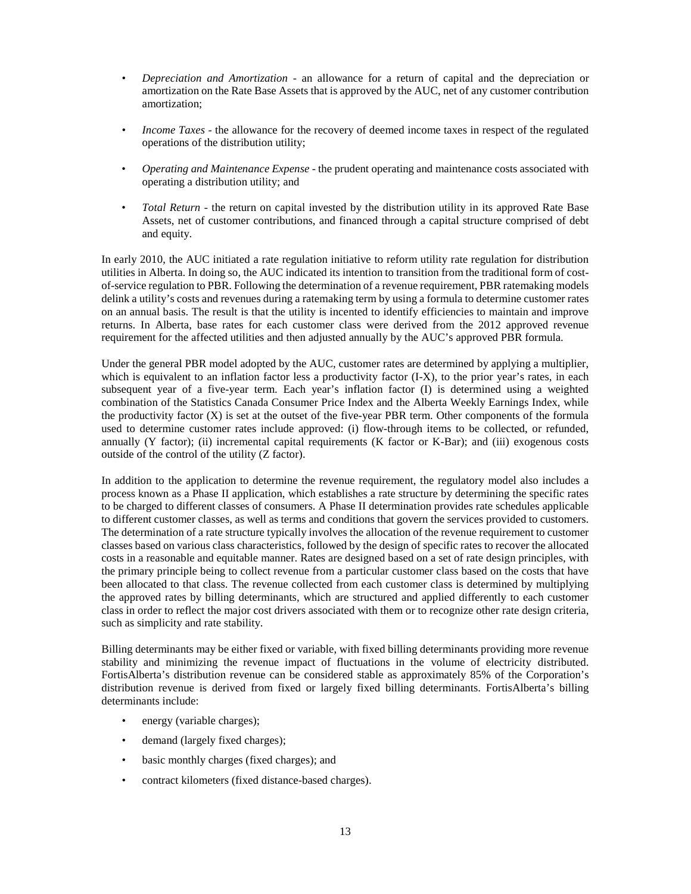- *Depreciation and Amortization* - an allowance for a return of capital and the depreciation or amortization on the Rate Base Assets that is approved by the AUC, net of any customer contribution amortization;

- *Income Taxes* - the allowance for the recovery of deemed income taxes in respect of the regulated operations of the distribution utility;

- *Operating and Maintenance Expense* - the prudent operating and maintenance costs associated with operating a distribution utility; and

- *Total Return* - the return on capital invested by the distribution utility in its approved Rate Base Assets, net of customer contributions, and financed through a capital structure comprised of debt and equity.

In early 2010, the AUC initiated a rate regulation initiative to reform utility rate regulation for distribution utilities in Alberta. In doing so, the AUC indicated its intention to transition from the traditional form of cost-of-service regulation to PBR. Following the determination of a revenue requirement, PBR ratemaking models delink a utility's costs and revenues during a ratemaking term by using a formula to determine customer rates on an annual basis. The result is that the utility is incented to identify efficiencies to maintain and improve returns. In Alberta, base rates for each customer class were derived from the 2012 approved revenue requirement for the affected utilities and then adjusted annually by the AUC's approved PBR formula.

Under the general PBR model adopted by the AUC, customer rates are determined by applying a multiplier, which is equivalent to an inflation factor less a productivity factor (I-X), to the prior year's rates, in each subsequent year of a five-year term. Each year's inflation factor (I) is determined using a weighted combination of the Statistics Canada Consumer Price Index and the Alberta Weekly Earnings Index, while the productivity factor (X) is set at the outset of the five-year PBR term. Other components of the formula used to determine customer rates include approved: (i) flow-through items to be collected, or refunded, annually (Y factor); (ii) incremental capital requirements (K factor or K-Bar); and (iii) exogenous costs outside of the control of the utility (Z factor).

In addition to the application to determine the revenue requirement, the regulatory model also includes a process known as a Phase II application, which establishes a rate structure by determining the specific rates to be charged to different classes of consumers. A Phase II determination provides rate schedules applicable to different customer classes, as well as terms and conditions that govern the services provided to customers. The determination of a rate structure typically involves the allocation of the revenue requirement to customer classes based on various class characteristics, followed by the design of specific rates to recover the allocated costs in a reasonable and equitable manner. Rates are designed based on a set of rate design principles, with the primary principle being to collect revenue from a particular customer class based on the costs that have been allocated to that class. The revenue collected from each customer class is determined by multiplying the approved rates by billing determinants, which are structured and applied differently to each customer class in order to reflect the major cost drivers associated with them or to recognize other rate design criteria, such as simplicity and rate stability.

Billing determinants may be either fixed or variable, with fixed billing determinants providing more revenue stability and minimizing the revenue impact of fluctuations in the volume of electricity distributed. FortisAlberta's distribution revenue can be considered stable as approximately 85% of the Corporation's distribution revenue is derived from fixed or largely fixed billing determinants. FortisAlberta's billing determinants include:

- energy (variable charges);
- demand (largely fixed charges);
- basic monthly charges (fixed charges); and
- contract kilometers (fixed distance-based charges).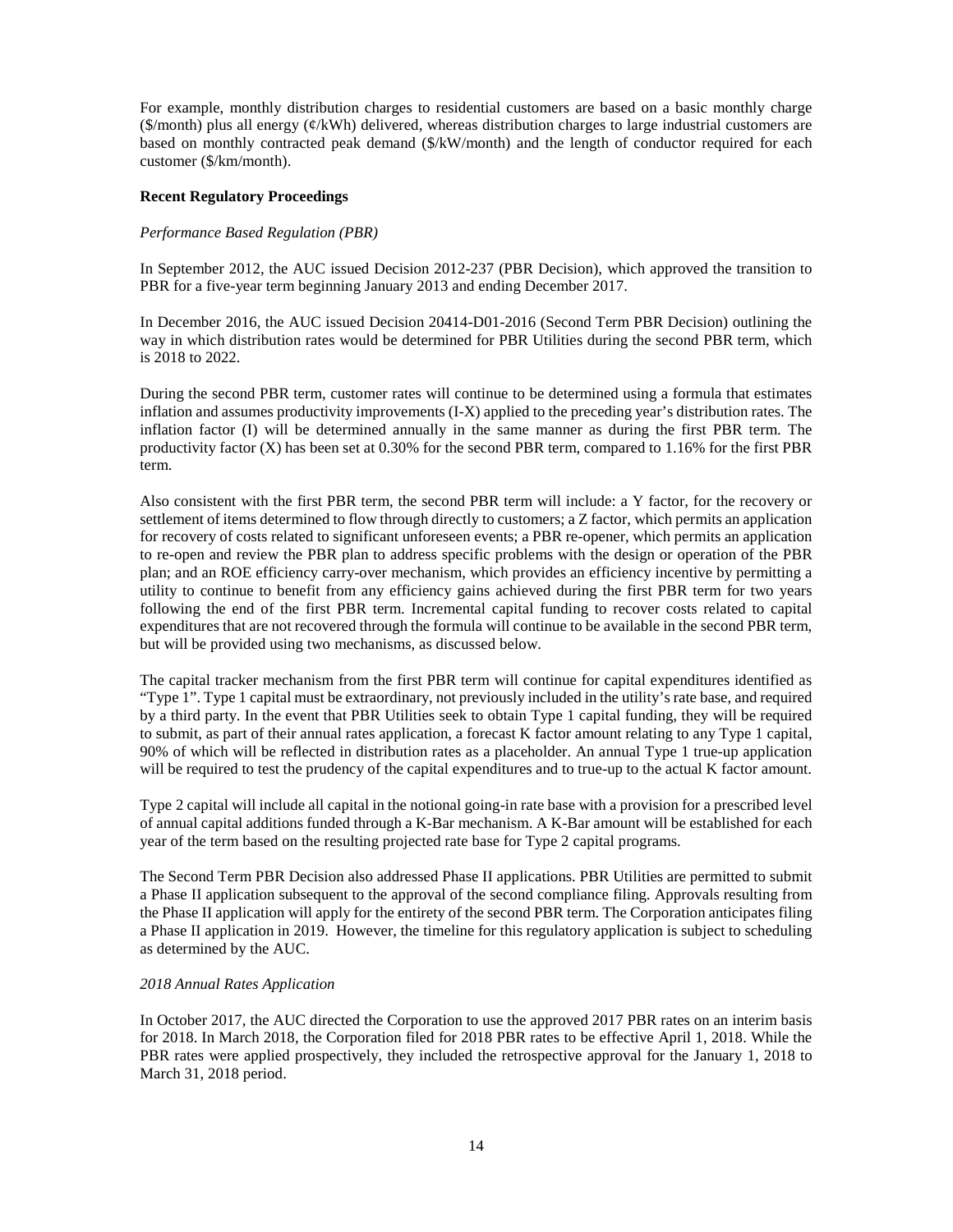For example, monthly distribution charges to residential customers are based on a basic monthly charge (\$/month) plus all energy (¢/kWh) delivered, whereas distribution charges to large industrial customers are based on monthly contracted peak demand (\$/kW/month) and the length of conductor required for each customer (\$/km/month).

**Recent Regulatory Proceedings**

*Performance Based Regulation (PBR)*

In September 2012, the AUC issued Decision 2012-237 (PBR Decision), which approved the transition to PBR for a five-year term beginning January 2013 and ending December 2017.

In December 2016, the AUC issued Decision 20414-D01-2016 (Second Term PBR Decision) outlining the way in which distribution rates would be determined for PBR Utilities during the second PBR term, which is 2018 to 2022.

During the second PBR term, customer rates will continue to be determined using a formula that estimates inflation and assumes productivity improvements (I-X) applied to the preceding year's distribution rates. The inflation factor (I) will be determined annually in the same manner as during the first PBR term. The productivity factor (X) has been set at 0.30% for the second PBR term, compared to 1.16% for the first PBR term.

Also consistent with the first PBR term, the second PBR term will include: a Y factor, for the recovery or settlement of items determined to flow through directly to customers; a Z factor, which permits an application for recovery of costs related to significant unforeseen events; a PBR re-opener, which permits an application to re-open and review the PBR plan to address specific problems with the design or operation of the PBR plan; and an ROE efficiency carry-over mechanism, which provides an efficiency incentive by permitting a utility to continue to benefit from any efficiency gains achieved during the first PBR term for two years following the end of the first PBR term. Incremental capital funding to recover costs related to capital expenditures that are not recovered through the formula will continue to be available in the second PBR term, but will be provided using two mechanisms, as discussed below.

The capital tracker mechanism from the first PBR term will continue for capital expenditures identified as "Type 1". Type 1 capital must be extraordinary, not previously included in the utility's rate base, and required by a third party. In the event that PBR Utilities seek to obtain Type 1 capital funding, they will be required to submit, as part of their annual rates application, a forecast K factor amount relating to any Type 1 capital, 90% of which will be reflected in distribution rates as a placeholder. An annual Type 1 true-up application will be required to test the prudency of the capital expenditures and to true-up to the actual K factor amount.

Type 2 capital will include all capital in the notional going-in rate base with a provision for a prescribed level of annual capital additions funded through a K-Bar mechanism. A K-Bar amount will be established for each year of the term based on the resulting projected rate base for Type 2 capital programs.

The Second Term PBR Decision also addressed Phase II applications. PBR Utilities are permitted to submit a Phase II application subsequent to the approval of the second compliance filing. Approvals resulting from the Phase II application will apply for the entirety of the second PBR term. The Corporation anticipates filing a Phase II application in 2019. However, the timeline for this regulatory application is subject to scheduling as determined by the AUC.

*2018 Annual Rates Application*

In October 2017, the AUC directed the Corporation to use the approved 2017 PBR rates on an interim basis for 2018. In March 2018, the Corporation filed for 2018 PBR rates to be effective April 1, 2018. While the PBR rates were applied prospectively, they included the retrospective approval for the January 1, 2018 to March 31, 2018 period.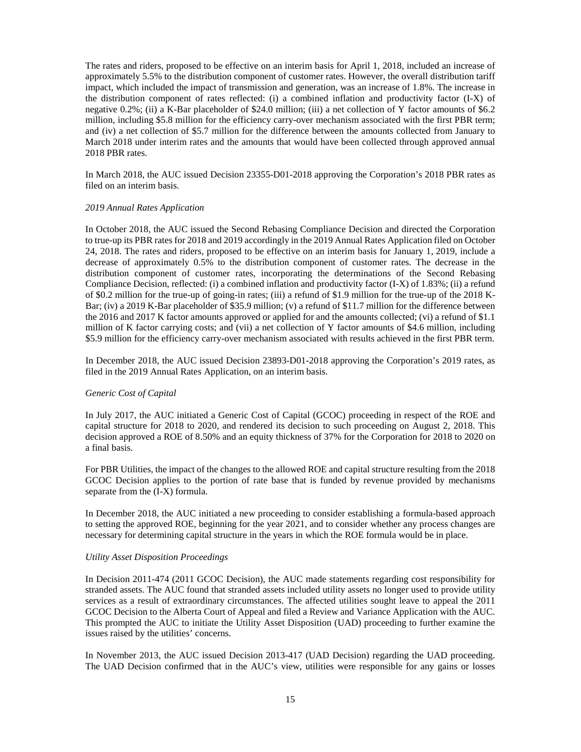The rates and riders, proposed to be effective on an interim basis for April 1, 2018, included an increase of approximately 5.5% to the distribution component of customer rates. However, the overall distribution tariff impact, which included the impact of transmission and generation, was an increase of 1.8%. The increase in the distribution component of rates reflected: (i) a combined inflation and productivity factor (I-X) of negative 0.2%; (ii) a K-Bar placeholder of $24.0 million; (iii) a net collection of Y factor amounts of $6.2 million, including $5.8 million for the efficiency carry-over mechanism associated with the first PBR term; and (iv) a net collection of $5.7 million for the difference between the amounts collected from January to March 2018 under interim rates and the amounts that would have been collected through approved annual 2018 PBR rates.

In March 2018, the AUC issued Decision 23355-D01-2018 approving the Corporation's 2018 PBR rates as filed on an interim basis.

*2019 Annual Rates Application*

In October 2018, the AUC issued the Second Rebasing Compliance Decision and directed the Corporation to true-up its PBR rates for 2018 and 2019 accordingly in the 2019 Annual Rates Application filed on October 24, 2018. The rates and riders, proposed to be effective on an interim basis for January 1, 2019, include a decrease of approximately 0.5% to the distribution component of customer rates. The decrease in the distribution component of customer rates, incorporating the determinations of the Second Rebasing Compliance Decision, reflected: (i) a combined inflation and productivity factor (I-X) of 1.83%; (ii) a refund of $0.2 million for the true-up of going-in rates; (iii) a refund of $1.9 million for the true-up of the 2018 K-Bar; (iv) a 2019 K-Bar placeholder of $35.9 million; (v) a refund of $11.7 million for the difference between the 2016 and 2017 K factor amounts approved or applied for and the amounts collected; (vi) a refund of $1.1 million of K factor carrying costs; and (vii) a net collection of Y factor amounts of $4.6 million, including $5.9 million for the efficiency carry-over mechanism associated with results achieved in the first PBR term.

In December 2018, the AUC issued Decision 23893-D01-2018 approving the Corporation's 2019 rates, as filed in the 2019 Annual Rates Application, on an interim basis.

*Generic Cost of Capital*

In July 2017, the AUC initiated a Generic Cost of Capital (GCOC) proceeding in respect of the ROE and capital structure for 2018 to 2020, and rendered its decision to such proceeding on August 2, 2018. This decision approved a ROE of 8.50% and an equity thickness of 37% for the Corporation for 2018 to 2020 on a final basis.

For PBR Utilities, the impact of the changes to the allowed ROE and capital structure resulting from the 2018 GCOC Decision applies to the portion of rate base that is funded by revenue provided by mechanisms separate from the (I-X) formula.

In December 2018, the AUC initiated a new proceeding to consider establishing a formula-based approach to setting the approved ROE, beginning for the year 2021, and to consider whether any process changes are necessary for determining capital structure in the years in which the ROE formula would be in place.

*Utility Asset Disposition Proceedings*

In Decision 2011-474 (2011 GCOC Decision), the AUC made statements regarding cost responsibility for stranded assets. The AUC found that stranded assets included utility assets no longer used to provide utility services as a result of extraordinary circumstances. The affected utilities sought leave to appeal the 2011 GCOC Decision to the Alberta Court of Appeal and filed a Review and Variance Application with the AUC. This prompted the AUC to initiate the Utility Asset Disposition (UAD) proceeding to further examine the issues raised by the utilities' concerns.

In November 2013, the AUC issued Decision 2013-417 (UAD Decision) regarding the UAD proceeding. The UAD Decision confirmed that in the AUC's view, utilities were responsible for any gains or losses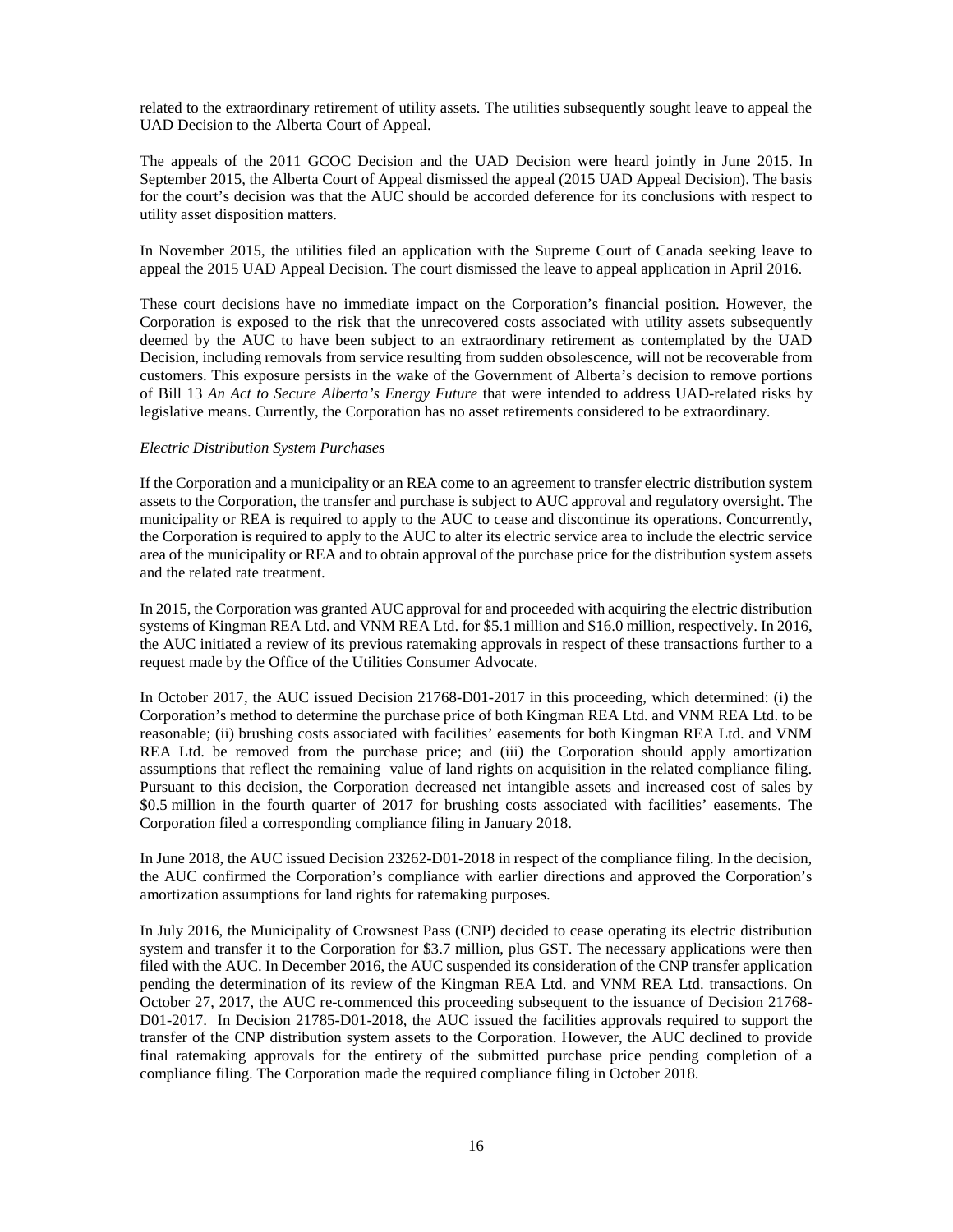related to the extraordinary retirement of utility assets. The utilities subsequently sought leave to appeal the UAD Decision to the Alberta Court of Appeal.

The appeals of the 2011 GCOC Decision and the UAD Decision were heard jointly in June 2015. In September 2015, the Alberta Court of Appeal dismissed the appeal (2015 UAD Appeal Decision). The basis for the court's decision was that the AUC should be accorded deference for its conclusions with respect to utility asset disposition matters.

In November 2015, the utilities filed an application with the Supreme Court of Canada seeking leave to appeal the 2015 UAD Appeal Decision. The court dismissed the leave to appeal application in April 2016.

These court decisions have no immediate impact on the Corporation's financial position. However, the Corporation is exposed to the risk that the unrecovered costs associated with utility assets subsequently deemed by the AUC to have been subject to an extraordinary retirement as contemplated by the UAD Decision, including removals from service resulting from sudden obsolescence, will not be recoverable from customers. This exposure persists in the wake of the Government of Alberta's decision to remove portions of Bill 13 *An Act to Secure Alberta's Energy Future* that were intended to address UAD-related risks by legislative means. Currently, the Corporation has no asset retirements considered to be extraordinary.

*Electric Distribution System Purchases*

If the Corporation and a municipality or an REA come to an agreement to transfer electric distribution system assets to the Corporation, the transfer and purchase is subject to AUC approval and regulatory oversight. The municipality or REA is required to apply to the AUC to cease and discontinue its operations. Concurrently, the Corporation is required to apply to the AUC to alter its electric service area to include the electric service area of the municipality or REA and to obtain approval of the purchase price for the distribution system assets and the related rate treatment.

In 2015, the Corporation was granted AUC approval for and proceeded with acquiring the electric distribution systems of Kingman REA Ltd. and VNM REA Ltd. for \$5.1 million and \$16.0 million, respectively. In 2016, the AUC initiated a review of its previous ratemaking approvals in respect of these transactions further to a request made by the Office of the Utilities Consumer Advocate.

In October 2017, the AUC issued Decision 21768-D01-2017 in this proceeding, which determined: (i) the Corporation's method to determine the purchase price of both Kingman REA Ltd. and VNM REA Ltd. to be reasonable; (ii) brushing costs associated with facilities' easements for both Kingman REA Ltd. and VNM REA Ltd. be removed from the purchase price; and (iii) the Corporation should apply amortization assumptions that reflect the remaining value of land rights on acquisition in the related compliance filing. Pursuant to this decision, the Corporation decreased net intangible assets and increased cost of sales by \$0.5 million in the fourth quarter of 2017 for brushing costs associated with facilities' easements. The Corporation filed a corresponding compliance filing in January 2018.

In June 2018, the AUC issued Decision 23262-D01-2018 in respect of the compliance filing. In the decision, the AUC confirmed the Corporation's compliance with earlier directions and approved the Corporation's amortization assumptions for land rights for ratemaking purposes.

In July 2016, the Municipality of Crowsnest Pass (CNP) decided to cease operating its electric distribution system and transfer it to the Corporation for \$3.7 million, plus GST. The necessary applications were then filed with the AUC. In December 2016, the AUC suspended its consideration of the CNP transfer application pending the determination of its review of the Kingman REA Ltd. and VNM REA Ltd. transactions. On October 27, 2017, the AUC re-commenced this proceeding subsequent to the issuance of Decision 21768-D01-2017. In Decision 21785-D01-2018, the AUC issued the facilities approvals required to support the transfer of the CNP distribution system assets to the Corporation. However, the AUC declined to provide final ratemaking approvals for the entirety of the submitted purchase price pending completion of a compliance filing. The Corporation made the required compliance filing in October 2018.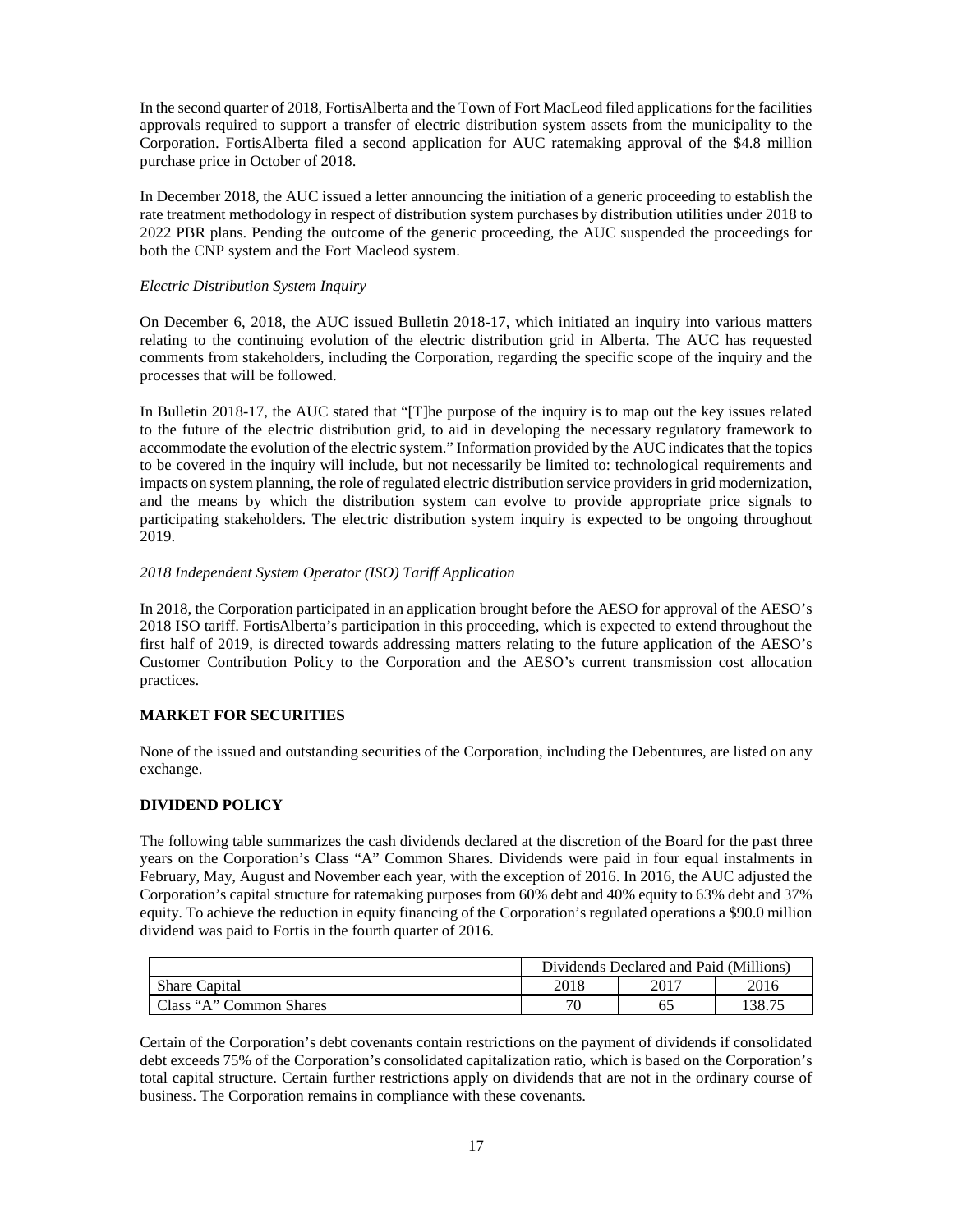In the second quarter of 2018, FortisAlberta and the Town of Fort MacLeod filed applications for the facilities approvals required to support a transfer of electric distribution system assets from the municipality to the Corporation. FortisAlberta filed a second application for AUC ratemaking approval of the $4.8 million purchase price in October of 2018.

In December 2018, the AUC issued a letter announcing the initiation of a generic proceeding to establish the rate treatment methodology in respect of distribution system purchases by distribution utilities under 2018 to 2022 PBR plans. Pending the outcome of the generic proceeding, the AUC suspended the proceedings for both the CNP system and the Fort Macleod system.

*Electric Distribution System Inquiry*

On December 6, 2018, the AUC issued Bulletin 2018-17, which initiated an inquiry into various matters relating to the continuing evolution of the electric distribution grid in Alberta. The AUC has requested comments from stakeholders, including the Corporation, regarding the specific scope of the inquiry and the processes that will be followed.

In Bulletin 2018-17, the AUC stated that "[T]he purpose of the inquiry is to map out the key issues related to the future of the electric distribution grid, to aid in developing the necessary regulatory framework to accommodate the evolution of the electric system." Information provided by the AUC indicates that the topics to be covered in the inquiry will include, but not necessarily be limited to: technological requirements and impacts on system planning, the role of regulated electric distribution service providers in grid modernization, and the means by which the distribution system can evolve to provide appropriate price signals to participating stakeholders. The electric distribution system inquiry is expected to be ongoing throughout 2019.

*2018 Independent System Operator (ISO) Tariff Application*

In 2018, the Corporation participated in an application brought before the AESO for approval of the AESO's 2018 ISO tariff. FortisAlberta's participation in this proceeding, which is expected to extend throughout the first half of 2019, is directed towards addressing matters relating to the future application of the AESO's Customer Contribution Policy to the Corporation and the AESO's current transmission cost allocation practices.

**MARKET FOR SECURITIES**

None of the issued and outstanding securities of the Corporation, including the Debentures, are listed on any exchange.

**DIVIDEND POLICY**

The following table summarizes the cash dividends declared at the discretion of the Board for the past three years on the Corporation's Class "A" Common Shares. Dividends were paid in four equal instalments in February, May, August and November each year, with the exception of 2016. In 2016, the AUC adjusted the Corporation's capital structure for ratemaking purposes from 60% debt and 40% equity to 63% debt and 37% equity. To achieve the reduction in equity financing of the Corporation's regulated operations a $90.0 million dividend was paid to Fortis in the fourth quarter of 2016.

| | Dividends Declared and Paid (Millions) | | |
|---|---|---|---|
| Share Capital | 2018 | 2017 | 2016 |
| Class "A" Common Shares | 70 | 65 | 138.75 |

Certain of the Corporation's debt covenants contain restrictions on the payment of dividends if consolidated debt exceeds 75% of the Corporation's consolidated capitalization ratio, which is based on the Corporation's total capital structure. Certain further restrictions apply on dividends that are not in the ordinary course of business. The Corporation remains in compliance with these covenants.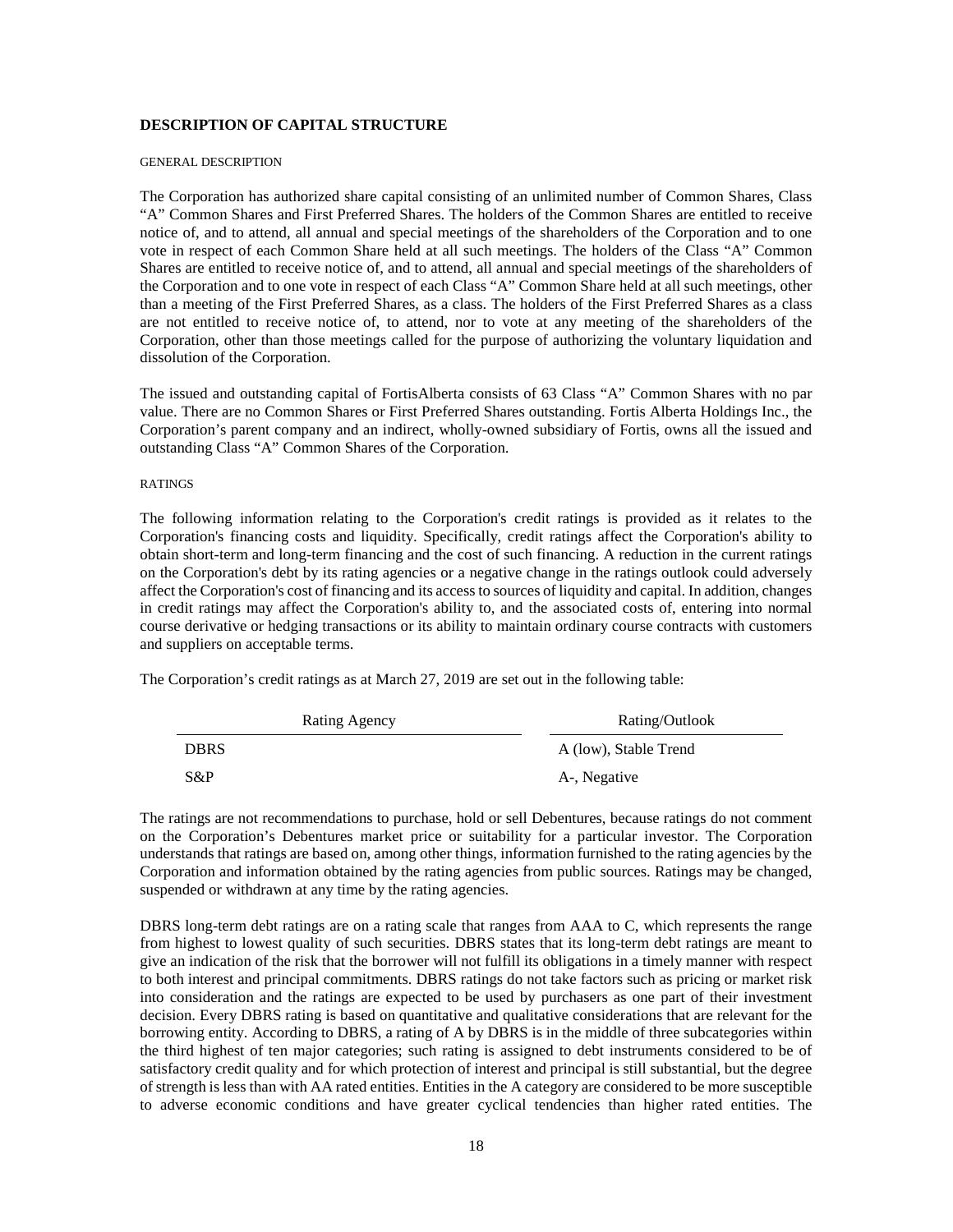## DESCRIPTION OF CAPITAL STRUCTURE

### GENERAL DESCRIPTION

The Corporation has authorized share capital consisting of an unlimited number of Common Shares, Class "A" Common Shares and First Preferred Shares. The holders of the Common Shares are entitled to receive notice of, and to attend, all annual and special meetings of the shareholders of the Corporation and to one vote in respect of each Common Share held at all such meetings. The holders of the Class "A" Common Shares are entitled to receive notice of, and to attend, all annual and special meetings of the shareholders of the Corporation and to one vote in respect of each Class "A" Common Share held at all such meetings, other than a meeting of the First Preferred Shares, as a class. The holders of the First Preferred Shares as a class are not entitled to receive notice of, to attend, nor to vote at any meeting of the shareholders of the Corporation, other than those meetings called for the purpose of authorizing the voluntary liquidation and dissolution of the Corporation.

The issued and outstanding capital of FortisAlberta consists of 63 Class "A" Common Shares with no par value. There are no Common Shares or First Preferred Shares outstanding. Fortis Alberta Holdings Inc., the Corporation's parent company and an indirect, wholly-owned subsidiary of Fortis, owns all the issued and outstanding Class "A" Common Shares of the Corporation.

### RATINGS

The following information relating to the Corporation's credit ratings is provided as it relates to the Corporation's financing costs and liquidity. Specifically, credit ratings affect the Corporation's ability to obtain short-term and long-term financing and the cost of such financing. A reduction in the current ratings on the Corporation's debt by its rating agencies or a negative change in the ratings outlook could adversely affect the Corporation's cost of financing and its access to sources of liquidity and capital. In addition, changes in credit ratings may affect the Corporation's ability to, and the associated costs of, entering into normal course derivative or hedging transactions or its ability to maintain ordinary course contracts with customers and suppliers on acceptable terms.

The Corporation's credit ratings as at March 27, 2019 are set out in the following table:

| Rating Agency | Rating/Outlook |
|---|---|
| DBRS | A (low), Stable Trend |
| S&P | A-, Negative |

The ratings are not recommendations to purchase, hold or sell Debentures, because ratings do not comment on the Corporation's Debentures market price or suitability for a particular investor. The Corporation understands that ratings are based on, among other things, information furnished to the rating agencies by the Corporation and information obtained by the rating agencies from public sources. Ratings may be changed, suspended or withdrawn at any time by the rating agencies.

DBRS long-term debt ratings are on a rating scale that ranges from AAA to C, which represents the range from highest to lowest quality of such securities. DBRS states that its long-term debt ratings are meant to give an indication of the risk that the borrower will not fulfill its obligations in a timely manner with respect to both interest and principal commitments. DBRS ratings do not take factors such as pricing or market risk into consideration and the ratings are expected to be used by purchasers as one part of their investment decision. Every DBRS rating is based on quantitative and qualitative considerations that are relevant for the borrowing entity. According to DBRS, a rating of A by DBRS is in the middle of three subcategories within the third highest of ten major categories; such rating is assigned to debt instruments considered to be of satisfactory credit quality and for which protection of interest and principal is still substantial, but the degree of strength is less than with AA rated entities. Entities in the A category are considered to be more susceptible to adverse economic conditions and have greater cyclical tendencies than higher rated entities. The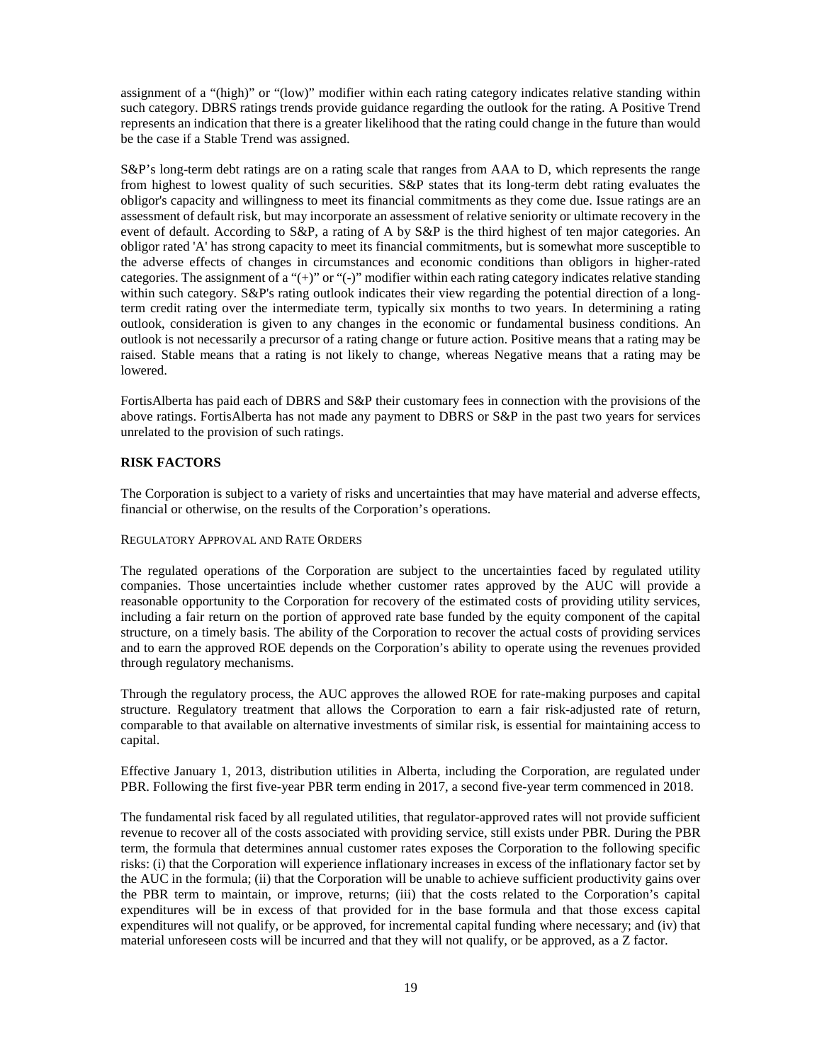assignment of a "(high)" or "(low)" modifier within each rating category indicates relative standing within such category. DBRS ratings trends provide guidance regarding the outlook for the rating. A Positive Trend represents an indication that there is a greater likelihood that the rating could change in the future than would be the case if a Stable Trend was assigned.

S&P's long-term debt ratings are on a rating scale that ranges from AAA to D, which represents the range from highest to lowest quality of such securities. S&P states that its long-term debt rating evaluates the obligor's capacity and willingness to meet its financial commitments as they come due. Issue ratings are an assessment of default risk, but may incorporate an assessment of relative seniority or ultimate recovery in the event of default. According to S&P, a rating of A by S&P is the third highest of ten major categories. An obligor rated 'A' has strong capacity to meet its financial commitments, but is somewhat more susceptible to the adverse effects of changes in circumstances and economic conditions than obligors in higher-rated categories. The assignment of a "(+)" or "(-)" modifier within each rating category indicates relative standing within such category. S&P's rating outlook indicates their view regarding the potential direction of a long-term credit rating over the intermediate term, typically six months to two years. In determining a rating outlook, consideration is given to any changes in the economic or fundamental business conditions. An outlook is not necessarily a precursor of a rating change or future action. Positive means that a rating may be raised. Stable means that a rating is not likely to change, whereas Negative means that a rating may be lowered.

FortisAlberta has paid each of DBRS and S&P their customary fees in connection with the provisions of the above ratings. FortisAlberta has not made any payment to DBRS or S&P in the past two years for services unrelated to the provision of such ratings.

## RISK FACTORS

The Corporation is subject to a variety of risks and uncertainties that may have material and adverse effects, financial or otherwise, on the results of the Corporation's operations.

### REGULATORY APPROVAL AND RATE ORDERS

The regulated operations of the Corporation are subject to the uncertainties faced by regulated utility companies. Those uncertainties include whether customer rates approved by the AUC will provide a reasonable opportunity to the Corporation for recovery of the estimated costs of providing utility services, including a fair return on the portion of approved rate base funded by the equity component of the capital structure, on a timely basis. The ability of the Corporation to recover the actual costs of providing services and to earn the approved ROE depends on the Corporation's ability to operate using the revenues provided through regulatory mechanisms.

Through the regulatory process, the AUC approves the allowed ROE for rate-making purposes and capital structure. Regulatory treatment that allows the Corporation to earn a fair risk-adjusted rate of return, comparable to that available on alternative investments of similar risk, is essential for maintaining access to capital.

Effective January 1, 2013, distribution utilities in Alberta, including the Corporation, are regulated under PBR. Following the first five-year PBR term ending in 2017, a second five-year term commenced in 2018.

The fundamental risk faced by all regulated utilities, that regulator-approved rates will not provide sufficient revenue to recover all of the costs associated with providing service, still exists under PBR. During the PBR term, the formula that determines annual customer rates exposes the Corporation to the following specific risks: (i) that the Corporation will experience inflationary increases in excess of the inflationary factor set by the AUC in the formula; (ii) that the Corporation will be unable to achieve sufficient productivity gains over the PBR term to maintain, or improve, returns; (iii) that the costs related to the Corporation's capital expenditures will be in excess of that provided for in the base formula and that those excess capital expenditures will not qualify, or be approved, for incremental capital funding where necessary; and (iv) that material unforeseen costs will be incurred and that they will not qualify, or be approved, as a Z factor.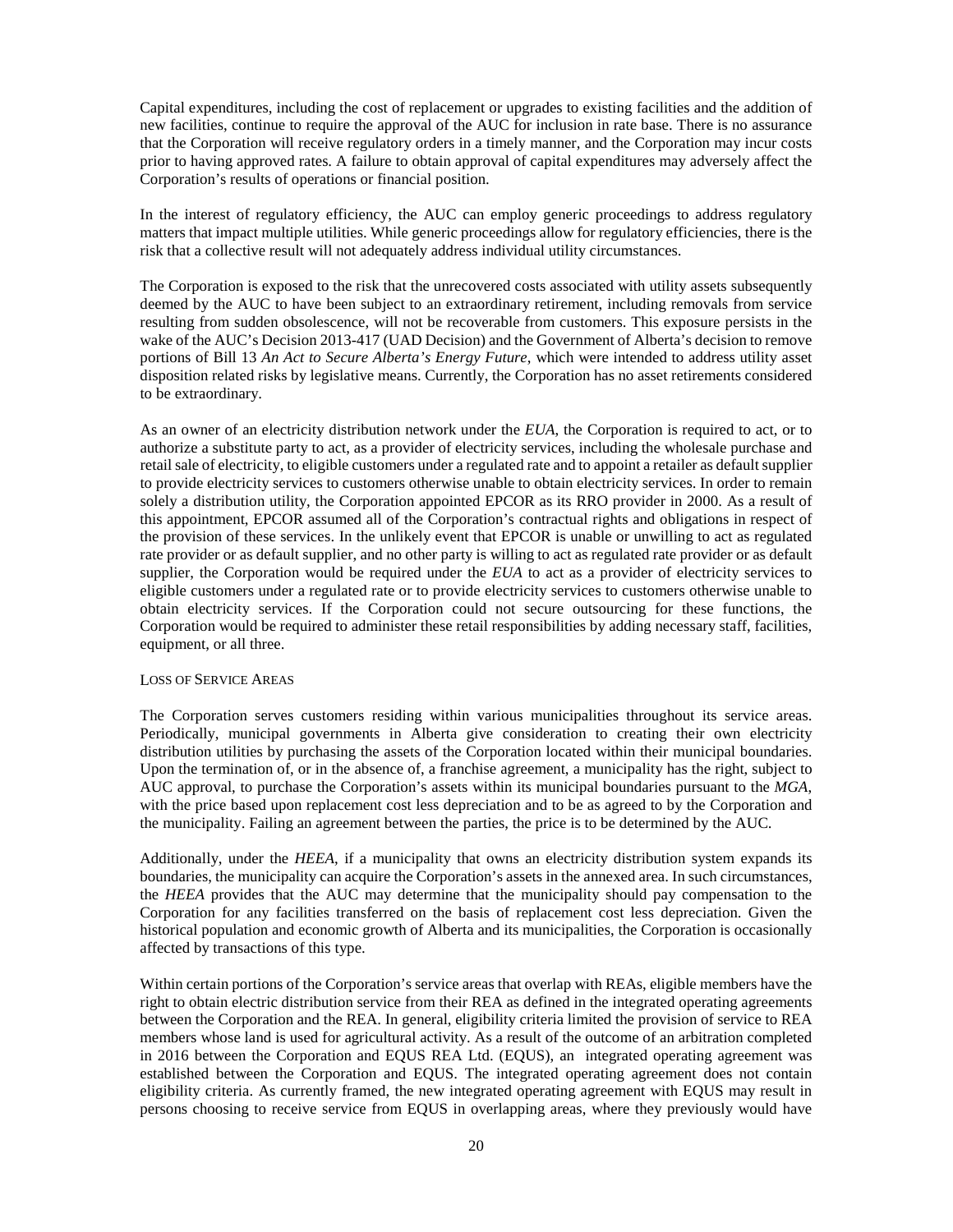Capital expenditures, including the cost of replacement or upgrades to existing facilities and the addition of new facilities, continue to require the approval of the AUC for inclusion in rate base. There is no assurance that the Corporation will receive regulatory orders in a timely manner, and the Corporation may incur costs prior to having approved rates. A failure to obtain approval of capital expenditures may adversely affect the Corporation's results of operations or financial position.

In the interest of regulatory efficiency, the AUC can employ generic proceedings to address regulatory matters that impact multiple utilities. While generic proceedings allow for regulatory efficiencies, there is the risk that a collective result will not adequately address individual utility circumstances.

The Corporation is exposed to the risk that the unrecovered costs associated with utility assets subsequently deemed by the AUC to have been subject to an extraordinary retirement, including removals from service resulting from sudden obsolescence, will not be recoverable from customers. This exposure persists in the wake of the AUC's Decision 2013-417 (UAD Decision) and the Government of Alberta's decision to remove portions of Bill 13 *An Act to Secure Alberta's Energy Future*, which were intended to address utility asset disposition related risks by legislative means. Currently, the Corporation has no asset retirements considered to be extraordinary.

As an owner of an electricity distribution network under the *EUA*, the Corporation is required to act, or to authorize a substitute party to act, as a provider of electricity services, including the wholesale purchase and retail sale of electricity, to eligible customers under a regulated rate and to appoint a retailer as default supplier to provide electricity services to customers otherwise unable to obtain electricity services. In order to remain solely a distribution utility, the Corporation appointed EPCOR as its RRO provider in 2000. As a result of this appointment, EPCOR assumed all of the Corporation's contractual rights and obligations in respect of the provision of these services. In the unlikely event that EPCOR is unable or unwilling to act as regulated rate provider or as default supplier, and no other party is willing to act as regulated rate provider or as default supplier, the Corporation would be required under the *EUA* to act as a provider of electricity services to eligible customers under a regulated rate or to provide electricity services to customers otherwise unable to obtain electricity services. If the Corporation could not secure outsourcing for these functions, the Corporation would be required to administer these retail responsibilities by adding necessary staff, facilities, equipment, or all three.

LOSS OF SERVICE AREAS

The Corporation serves customers residing within various municipalities throughout its service areas. Periodically, municipal governments in Alberta give consideration to creating their own electricity distribution utilities by purchasing the assets of the Corporation located within their municipal boundaries. Upon the termination of, or in the absence of, a franchise agreement, a municipality has the right, subject to AUC approval, to purchase the Corporation's assets within its municipal boundaries pursuant to the *MGA*, with the price based upon replacement cost less depreciation and to be as agreed to by the Corporation and the municipality. Failing an agreement between the parties, the price is to be determined by the AUC.

Additionally, under the *HEEA*, if a municipality that owns an electricity distribution system expands its boundaries, the municipality can acquire the Corporation's assets in the annexed area. In such circumstances, the *HEEA* provides that the AUC may determine that the municipality should pay compensation to the Corporation for any facilities transferred on the basis of replacement cost less depreciation. Given the historical population and economic growth of Alberta and its municipalities, the Corporation is occasionally affected by transactions of this type.

Within certain portions of the Corporation's service areas that overlap with REAs, eligible members have the right to obtain electric distribution service from their REA as defined in the integrated operating agreements between the Corporation and the REA. In general, eligibility criteria limited the provision of service to REA members whose land is used for agricultural activity. As a result of the outcome of an arbitration completed in 2016 between the Corporation and EQUS REA Ltd. (EQUS), an integrated operating agreement was established between the Corporation and EQUS. The integrated operating agreement does not contain eligibility criteria. As currently framed, the new integrated operating agreement with EQUS may result in persons choosing to receive service from EQUS in overlapping areas, where they previously would have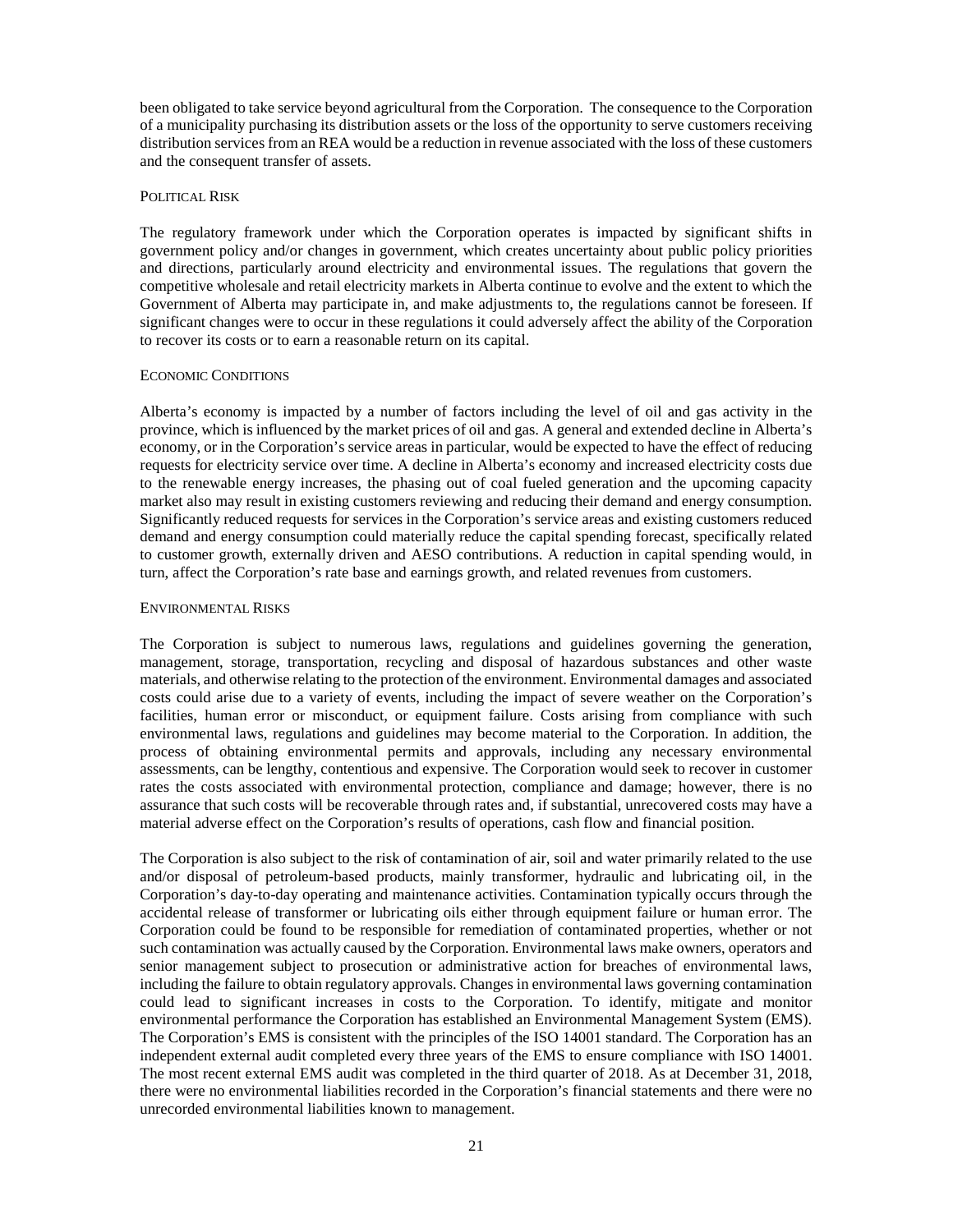been obligated to take service beyond agricultural from the Corporation. The consequence to the Corporation of a municipality purchasing its distribution assets or the loss of the opportunity to serve customers receiving distribution services from an REA would be a reduction in revenue associated with the loss of these customers and the consequent transfer of assets.

### Political Risk

The regulatory framework under which the Corporation operates is impacted by significant shifts in government policy and/or changes in government, which creates uncertainty about public policy priorities and directions, particularly around electricity and environmental issues. The regulations that govern the competitive wholesale and retail electricity markets in Alberta continue to evolve and the extent to which the Government of Alberta may participate in, and make adjustments to, the regulations cannot be foreseen. If significant changes were to occur in these regulations it could adversely affect the ability of the Corporation to recover its costs or to earn a reasonable return on its capital.

### Economic Conditions

Alberta's economy is impacted by a number of factors including the level of oil and gas activity in the province, which is influenced by the market prices of oil and gas. A general and extended decline in Alberta's economy, or in the Corporation's service areas in particular, would be expected to have the effect of reducing requests for electricity service over time. A decline in Alberta's economy and increased electricity costs due to the renewable energy increases, the phasing out of coal fueled generation and the upcoming capacity market also may result in existing customers reviewing and reducing their demand and energy consumption. Significantly reduced requests for services in the Corporation's service areas and existing customers reduced demand and energy consumption could materially reduce the capital spending forecast, specifically related to customer growth, externally driven and AESO contributions. A reduction in capital spending would, in turn, affect the Corporation's rate base and earnings growth, and related revenues from customers.

### Environmental Risks

The Corporation is subject to numerous laws, regulations and guidelines governing the generation, management, storage, transportation, recycling and disposal of hazardous substances and other waste materials, and otherwise relating to the protection of the environment. Environmental damages and associated costs could arise due to a variety of events, including the impact of severe weather on the Corporation's facilities, human error or misconduct, or equipment failure. Costs arising from compliance with such environmental laws, regulations and guidelines may become material to the Corporation. In addition, the process of obtaining environmental permits and approvals, including any necessary environmental assessments, can be lengthy, contentious and expensive. The Corporation would seek to recover in customer rates the costs associated with environmental protection, compliance and damage; however, there is no assurance that such costs will be recoverable through rates and, if substantial, unrecovered costs may have a material adverse effect on the Corporation's results of operations, cash flow and financial position.

The Corporation is also subject to the risk of contamination of air, soil and water primarily related to the use and/or disposal of petroleum-based products, mainly transformer, hydraulic and lubricating oil, in the Corporation's day-to-day operating and maintenance activities. Contamination typically occurs through the accidental release of transformer or lubricating oils either through equipment failure or human error. The Corporation could be found to be responsible for remediation of contaminated properties, whether or not such contamination was actually caused by the Corporation. Environmental laws make owners, operators and senior management subject to prosecution or administrative action for breaches of environmental laws, including the failure to obtain regulatory approvals. Changes in environmental laws governing contamination could lead to significant increases in costs to the Corporation. To identify, mitigate and monitor environmental performance the Corporation has established an Environmental Management System (EMS). The Corporation's EMS is consistent with the principles of the ISO 14001 standard. The Corporation has an independent external audit completed every three years of the EMS to ensure compliance with ISO 14001. The most recent external EMS audit was completed in the third quarter of 2018. As at December 31, 2018, there were no environmental liabilities recorded in the Corporation's financial statements and there were no unrecorded environmental liabilities known to management.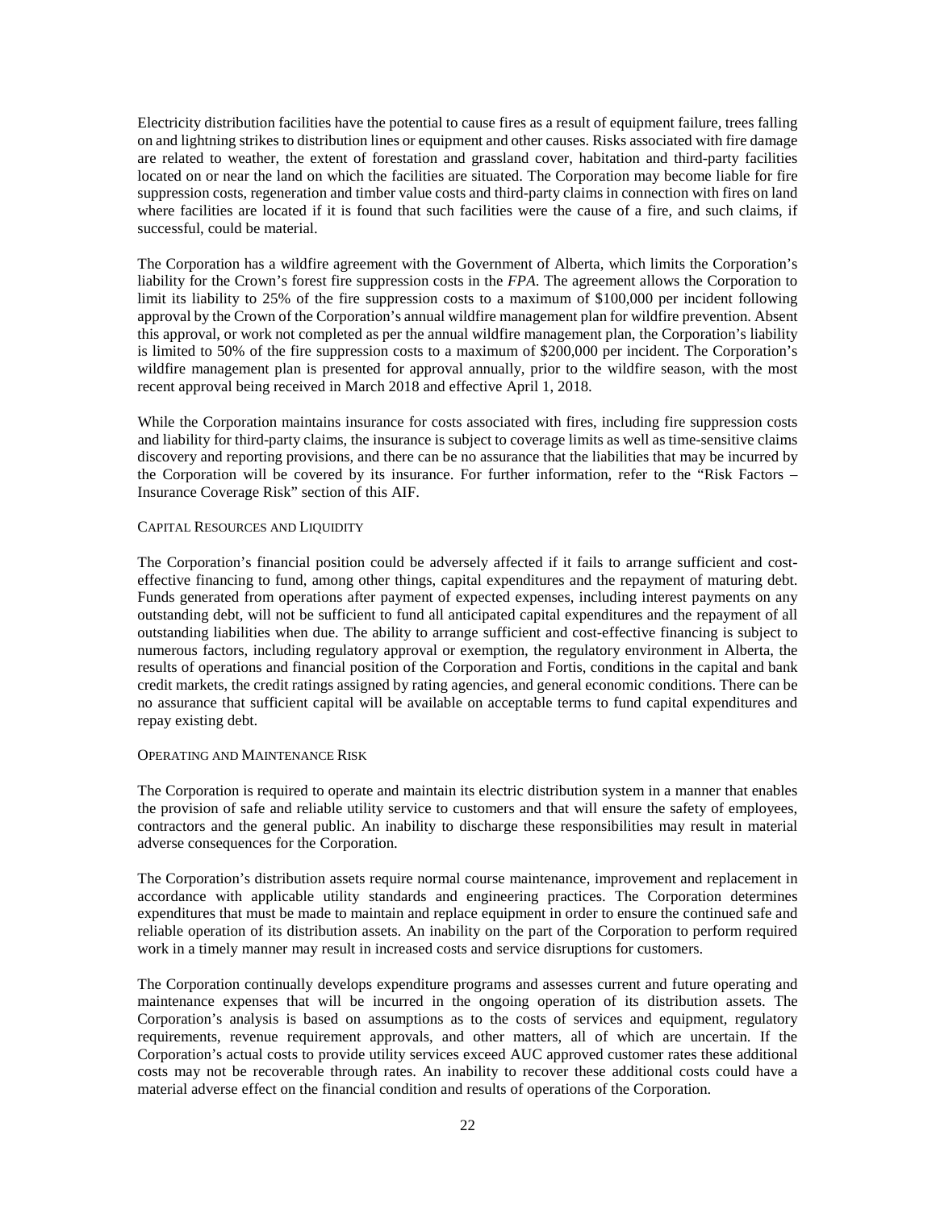Electricity distribution facilities have the potential to cause fires as a result of equipment failure, trees falling on and lightning strikes to distribution lines or equipment and other causes. Risks associated with fire damage are related to weather, the extent of forestation and grassland cover, habitation and third-party facilities located on or near the land on which the facilities are situated. The Corporation may become liable for fire suppression costs, regeneration and timber value costs and third-party claims in connection with fires on land where facilities are located if it is found that such facilities were the cause of a fire, and such claims, if successful, could be material.

The Corporation has a wildfire agreement with the Government of Alberta, which limits the Corporation's liability for the Crown's forest fire suppression costs in the *FPA*. The agreement allows the Corporation to limit its liability to 25% of the fire suppression costs to a maximum of $100,000 per incident following approval by the Crown of the Corporation's annual wildfire management plan for wildfire prevention. Absent this approval, or work not completed as per the annual wildfire management plan, the Corporation's liability is limited to 50% of the fire suppression costs to a maximum of $200,000 per incident. The Corporation's wildfire management plan is presented for approval annually, prior to the wildfire season, with the most recent approval being received in March 2018 and effective April 1, 2018.

While the Corporation maintains insurance for costs associated with fires, including fire suppression costs and liability for third-party claims, the insurance is subject to coverage limits as well as time-sensitive claims discovery and reporting provisions, and there can be no assurance that the liabilities that may be incurred by the Corporation will be covered by its insurance. For further information, refer to the "Risk Factors – Insurance Coverage Risk" section of this AIF.

### CAPITAL RESOURCES AND LIQUIDITY

The Corporation's financial position could be adversely affected if it fails to arrange sufficient and cost-effective financing to fund, among other things, capital expenditures and the repayment of maturing debt. Funds generated from operations after payment of expected expenses, including interest payments on any outstanding debt, will not be sufficient to fund all anticipated capital expenditures and the repayment of all outstanding liabilities when due. The ability to arrange sufficient and cost-effective financing is subject to numerous factors, including regulatory approval or exemption, the regulatory environment in Alberta, the results of operations and financial position of the Corporation and Fortis, conditions in the capital and bank credit markets, the credit ratings assigned by rating agencies, and general economic conditions. There can be no assurance that sufficient capital will be available on acceptable terms to fund capital expenditures and repay existing debt.

### OPERATING AND MAINTENANCE RISK

The Corporation is required to operate and maintain its electric distribution system in a manner that enables the provision of safe and reliable utility service to customers and that will ensure the safety of employees, contractors and the general public. An inability to discharge these responsibilities may result in material adverse consequences for the Corporation.

The Corporation's distribution assets require normal course maintenance, improvement and replacement in accordance with applicable utility standards and engineering practices. The Corporation determines expenditures that must be made to maintain and replace equipment in order to ensure the continued safe and reliable operation of its distribution assets. An inability on the part of the Corporation to perform required work in a timely manner may result in increased costs and service disruptions for customers.

The Corporation continually develops expenditure programs and assesses current and future operating and maintenance expenses that will be incurred in the ongoing operation of its distribution assets. The Corporation's analysis is based on assumptions as to the costs of services and equipment, regulatory requirements, revenue requirement approvals, and other matters, all of which are uncertain. If the Corporation's actual costs to provide utility services exceed AUC approved customer rates these additional costs may not be recoverable through rates. An inability to recover these additional costs could have a material adverse effect on the financial condition and results of operations of the Corporation.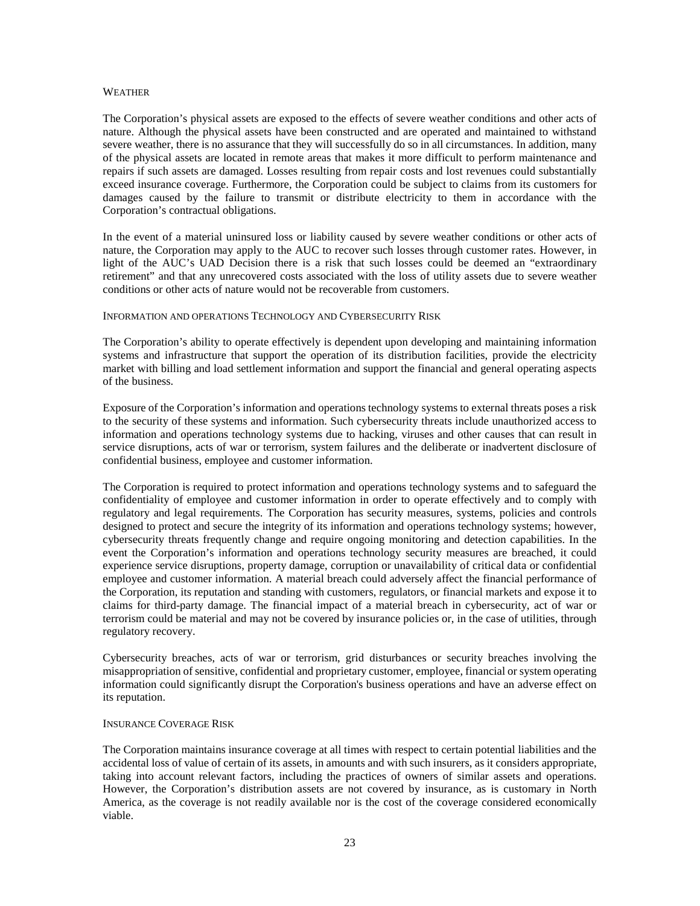#### Weather

The Corporation's physical assets are exposed to the effects of severe weather conditions and other acts of nature. Although the physical assets have been constructed and are operated and maintained to withstand severe weather, there is no assurance that they will successfully do so in all circumstances. In addition, many of the physical assets are located in remote areas that makes it more difficult to perform maintenance and repairs if such assets are damaged. Losses resulting from repair costs and lost revenues could substantially exceed insurance coverage. Furthermore, the Corporation could be subject to claims from its customers for damages caused by the failure to transmit or distribute electricity to them in accordance with the Corporation's contractual obligations.

In the event of a material uninsured loss or liability caused by severe weather conditions or other acts of nature, the Corporation may apply to the AUC to recover such losses through customer rates. However, in light of the AUC's UAD Decision there is a risk that such losses could be deemed an "extraordinary retirement" and that any unrecovered costs associated with the loss of utility assets due to severe weather conditions or other acts of nature would not be recoverable from customers.

#### Information and operations Technology and Cybersecurity Risk

The Corporation's ability to operate effectively is dependent upon developing and maintaining information systems and infrastructure that support the operation of its distribution facilities, provide the electricity market with billing and load settlement information and support the financial and general operating aspects of the business.

Exposure of the Corporation's information and operations technology systems to external threats poses a risk to the security of these systems and information. Such cybersecurity threats include unauthorized access to information and operations technology systems due to hacking, viruses and other causes that can result in service disruptions, acts of war or terrorism, system failures and the deliberate or inadvertent disclosure of confidential business, employee and customer information.

The Corporation is required to protect information and operations technology systems and to safeguard the confidentiality of employee and customer information in order to operate effectively and to comply with regulatory and legal requirements. The Corporation has security measures, systems, policies and controls designed to protect and secure the integrity of its information and operations technology systems; however, cybersecurity threats frequently change and require ongoing monitoring and detection capabilities. In the event the Corporation's information and operations technology security measures are breached, it could experience service disruptions, property damage, corruption or unavailability of critical data or confidential employee and customer information. A material breach could adversely affect the financial performance of the Corporation, its reputation and standing with customers, regulators, or financial markets and expose it to claims for third-party damage. The financial impact of a material breach in cybersecurity, act of war or terrorism could be material and may not be covered by insurance policies or, in the case of utilities, through regulatory recovery.

Cybersecurity breaches, acts of war or terrorism, grid disturbances or security breaches involving the misappropriation of sensitive, confidential and proprietary customer, employee, financial or system operating information could significantly disrupt the Corporation's business operations and have an adverse effect on its reputation.

#### Insurance Coverage Risk

The Corporation maintains insurance coverage at all times with respect to certain potential liabilities and the accidental loss of value of certain of its assets, in amounts and with such insurers, as it considers appropriate, taking into account relevant factors, including the practices of owners of similar assets and operations. However, the Corporation's distribution assets are not covered by insurance, as is customary in North America, as the coverage is not readily available nor is the cost of the coverage considered economically viable.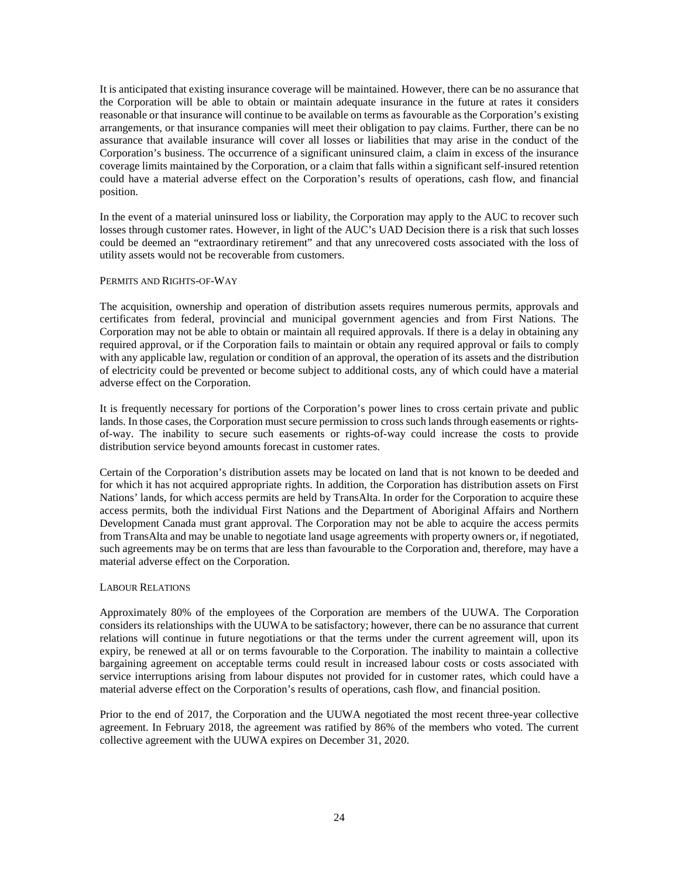It is anticipated that existing insurance coverage will be maintained. However, there can be no assurance that the Corporation will be able to obtain or maintain adequate insurance in the future at rates it considers reasonable or that insurance will continue to be available on terms as favourable as the Corporation's existing arrangements, or that insurance companies will meet their obligation to pay claims. Further, there can be no assurance that available insurance will cover all losses or liabilities that may arise in the conduct of the Corporation's business. The occurrence of a significant uninsured claim, a claim in excess of the insurance coverage limits maintained by the Corporation, or a claim that falls within a significant self-insured retention could have a material adverse effect on the Corporation's results of operations, cash flow, and financial position.

In the event of a material uninsured loss or liability, the Corporation may apply to the AUC to recover such losses through customer rates. However, in light of the AUC's UAD Decision there is a risk that such losses could be deemed an "extraordinary retirement" and that any unrecovered costs associated with the loss of utility assets would not be recoverable from customers.

#### PERMITS AND RIGHTS-OF-WAY

The acquisition, ownership and operation of distribution assets requires numerous permits, approvals and certificates from federal, provincial and municipal government agencies and from First Nations. The Corporation may not be able to obtain or maintain all required approvals. If there is a delay in obtaining any required approval, or if the Corporation fails to maintain or obtain any required approval or fails to comply with any applicable law, regulation or condition of an approval, the operation of its assets and the distribution of electricity could be prevented or become subject to additional costs, any of which could have a material adverse effect on the Corporation.

It is frequently necessary for portions of the Corporation's power lines to cross certain private and public lands. In those cases, the Corporation must secure permission to cross such lands through easements or rights-of-way. The inability to secure such easements or rights-of-way could increase the costs to provide distribution service beyond amounts forecast in customer rates.

Certain of the Corporation's distribution assets may be located on land that is not known to be deeded and for which it has not acquired appropriate rights. In addition, the Corporation has distribution assets on First Nations' lands, for which access permits are held by TransAlta. In order for the Corporation to acquire these access permits, both the individual First Nations and the Department of Aboriginal Affairs and Northern Development Canada must grant approval. The Corporation may not be able to acquire the access permits from TransAlta and may be unable to negotiate land usage agreements with property owners or, if negotiated, such agreements may be on terms that are less than favourable to the Corporation and, therefore, may have a material adverse effect on the Corporation.

#### LABOUR RELATIONS

Approximately 80% of the employees of the Corporation are members of the UUWA. The Corporation considers its relationships with the UUWA to be satisfactory; however, there can be no assurance that current relations will continue in future negotiations or that the terms under the current agreement will, upon its expiry, be renewed at all or on terms favourable to the Corporation. The inability to maintain a collective bargaining agreement on acceptable terms could result in increased labour costs or costs associated with service interruptions arising from labour disputes not provided for in customer rates, which could have a material adverse effect on the Corporation's results of operations, cash flow, and financial position.

Prior to the end of 2017, the Corporation and the UUWA negotiated the most recent three-year collective agreement. In February 2018, the agreement was ratified by 86% of the members who voted. The current collective agreement with the UUWA expires on December 31, 2020.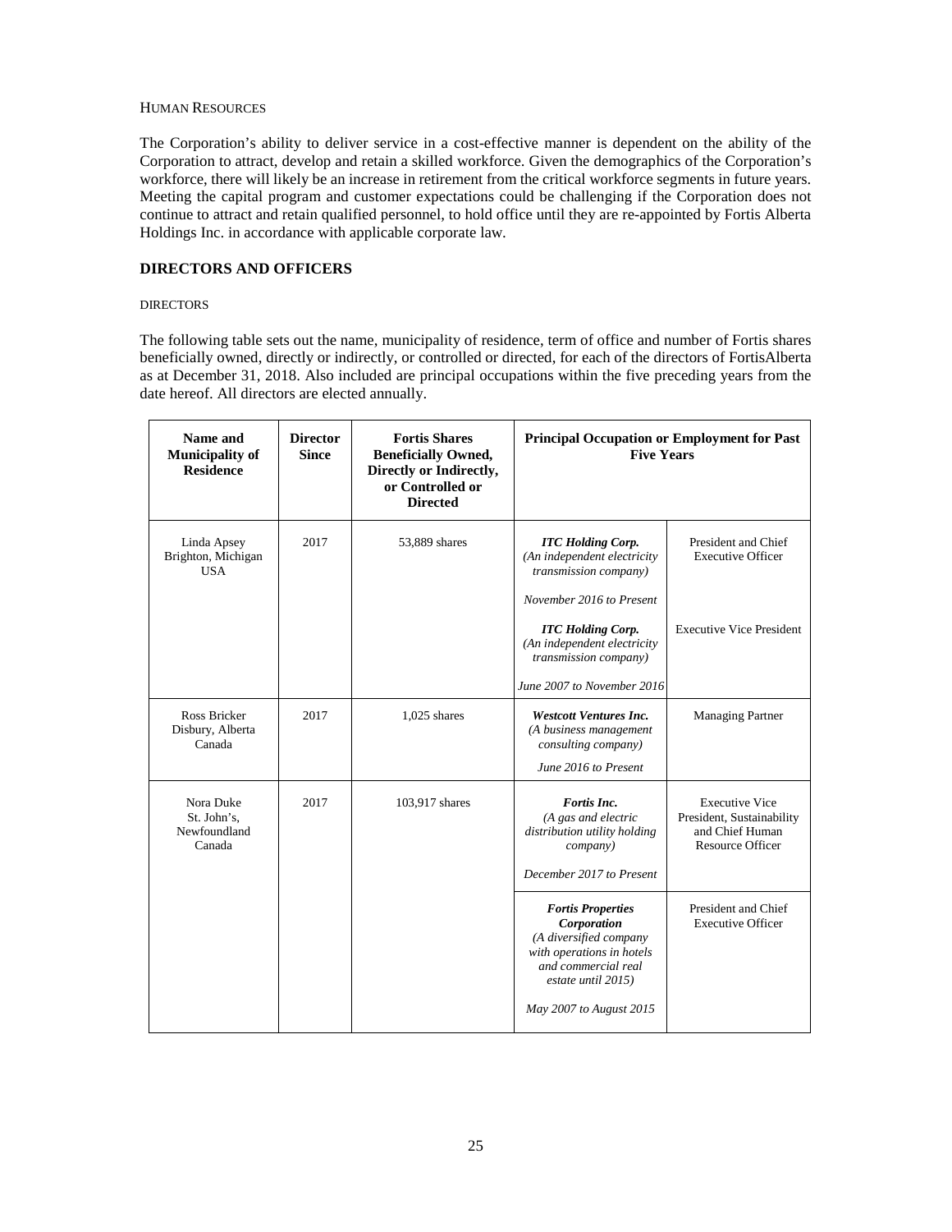HUMAN RESOURCES

The Corporation's ability to deliver service in a cost-effective manner is dependent on the ability of the Corporation to attract, develop and retain a skilled workforce. Given the demographics of the Corporation's workforce, there will likely be an increase in retirement from the critical workforce segments in future years. Meeting the capital program and customer expectations could be challenging if the Corporation does not continue to attract and retain qualified personnel, to hold office until they are re-appointed by Fortis Alberta Holdings Inc. in accordance with applicable corporate law.

## DIRECTORS AND OFFICERS

DIRECTORS

The following table sets out the name, municipality of residence, term of office and number of Fortis shares beneficially owned, directly or indirectly, or controlled or directed, for each of the directors of FortisAlberta as at December 31, 2018. Also included are principal occupations within the five preceding years from the date hereof. All directors are elected annually.

| Name and Municipality of Residence | Director Since | Fortis Shares Beneficially Owned, Directly or Indirectly, or Controlled or Directed | Principal Occupation or Employment for Past Five Years | |
|---|---|---|---|---|
| Linda Apsey<br>Brighton, Michigan<br>USA | 2017 | 53,889 shares | ***ITC Holding Corp.***<br>*(An independent electricity transmission company)*<br>*November 2016 to Present* | President and Chief Executive Officer |
| | | | ***ITC Holding Corp.***<br>*(An independent electricity transmission company)*<br>*June 2007 to November 2016* | Executive Vice President |
| Ross Bricker<br>Disbury, Alberta<br>Canada | 2017 | 1,025 shares | ***Westcott Ventures Inc.***<br>*(A business management consulting company)*<br>*June 2016 to Present* | Managing Partner |
| Nora Duke<br>St. John's,<br>Newfoundland<br>Canada | 2017 | 103,917 shares | ***Fortis Inc.***<br>*(A gas and electric distribution utility holding company)*<br>*December 2017 to Present* | Executive Vice President, Sustainability and Chief Human Resource Officer |
| | | | ***Fortis Properties Corporation***<br>*(A diversified company with operations in hotels and commercial real estate until 2015)*<br>*May 2007 to August 2015* | President and Chief Executive Officer |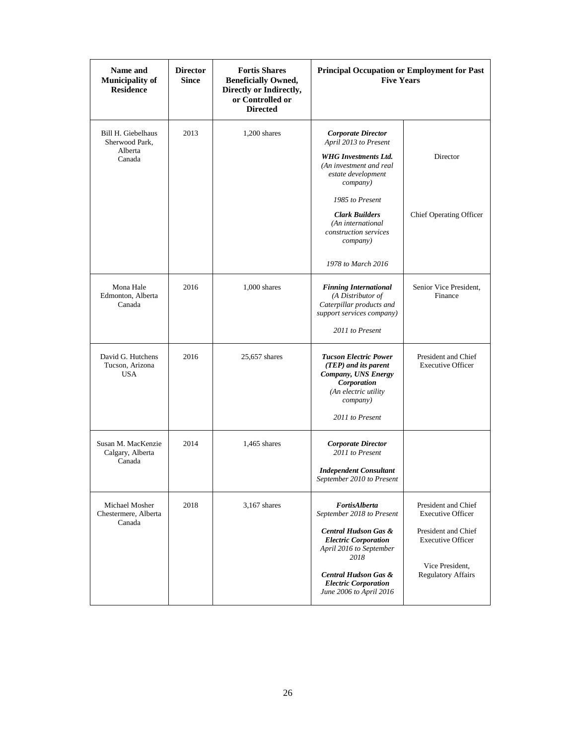| Name and Municipality of Residence | Director Since | Fortis Shares Beneficially Owned, Directly or Indirectly, or Controlled or Directed | Principal Occupation or Employment for Past Five Years | |
|---|---|---|---|---|
| Bill H. Giebelhaus<br>Sherwood Park, Alberta<br>Canada | 2013 | 1,200 shares | ***Corporate Director***<br>*April 2013 to Present*<br><br>***WHG Investments Ltd.***<br>*(An investment and real estate development company)*<br><br>*1985 to Present*<br><br>***Clark Builders***<br>*(An international construction services company)*<br><br>*1978 to March 2016* | <br><br>Director<br><br><br><br>Chief Operating Officer |
| Mona Hale<br>Edmonton, Alberta<br>Canada | 2016 | 1,000 shares | ***Finning International***<br>*(A Distributor of Caterpillar products and support services company)*<br><br>*2011 to Present* | Senior Vice President, Finance |
| David G. Hutchens<br>Tucson, Arizona<br>USA | 2016 | 25,657 shares | ***Tucson Electric Power (TEP) and its parent Company, UNS Energy Corporation***<br>*(An electric utility company)*<br><br>*2011 to Present* | President and Chief Executive Officer |
| Susan M. MacKenzie<br>Calgary, Alberta<br>Canada | 2014 | 1,465 shares | ***Corporate Director***<br>*2011 to Present*<br><br>***Independent Consultant***<br>*September 2010 to Present* | |
| Michael Mosher<br>Chestermere, Alberta<br>Canada | 2018 | 3,167 shares | ***FortisAlberta***<br>*September 2018 to Present*<br><br>***Central Hudson Gas & Electric Corporation***<br>*April 2016 to September 2018*<br><br>***Central Hudson Gas & Electric Corporation***<br>*June 2006 to April 2016* | President and Chief Executive Officer<br><br>President and Chief Executive Officer<br><br>Vice President, Regulatory Affairs |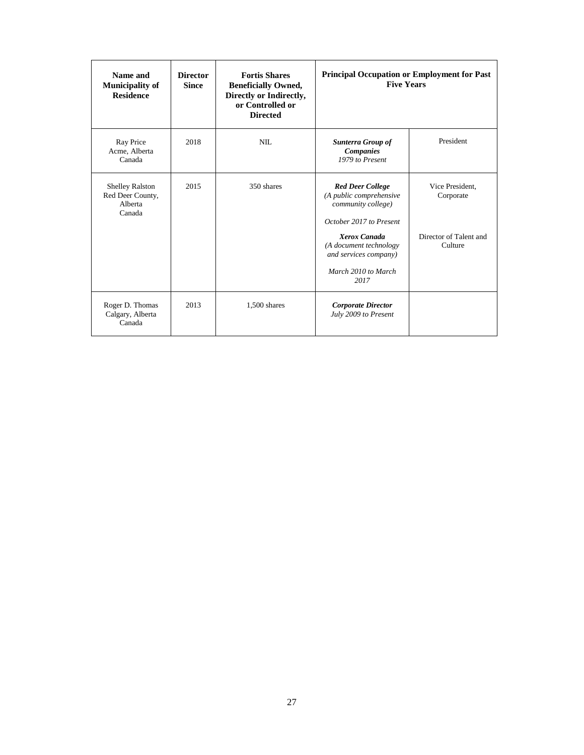| Name and Municipality of Residence | Director Since | Fortis Shares Beneficially Owned, Directly or Indirectly, or Controlled or Directed | Principal Occupation or Employment for Past Five Years | |
|---|---|---|---|---|
| Ray Price<br>Acme, Alberta<br>Canada | 2018 | NIL | ***Sunterra Group of Companies***<br>*1979 to Present* | President |
| Shelley Ralston<br>Red Deer County, Alberta<br>Canada | 2015 | 350 shares | ***Red Deer College***<br>*(A public comprehensive community college)*<br><br>*October 2017 to Present*<br><br>***Xerox Canada***<br>*(A document technology and services company)*<br><br>*March 2010 to March 2017* | Vice President, Corporate<br><br>Director of Talent and Culture |
| Roger D. Thomas<br>Calgary, Alberta<br>Canada | 2013 | 1,500 shares | ***Corporate Director***<br>*July 2009 to Present* | |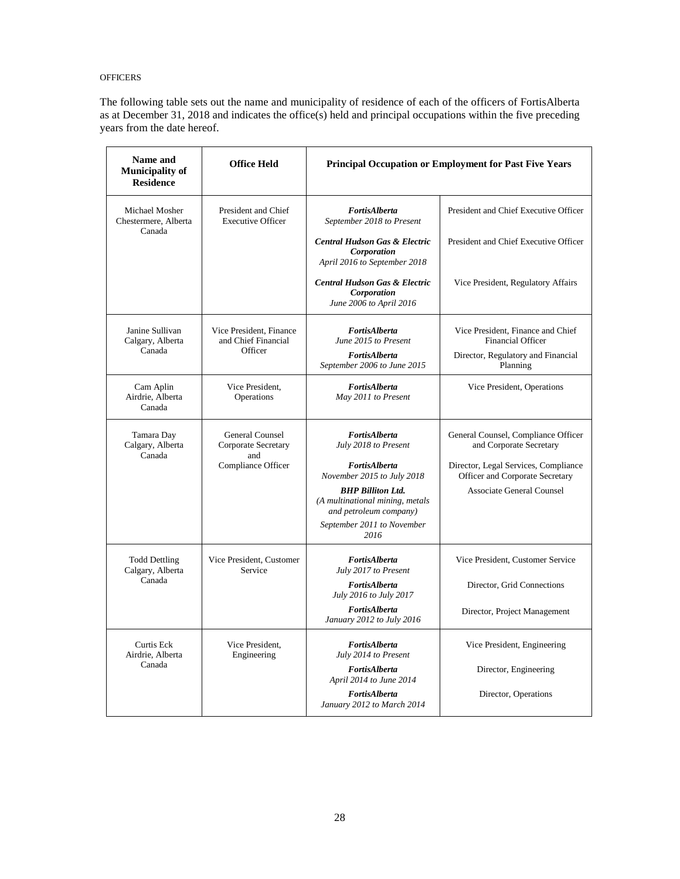OFFICERS

The following table sets out the name and municipality of residence of each of the officers of FortisAlberta as at December 31, 2018 and indicates the office(s) held and principal occupations within the five preceding years from the date hereof.

| Name and Municipality of Residence | Office Held | Principal Occupation or Employment for Past Five Years | |
|---|---|---|---|
| Michael Mosher Chestermere, Alberta Canada | President and Chief Executive Officer | ***FortisAlberta*** *September 2018 to Present* | President and Chief Executive Officer |
| | | ***Central Hudson Gas & Electric Corporation*** *April 2016 to September 2018* | President and Chief Executive Officer |
| | | ***Central Hudson Gas & Electric Corporation*** *June 2006 to April 2016* | Vice President, Regulatory Affairs |
| Janine Sullivan Calgary, Alberta Canada | Vice President, Finance and Chief Financial Officer | ***FortisAlberta*** *June 2015 to Present* | Vice President, Finance and Chief Financial Officer |
| | | ***FortisAlberta*** *September 2006 to June 2015* | Director, Regulatory and Financial Planning |
| Cam Aplin Airdrie, Alberta Canada | Vice President, Operations | ***FortisAlberta*** *May 2011 to Present* | Vice President, Operations |
| Tamara Day Calgary, Alberta Canada | General Counsel Corporate Secretary and Compliance Officer | ***FortisAlberta*** *July 2018 to Present* | General Counsel, Compliance Officer and Corporate Secretary |
| | | ***FortisAlberta*** *November 2015 to July 2018* | Director, Legal Services, Compliance Officer and Corporate Secretary |
| | | ***BHP Billiton Ltd.*** *(A multinational mining, metals and petroleum company)* *September 2011 to November 2016* | Associate General Counsel |
| Todd Dettling Calgary, Alberta Canada | Vice President, Customer Service | ***FortisAlberta*** *July 2017 to Present* | Vice President, Customer Service |
| | | ***FortisAlberta*** *July 2016 to July 2017* | Director, Grid Connections |
| | | ***FortisAlberta*** *January 2012 to July 2016* | Director, Project Management |
| Curtis Eck Airdrie, Alberta Canada | Vice President, Engineering | ***FortisAlberta*** *July 2014 to Present* | Vice President, Engineering |
| | | ***FortisAlberta*** *April 2014 to June 2014* | Director, Engineering |
| | | ***FortisAlberta*** *January 2012 to March 2014* | Director, Operations |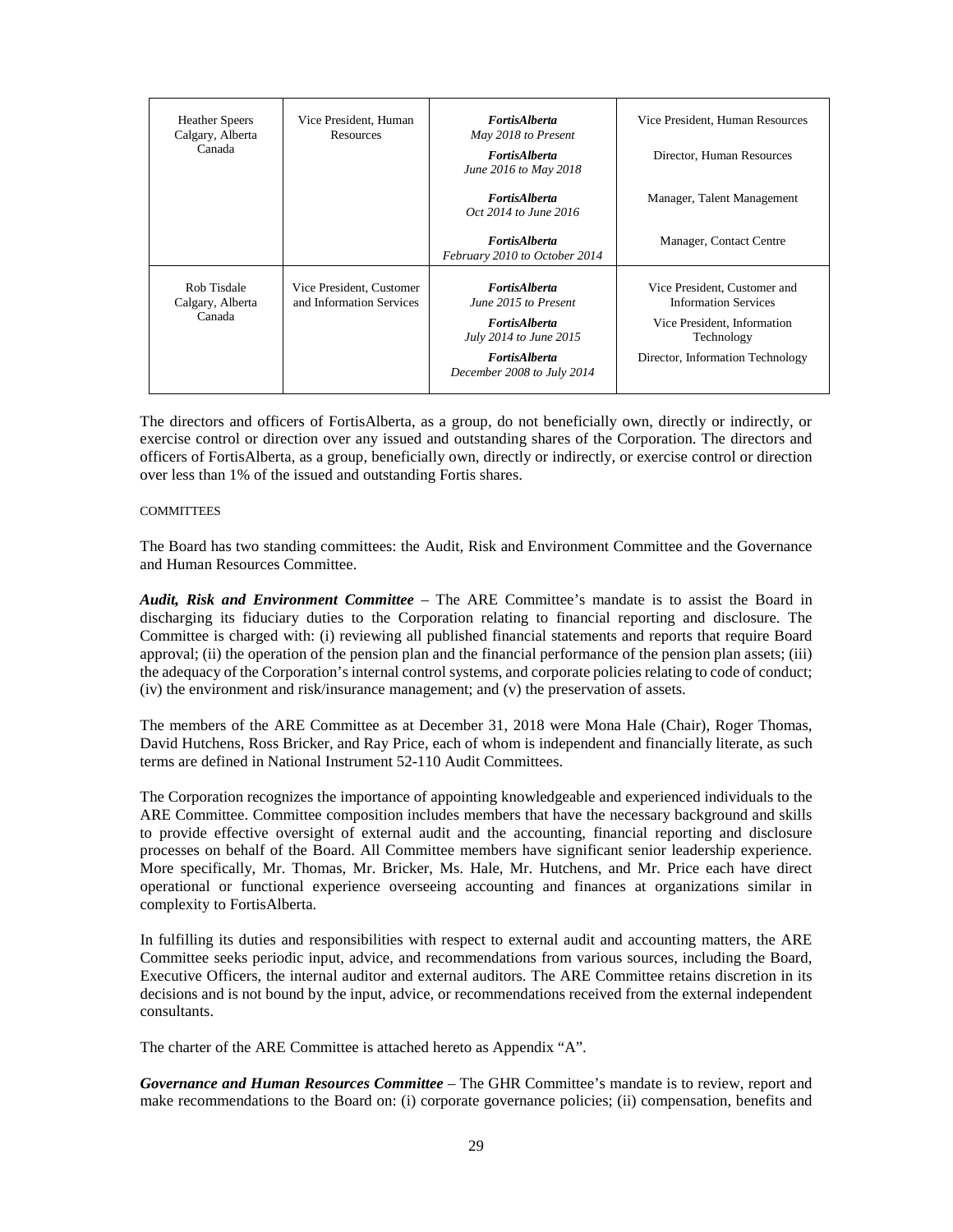| | | | |
|---|---|---|---|
| Heather Speers<br>Calgary, Alberta<br>Canada | Vice President, Human Resources | ***FortisAlberta***<br>*May 2018 to Present*<br>***FortisAlberta***<br>*June 2016 to May 2018*<br>***FortisAlberta***<br>*Oct 2014 to June 2016*<br>***FortisAlberta***<br>*February 2010 to October 2014* | Vice President, Human Resources<br>Director, Human Resources<br>Manager, Talent Management<br>Manager, Contact Centre |
| Rob Tisdale<br>Calgary, Alberta<br>Canada | Vice President, Customer and Information Services | ***FortisAlberta***<br>*June 2015 to Present*<br>***FortisAlberta***<br>*July 2014 to June 2015*<br>***FortisAlberta***<br>*December 2008 to July 2014* | Vice President, Customer and Information Services<br>Vice President, Information Technology<br>Director, Information Technology |

The directors and officers of FortisAlberta, as a group, do not beneficially own, directly or indirectly, or exercise control or direction over any issued and outstanding shares of the Corporation. The directors and officers of FortisAlberta, as a group, beneficially own, directly or indirectly, or exercise control or direction over less than 1% of the issued and outstanding Fortis shares.

COMMITTEES

The Board has two standing committees: the Audit, Risk and Environment Committee and the Governance and Human Resources Committee.

***Audit, Risk and Environment Committee*** – The ARE Committee's mandate is to assist the Board in discharging its fiduciary duties to the Corporation relating to financial reporting and disclosure. The Committee is charged with: (i) reviewing all published financial statements and reports that require Board approval; (ii) the operation of the pension plan and the financial performance of the pension plan assets; (iii) the adequacy of the Corporation's internal control systems, and corporate policies relating to code of conduct; (iv) the environment and risk/insurance management; and (v) the preservation of assets.

The members of the ARE Committee as at December 31, 2018 were Mona Hale (Chair), Roger Thomas, David Hutchens, Ross Bricker, and Ray Price, each of whom is independent and financially literate, as such terms are defined in National Instrument 52-110 Audit Committees.

The Corporation recognizes the importance of appointing knowledgeable and experienced individuals to the ARE Committee. Committee composition includes members that have the necessary background and skills to provide effective oversight of external audit and the accounting, financial reporting and disclosure processes on behalf of the Board. All Committee members have significant senior leadership experience. More specifically, Mr. Thomas, Mr. Bricker, Ms. Hale, Mr. Hutchens, and Mr. Price each have direct operational or functional experience overseeing accounting and finances at organizations similar in complexity to FortisAlberta.

In fulfilling its duties and responsibilities with respect to external audit and accounting matters, the ARE Committee seeks periodic input, advice, and recommendations from various sources, including the Board, Executive Officers, the internal auditor and external auditors. The ARE Committee retains discretion in its decisions and is not bound by the input, advice, or recommendations received from the external independent consultants.

The charter of the ARE Committee is attached hereto as Appendix "A".

***Governance and Human Resources Committee*** – The GHR Committee's mandate is to review, report and make recommendations to the Board on: (i) corporate governance policies; (ii) compensation, benefits and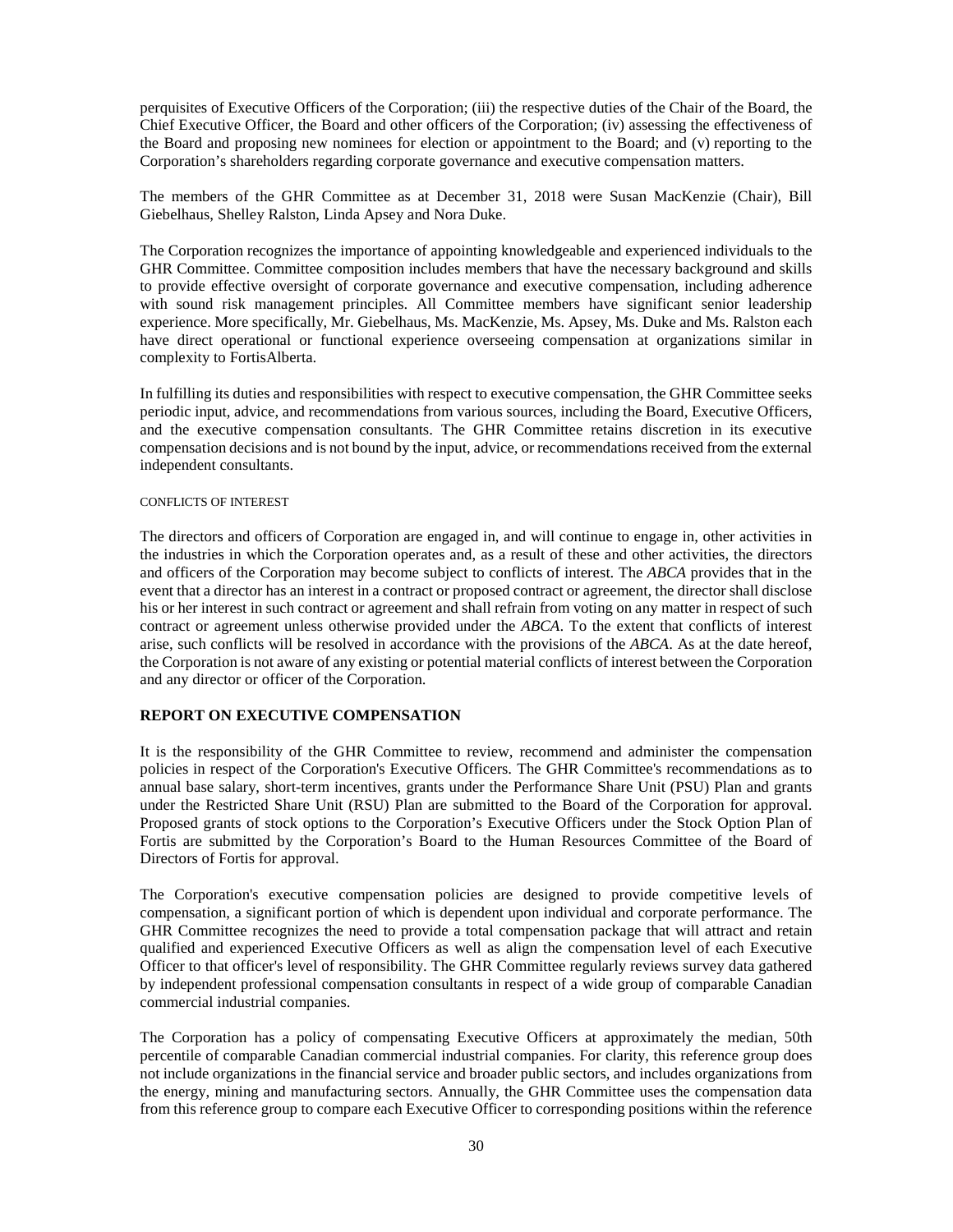perquisites of Executive Officers of the Corporation; (iii) the respective duties of the Chair of the Board, the Chief Executive Officer, the Board and other officers of the Corporation; (iv) assessing the effectiveness of the Board and proposing new nominees for election or appointment to the Board; and (v) reporting to the Corporation's shareholders regarding corporate governance and executive compensation matters.

The members of the GHR Committee as at December 31, 2018 were Susan MacKenzie (Chair), Bill Giebelhaus, Shelley Ralston, Linda Apsey and Nora Duke.

The Corporation recognizes the importance of appointing knowledgeable and experienced individuals to the GHR Committee. Committee composition includes members that have the necessary background and skills to provide effective oversight of corporate governance and executive compensation, including adherence with sound risk management principles. All Committee members have significant senior leadership experience. More specifically, Mr. Giebelhaus, Ms. MacKenzie, Ms. Apsey, Ms. Duke and Ms. Ralston each have direct operational or functional experience overseeing compensation at organizations similar in complexity to FortisAlberta.

In fulfilling its duties and responsibilities with respect to executive compensation, the GHR Committee seeks periodic input, advice, and recommendations from various sources, including the Board, Executive Officers, and the executive compensation consultants. The GHR Committee retains discretion in its executive compensation decisions and is not bound by the input, advice, or recommendations received from the external independent consultants.

CONFLICTS OF INTEREST

The directors and officers of Corporation are engaged in, and will continue to engage in, other activities in the industries in which the Corporation operates and, as a result of these and other activities, the directors and officers of the Corporation may become subject to conflicts of interest. The *ABCA* provides that in the event that a director has an interest in a contract or proposed contract or agreement, the director shall disclose his or her interest in such contract or agreement and shall refrain from voting on any matter in respect of such contract or agreement unless otherwise provided under the *ABCA*. To the extent that conflicts of interest arise, such conflicts will be resolved in accordance with the provisions of the *ABCA*. As at the date hereof, the Corporation is not aware of any existing or potential material conflicts of interest between the Corporation and any director or officer of the Corporation.

## REPORT ON EXECUTIVE COMPENSATION

It is the responsibility of the GHR Committee to review, recommend and administer the compensation policies in respect of the Corporation's Executive Officers. The GHR Committee's recommendations as to annual base salary, short-term incentives, grants under the Performance Share Unit (PSU) Plan and grants under the Restricted Share Unit (RSU) Plan are submitted to the Board of the Corporation for approval. Proposed grants of stock options to the Corporation's Executive Officers under the Stock Option Plan of Fortis are submitted by the Corporation's Board to the Human Resources Committee of the Board of Directors of Fortis for approval.

The Corporation's executive compensation policies are designed to provide competitive levels of compensation, a significant portion of which is dependent upon individual and corporate performance. The GHR Committee recognizes the need to provide a total compensation package that will attract and retain qualified and experienced Executive Officers as well as align the compensation level of each Executive Officer to that officer's level of responsibility. The GHR Committee regularly reviews survey data gathered by independent professional compensation consultants in respect of a wide group of comparable Canadian commercial industrial companies.

The Corporation has a policy of compensating Executive Officers at approximately the median, 50th percentile of comparable Canadian commercial industrial companies. For clarity, this reference group does not include organizations in the financial service and broader public sectors, and includes organizations from the energy, mining and manufacturing sectors. Annually, the GHR Committee uses the compensation data from this reference group to compare each Executive Officer to corresponding positions within the reference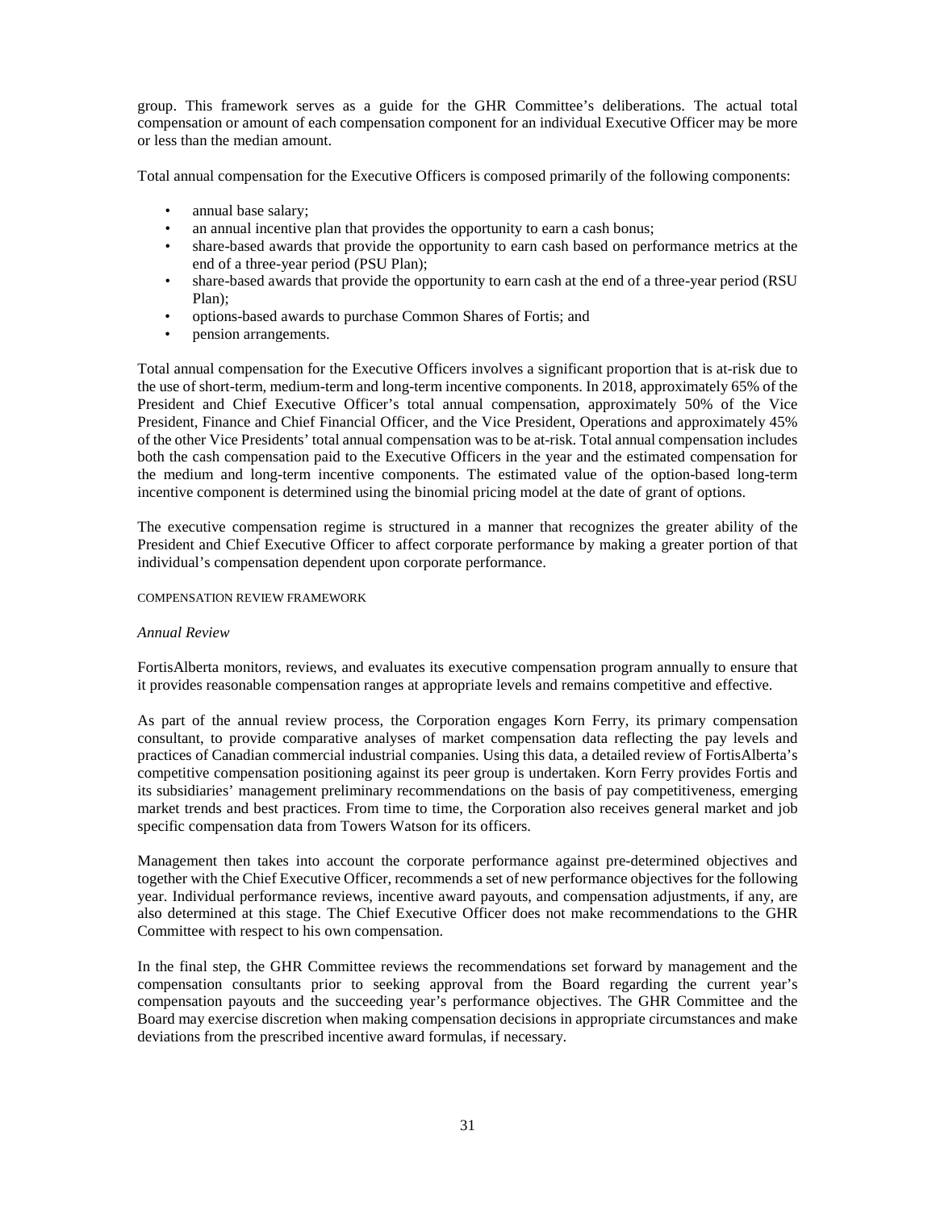group. This framework serves as a guide for the GHR Committee's deliberations. The actual total compensation or amount of each compensation component for an individual Executive Officer may be more or less than the median amount.

Total annual compensation for the Executive Officers is composed primarily of the following components:

- annual base salary;
- an annual incentive plan that provides the opportunity to earn a cash bonus;
- share-based awards that provide the opportunity to earn cash based on performance metrics at the end of a three-year period (PSU Plan);
- share-based awards that provide the opportunity to earn cash at the end of a three-year period (RSU Plan);
- options-based awards to purchase Common Shares of Fortis; and
- pension arrangements.

Total annual compensation for the Executive Officers involves a significant proportion that is at-risk due to the use of short-term, medium-term and long-term incentive components. In 2018, approximately 65% of the President and Chief Executive Officer's total annual compensation, approximately 50% of the Vice President, Finance and Chief Financial Officer, and the Vice President, Operations and approximately 45% of the other Vice Presidents' total annual compensation was to be at-risk. Total annual compensation includes both the cash compensation paid to the Executive Officers in the year and the estimated compensation for the medium and long-term incentive components. The estimated value of the option-based long-term incentive component is determined using the binomial pricing model at the date of grant of options.

The executive compensation regime is structured in a manner that recognizes the greater ability of the President and Chief Executive Officer to affect corporate performance by making a greater portion of that individual's compensation dependent upon corporate performance.

### COMPENSATION REVIEW FRAMEWORK

*Annual Review*

FortisAlberta monitors, reviews, and evaluates its executive compensation program annually to ensure that it provides reasonable compensation ranges at appropriate levels and remains competitive and effective.

As part of the annual review process, the Corporation engages Korn Ferry, its primary compensation consultant, to provide comparative analyses of market compensation data reflecting the pay levels and practices of Canadian commercial industrial companies. Using this data, a detailed review of FortisAlberta's competitive compensation positioning against its peer group is undertaken. Korn Ferry provides Fortis and its subsidiaries' management preliminary recommendations on the basis of pay competitiveness, emerging market trends and best practices. From time to time, the Corporation also receives general market and job specific compensation data from Towers Watson for its officers.

Management then takes into account the corporate performance against pre-determined objectives and together with the Chief Executive Officer, recommends a set of new performance objectives for the following year. Individual performance reviews, incentive award payouts, and compensation adjustments, if any, are also determined at this stage. The Chief Executive Officer does not make recommendations to the GHR Committee with respect to his own compensation.

In the final step, the GHR Committee reviews the recommendations set forward by management and the compensation consultants prior to seeking approval from the Board regarding the current year's compensation payouts and the succeeding year's performance objectives. The GHR Committee and the Board may exercise discretion when making compensation decisions in appropriate circumstances and make deviations from the prescribed incentive award formulas, if necessary.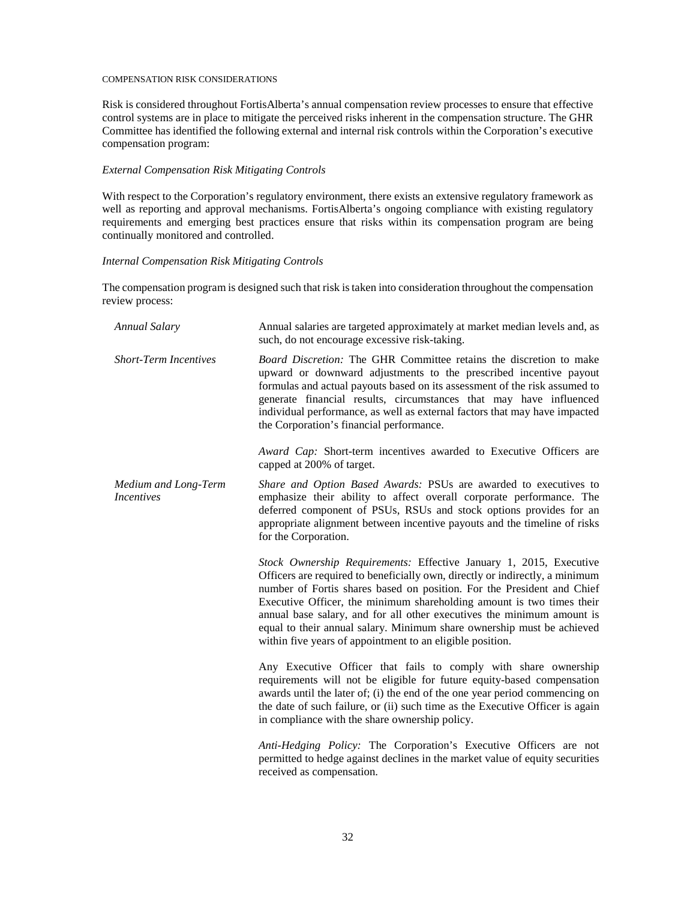COMPENSATION RISK CONSIDERATIONS

Risk is considered throughout FortisAlberta's annual compensation review processes to ensure that effective control systems are in place to mitigate the perceived risks inherent in the compensation structure. The GHR Committee has identified the following external and internal risk controls within the Corporation's executive compensation program:

*External Compensation Risk Mitigating Controls*

With respect to the Corporation's regulatory environment, there exists an extensive regulatory framework as well as reporting and approval mechanisms. FortisAlberta's ongoing compliance with existing regulatory requirements and emerging best practices ensure that risks within its compensation program are being continually monitored and controlled.

*Internal Compensation Risk Mitigating Controls*

The compensation program is designed such that risk is taken into consideration throughout the compensation review process:

| | |
|---|---|
| *Annual Salary* | Annual salaries are targeted approximately at market median levels and, as such, do not encourage excessive risk-taking. |
| *Short-Term Incentives* | *Board Discretion:* The GHR Committee retains the discretion to make upward or downward adjustments to the prescribed incentive payout formulas and actual payouts based on its assessment of the risk assumed to generate financial results, circumstances that may have influenced individual performance, as well as external factors that may have impacted the Corporation's financial performance. |
| | *Award Cap:* Short-term incentives awarded to Executive Officers are capped at 200% of target. |
| *Medium and Long-Term Incentives* | *Share and Option Based Awards:* PSUs are awarded to executives to emphasize their ability to affect overall corporate performance. The deferred component of PSUs, RSUs and stock options provides for an appropriate alignment between incentive payouts and the timeline of risks for the Corporation. |
| | *Stock Ownership Requirements:* Effective January 1, 2015, Executive Officers are required to beneficially own, directly or indirectly, a minimum number of Fortis shares based on position. For the President and Chief Executive Officer, the minimum shareholding amount is two times their annual base salary, and for all other executives the minimum amount is equal to their annual salary. Minimum share ownership must be achieved within five years of appointment to an eligible position. |
| | Any Executive Officer that fails to comply with share ownership requirements will not be eligible for future equity-based compensation awards until the later of; (i) the end of the one year period commencing on the date of such failure, or (ii) such time as the Executive Officer is again in compliance with the share ownership policy. |
| | *Anti-Hedging Policy:* The Corporation's Executive Officers are not permitted to hedge against declines in the market value of equity securities received as compensation. |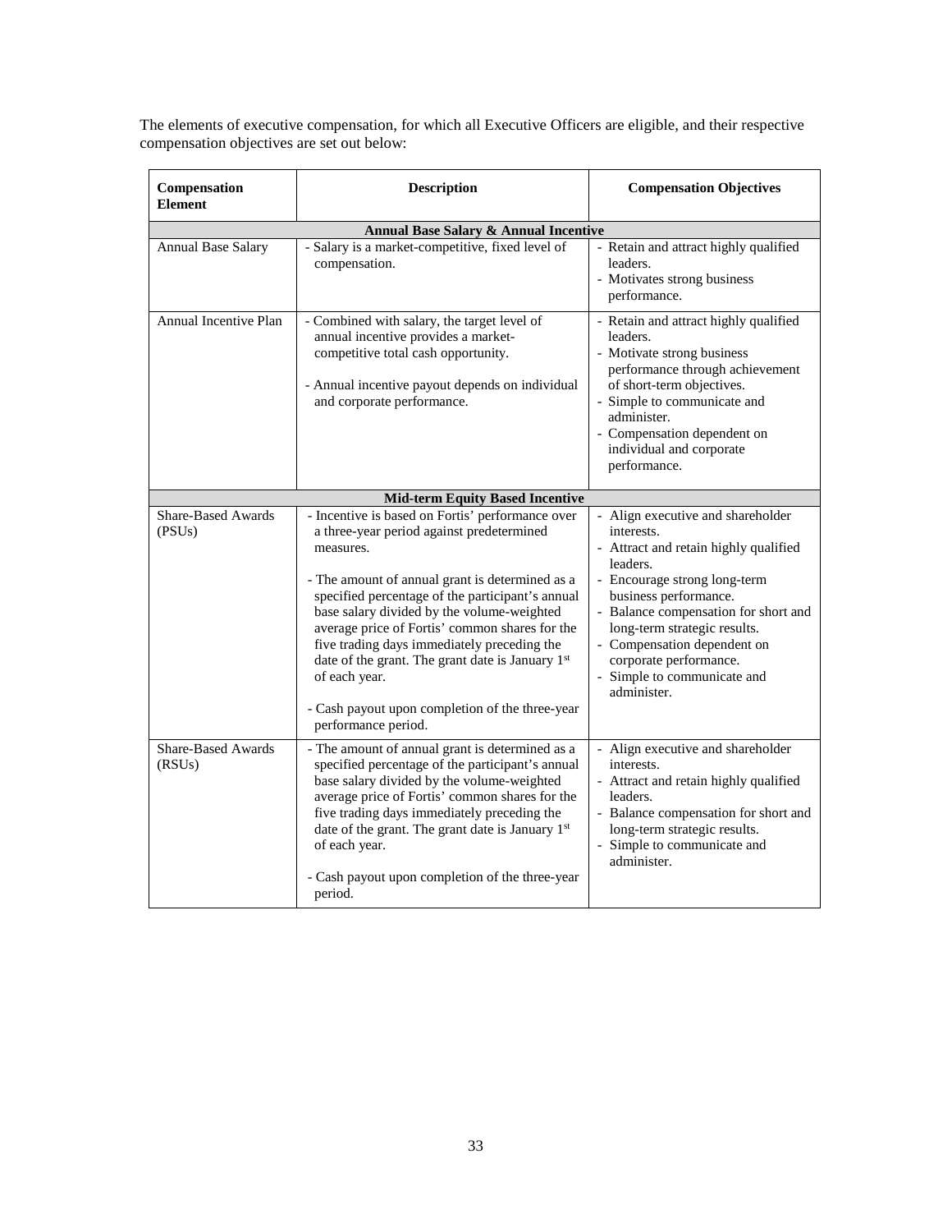The elements of executive compensation, for which all Executive Officers are eligible, and their respective compensation objectives are set out below:

| Compensation Element | Description | Compensation Objectives |
|---|---|---|
| **Annual Base Salary & Annual Incentive** | | |
| Annual Base Salary | - Salary is a market-competitive, fixed level of compensation. | - Retain and attract highly qualified leaders.<br>- Motivates strong business performance. |
| Annual Incentive Plan | - Combined with salary, the target level of annual incentive provides a market-competitive total cash opportunity.<br><br>- Annual incentive payout depends on individual and corporate performance. | - Retain and attract highly qualified leaders.<br>- Motivate strong business performance through achievement of short-term objectives.<br>- Simple to communicate and administer.<br>- Compensation dependent on individual and corporate performance. |
| **Mid-term Equity Based Incentive** | | |
| Share-Based Awards (PSUs) | - Incentive is based on Fortis' performance over a three-year period against predetermined measures.<br><br>- The amount of annual grant is determined as a specified percentage of the participant's annual base salary divided by the volume-weighted average price of Fortis' common shares for the five trading days immediately preceding the date of the grant. The grant date is January 1st of each year.<br><br>- Cash payout upon completion of the three-year performance period. | - Align executive and shareholder interests.<br>- Attract and retain highly qualified leaders.<br>- Encourage strong long-term business performance.<br>- Balance compensation for short and long-term strategic results.<br>- Compensation dependent on corporate performance.<br>- Simple to communicate and administer. |
| Share-Based Awards (RSUs) | - The amount of annual grant is determined as a specified percentage of the participant's annual base salary divided by the volume-weighted average price of Fortis' common shares for the five trading days immediately preceding the date of the grant. The grant date is January 1st of each year.<br><br>- Cash payout upon completion of the three-year period. | - Align executive and shareholder interests.<br>- Attract and retain highly qualified leaders.<br>- Balance compensation for short and long-term strategic results.<br>- Simple to communicate and administer. |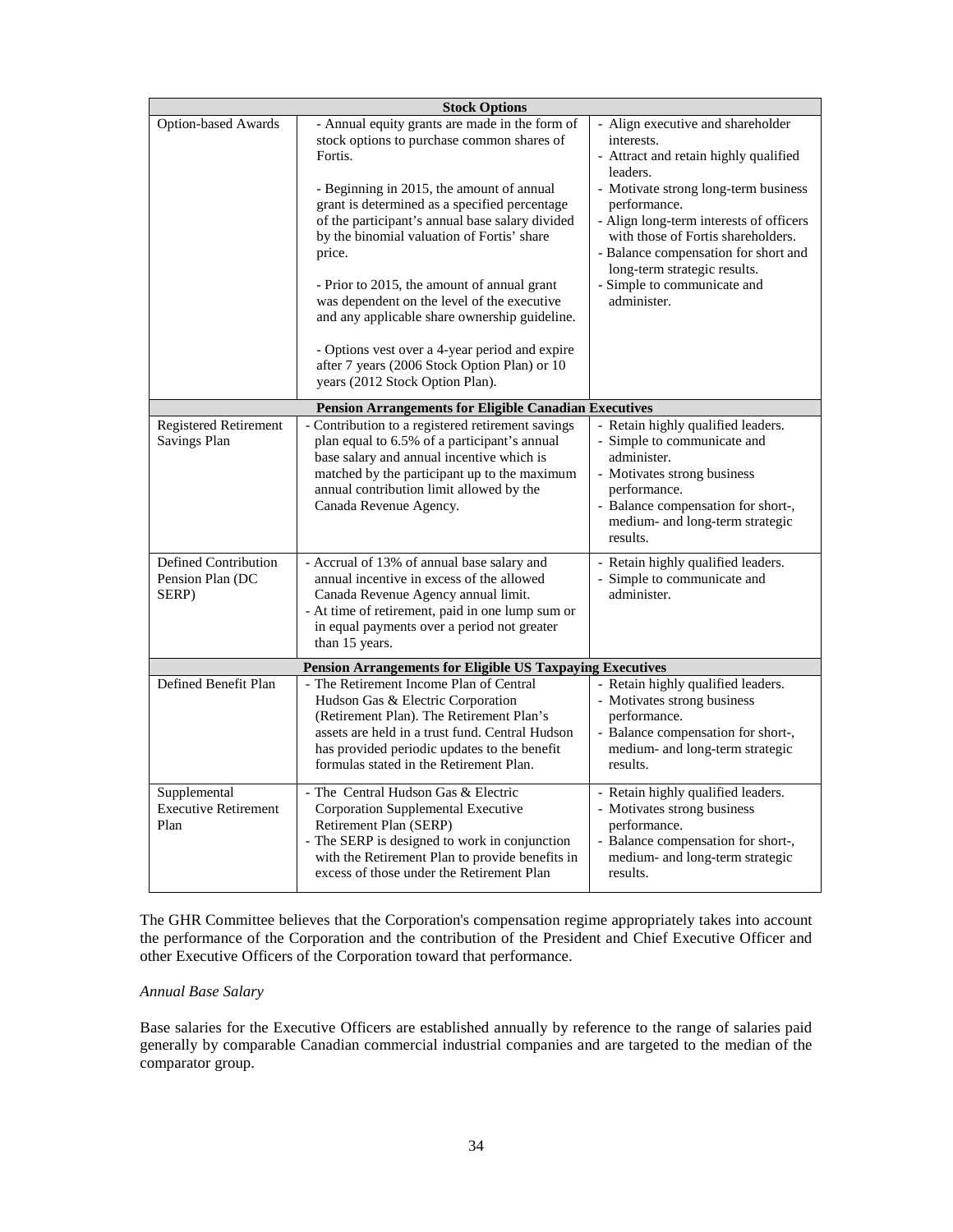| Stock Options | | |
|---|---|---|
| Option-based Awards | - Annual equity grants are made in the form of stock options to purchase common shares of Fortis.<br><br>- Beginning in 2015, the amount of annual grant is determined as a specified percentage of the participant's annual base salary divided by the binomial valuation of Fortis' share price.<br><br>- Prior to 2015, the amount of annual grant was dependent on the level of the executive and any applicable share ownership guideline.<br><br>- Options vest over a 4-year period and expire after 7 years (2006 Stock Option Plan) or 10 years (2012 Stock Option Plan). | - Align executive and shareholder interests.<br>- Attract and retain highly qualified leaders.<br>- Motivate strong long-term business performance.<br>- Align long-term interests of officers with those of Fortis shareholders.<br>- Balance compensation for short and long-term strategic results.<br>- Simple to communicate and administer. |
| **Pension Arrangements for Eligible Canadian Executives** | | |
| Registered Retirement Savings Plan | - Contribution to a registered retirement savings plan equal to 6.5% of a participant's annual base salary and annual incentive which is matched by the participant up to the maximum annual contribution limit allowed by the Canada Revenue Agency. | - Retain highly qualified leaders.<br>- Simple to communicate and administer.<br>- Motivates strong business performance.<br>- Balance compensation for short-, medium- and long-term strategic results. |
| Defined Contribution Pension Plan (DC SERP) | - Accrual of 13% of annual base salary and annual incentive in excess of the allowed Canada Revenue Agency annual limit.<br>- At time of retirement, paid in one lump sum or in equal payments over a period not greater than 15 years. | - Retain highly qualified leaders.<br>- Simple to communicate and administer. |
| **Pension Arrangements for Eligible US Taxpaying Executives** | | |
| Defined Benefit Plan | - The Retirement Income Plan of Central Hudson Gas & Electric Corporation (Retirement Plan). The Retirement Plan's assets are held in a trust fund. Central Hudson has provided periodic updates to the benefit formulas stated in the Retirement Plan. | - Retain highly qualified leaders.<br>- Motivates strong business performance.<br>- Balance compensation for short-, medium- and long-term strategic results. |
| Supplemental Executive Retirement Plan | - The Central Hudson Gas & Electric Corporation Supplemental Executive Retirement Plan (SERP)<br>- The SERP is designed to work in conjunction with the Retirement Plan to provide benefits in excess of those under the Retirement Plan | - Retain highly qualified leaders.<br>- Motivates strong business performance.<br>- Balance compensation for short-, medium- and long-term strategic results. |

The GHR Committee believes that the Corporation's compensation regime appropriately takes into account the performance of the Corporation and the contribution of the President and Chief Executive Officer and other Executive Officers of the Corporation toward that performance.

*Annual Base Salary*

Base salaries for the Executive Officers are established annually by reference to the range of salaries paid generally by comparable Canadian commercial industrial companies and are targeted to the median of the comparator group.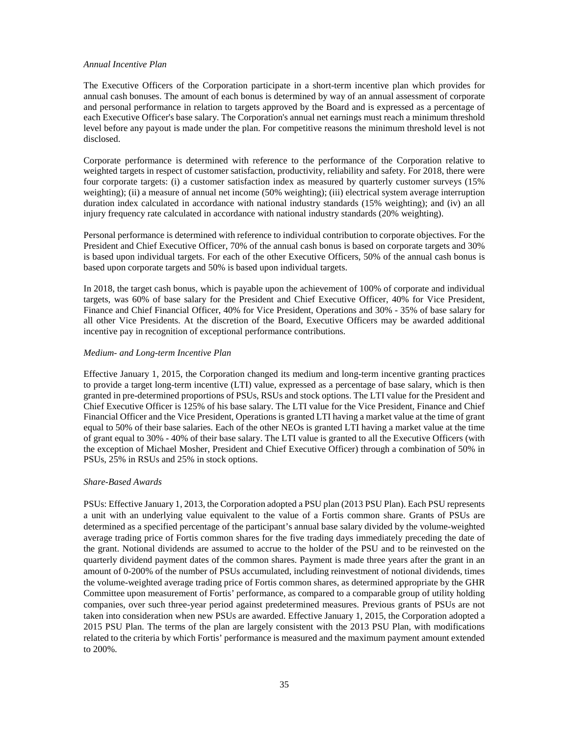*Annual Incentive Plan*

The Executive Officers of the Corporation participate in a short-term incentive plan which provides for annual cash bonuses. The amount of each bonus is determined by way of an annual assessment of corporate and personal performance in relation to targets approved by the Board and is expressed as a percentage of each Executive Officer's base salary. The Corporation's annual net earnings must reach a minimum threshold level before any payout is made under the plan. For competitive reasons the minimum threshold level is not disclosed.

Corporate performance is determined with reference to the performance of the Corporation relative to weighted targets in respect of customer satisfaction, productivity, reliability and safety. For 2018, there were four corporate targets: (i) a customer satisfaction index as measured by quarterly customer surveys (15% weighting); (ii) a measure of annual net income (50% weighting); (iii) electrical system average interruption duration index calculated in accordance with national industry standards (15% weighting); and (iv) an all injury frequency rate calculated in accordance with national industry standards (20% weighting).

Personal performance is determined with reference to individual contribution to corporate objectives. For the President and Chief Executive Officer, 70% of the annual cash bonus is based on corporate targets and 30% is based upon individual targets. For each of the other Executive Officers, 50% of the annual cash bonus is based upon corporate targets and 50% is based upon individual targets.

In 2018, the target cash bonus, which is payable upon the achievement of 100% of corporate and individual targets, was 60% of base salary for the President and Chief Executive Officer, 40% for Vice President, Finance and Chief Financial Officer, 40% for Vice President, Operations and 30% - 35% of base salary for all other Vice Presidents. At the discretion of the Board, Executive Officers may be awarded additional incentive pay in recognition of exceptional performance contributions.

*Medium- and Long-term Incentive Plan*

Effective January 1, 2015, the Corporation changed its medium and long-term incentive granting practices to provide a target long-term incentive (LTI) value, expressed as a percentage of base salary, which is then granted in pre-determined proportions of PSUs, RSUs and stock options. The LTI value for the President and Chief Executive Officer is 125% of his base salary. The LTI value for the Vice President, Finance and Chief Financial Officer and the Vice President, Operations is granted LTI having a market value at the time of grant equal to 50% of their base salaries. Each of the other NEOs is granted LTI having a market value at the time of grant equal to 30% - 40% of their base salary. The LTI value is granted to all the Executive Officers (with the exception of Michael Mosher, President and Chief Executive Officer) through a combination of 50% in PSUs, 25% in RSUs and 25% in stock options.

*Share-Based Awards*

PSUs: Effective January 1, 2013, the Corporation adopted a PSU plan (2013 PSU Plan). Each PSU represents a unit with an underlying value equivalent to the value of a Fortis common share. Grants of PSUs are determined as a specified percentage of the participant's annual base salary divided by the volume-weighted average trading price of Fortis common shares for the five trading days immediately preceding the date of the grant. Notional dividends are assumed to accrue to the holder of the PSU and to be reinvested on the quarterly dividend payment dates of the common shares. Payment is made three years after the grant in an amount of 0-200% of the number of PSUs accumulated, including reinvestment of notional dividends, times the volume-weighted average trading price of Fortis common shares, as determined appropriate by the GHR Committee upon measurement of Fortis' performance, as compared to a comparable group of utility holding companies, over such three-year period against predetermined measures. Previous grants of PSUs are not taken into consideration when new PSUs are awarded. Effective January 1, 2015, the Corporation adopted a 2015 PSU Plan. The terms of the plan are largely consistent with the 2013 PSU Plan, with modifications related to the criteria by which Fortis' performance is measured and the maximum payment amount extended to 200%.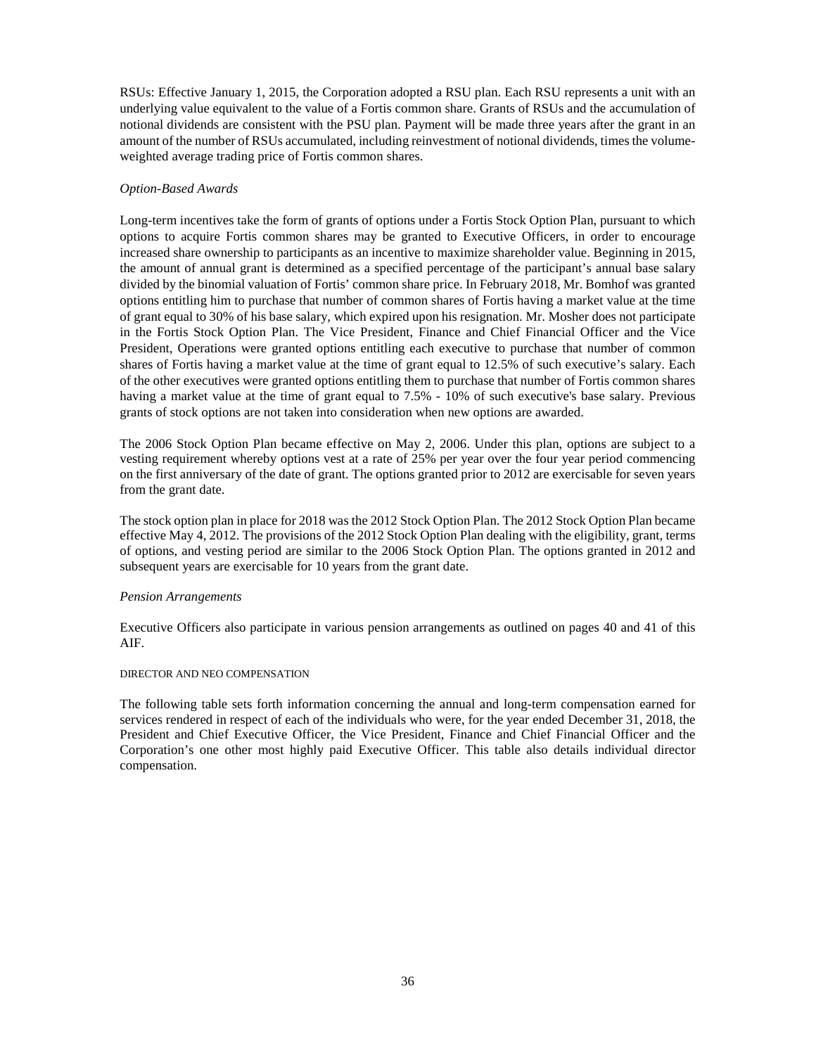RSUs: Effective January 1, 2015, the Corporation adopted a RSU plan. Each RSU represents a unit with an underlying value equivalent to the value of a Fortis common share. Grants of RSUs and the accumulation of notional dividends are consistent with the PSU plan. Payment will be made three years after the grant in an amount of the number of RSUs accumulated, including reinvestment of notional dividends, times the volume-weighted average trading price of Fortis common shares.

*Option-Based Awards*

Long-term incentives take the form of grants of options under a Fortis Stock Option Plan, pursuant to which options to acquire Fortis common shares may be granted to Executive Officers, in order to encourage increased share ownership to participants as an incentive to maximize shareholder value. Beginning in 2015, the amount of annual grant is determined as a specified percentage of the participant's annual base salary divided by the binomial valuation of Fortis' common share price. In February 2018, Mr. Bomhof was granted options entitling him to purchase that number of common shares of Fortis having a market value at the time of grant equal to 30% of his base salary, which expired upon his resignation. Mr. Mosher does not participate in the Fortis Stock Option Plan. The Vice President, Finance and Chief Financial Officer and the Vice President, Operations were granted options entitling each executive to purchase that number of common shares of Fortis having a market value at the time of grant equal to 12.5% of such executive's salary. Each of the other executives were granted options entitling them to purchase that number of Fortis common shares having a market value at the time of grant equal to 7.5% - 10% of such executive's base salary. Previous grants of stock options are not taken into consideration when new options are awarded.

The 2006 Stock Option Plan became effective on May 2, 2006. Under this plan, options are subject to a vesting requirement whereby options vest at a rate of 25% per year over the four year period commencing on the first anniversary of the date of grant. The options granted prior to 2012 are exercisable for seven years from the grant date.

The stock option plan in place for 2018 was the 2012 Stock Option Plan. The 2012 Stock Option Plan became effective May 4, 2012. The provisions of the 2012 Stock Option Plan dealing with the eligibility, grant, terms of options, and vesting period are similar to the 2006 Stock Option Plan. The options granted in 2012 and subsequent years are exercisable for 10 years from the grant date.

*Pension Arrangements*

Executive Officers also participate in various pension arrangements as outlined on pages 40 and 41 of this AIF.

DIRECTOR AND NEO COMPENSATION

The following table sets forth information concerning the annual and long-term compensation earned for services rendered in respect of each of the individuals who were, for the year ended December 31, 2018, the President and Chief Executive Officer, the Vice President, Finance and Chief Financial Officer and the Corporation's one other most highly paid Executive Officer. This table also details individual director compensation.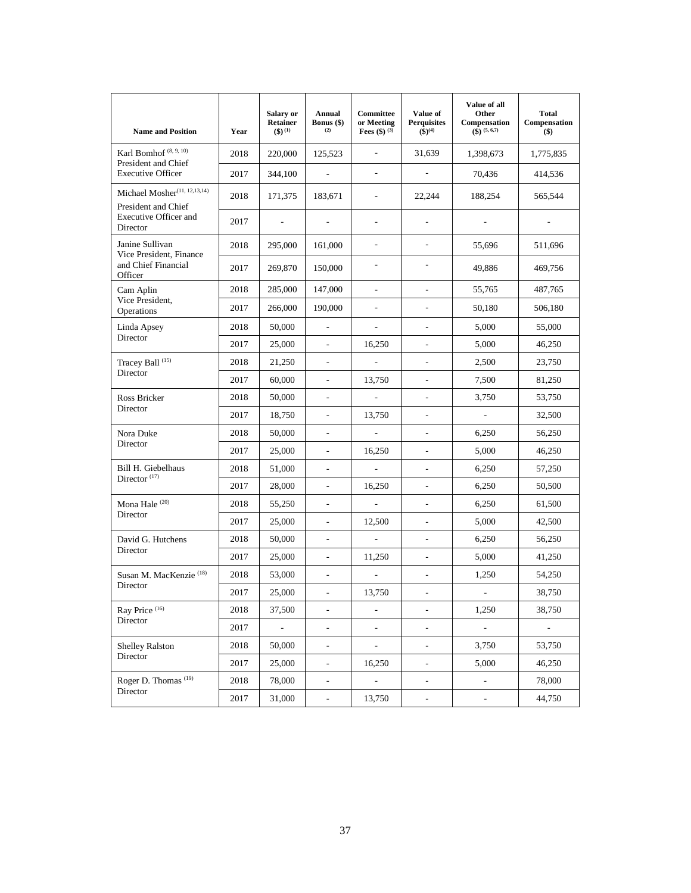| Name and Position | Year | Salary or Retainer ($) [1] | Annual Bonus ($) [2] | Committee or Meeting Fees ($) [3] | Value of Perquisites ($)[4] | Value of all Other Compensation ($) [5, 6,7] | Total Compensation ($) |
|---|---|---|---|---|---|---|---|
| Karl Bomhof [8, 9, 10] President and Chief Executive Officer | 2018 | 220,000 | 125,523 | - | 31,639 | 1,398,673 | 1,775,835 |
| | 2017 | 344,100 | - | - | - | 70,436 | 414,536 |
| Michael Mosher[11, 12,13,14] President and Chief Executive Officer and Director | 2018 | 171,375 | 183,671 | - | 22,244 | 188,254 | 565,544 |
| | 2017 | - | - | - | - | - | - |
| Janine Sullivan Vice President, Finance and Chief Financial Officer | 2018 | 295,000 | 161,000 | - | - | 55,696 | 511,696 |
| | 2017 | 269,870 | 150,000 | - | - | 49,886 | 469,756 |
| Cam Aplin Vice President, Operations | 2018 | 285,000 | 147,000 | - | - | 55,765 | 487,765 |
| | 2017 | 266,000 | 190,000 | - | - | 50,180 | 506,180 |
| Linda Apsey Director | 2018 | 50,000 | - | - | - | 5,000 | 55,000 |
| | 2017 | 25,000 | - | 16,250 | - | 5,000 | 46,250 |
| Tracey Ball [15] Director | 2018 | 21,250 | - | - | - | 2,500 | 23,750 |
| | 2017 | 60,000 | - | 13,750 | - | 7,500 | 81,250 |
| Ross Bricker Director | 2018 | 50,000 | - | - | - | 3,750 | 53,750 |
| | 2017 | 18,750 | - | 13,750 | - | - | 32,500 |
| Nora Duke Director | 2018 | 50,000 | - | - | - | 6,250 | 56,250 |
| | 2017 | 25,000 | - | 16,250 | - | 5,000 | 46,250 |
| Bill H. Giebelhaus Director [17] | 2018 | 51,000 | - | - | - | 6,250 | 57,250 |
| | 2017 | 28,000 | - | 16,250 | - | 6,250 | 50,500 |
| Mona Hale [20] Director | 2018 | 55,250 | - | - | - | 6,250 | 61,500 |
| | 2017 | 25,000 | - | 12,500 | - | 5,000 | 42,500 |
| David G. Hutchens Director | 2018 | 50,000 | - | - | - | 6,250 | 56,250 |
| | 2017 | 25,000 | - | 11,250 | - | 5,000 | 41,250 |
| Susan M. MacKenzie [18] Director | 2018 | 53,000 | - | - | - | 1,250 | 54,250 |
| | 2017 | 25,000 | - | 13,750 | - | - | 38,750 |
| Ray Price [16] Director | 2018 | 37,500 | - | - | - | 1,250 | 38,750 |
| | 2017 | - | - | - | - | - | - |
| Shelley Ralston Director | 2018 | 50,000 | - | - | - | 3,750 | 53,750 |
| | 2017 | 25,000 | - | 16,250 | - | 5,000 | 46,250 |
| Roger D. Thomas [19] Director | 2018 | 78,000 | - | - | - | - | 78,000 |
| | 2017 | 31,000 | - | 13,750 | - | - | 44,750 |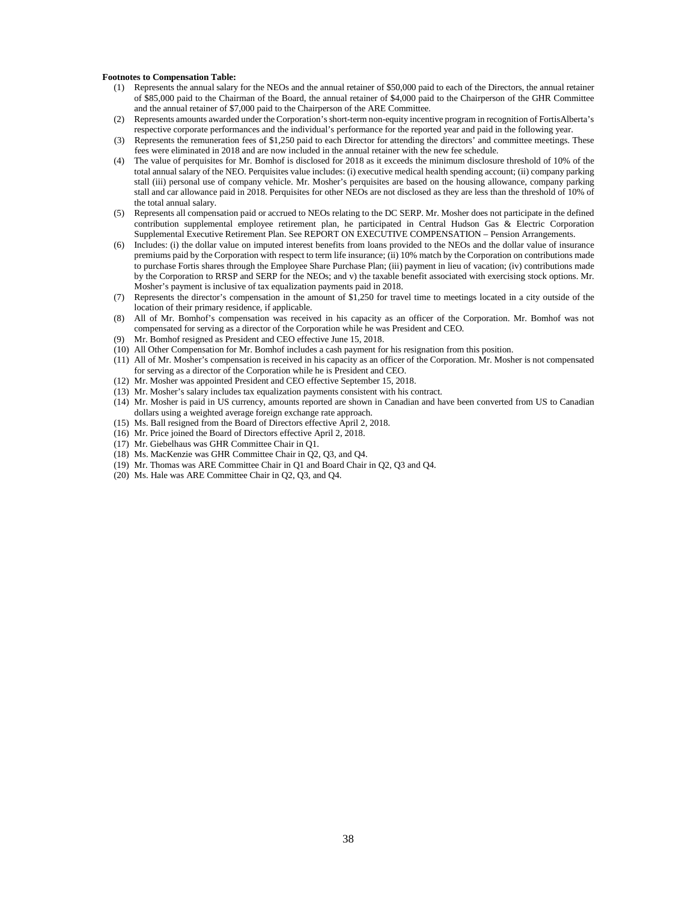**Footnotes to Compensation Table:**

(1) Represents the annual salary for the NEOs and the annual retainer of $50,000 paid to each of the Directors, the annual retainer of $85,000 paid to the Chairman of the Board, the annual retainer of $4,000 paid to the Chairperson of the GHR Committee and the annual retainer of $7,000 paid to the Chairperson of the ARE Committee.

(2) Represents amounts awarded under the Corporation's short-term non-equity incentive program in recognition of FortisAlberta's respective corporate performances and the individual's performance for the reported year and paid in the following year.

(3) Represents the remuneration fees of $1,250 paid to each Director for attending the directors' and committee meetings. These fees were eliminated in 2018 and are now included in the annual retainer with the new fee schedule.

(4) The value of perquisites for Mr. Bomhof is disclosed for 2018 as it exceeds the minimum disclosure threshold of 10% of the total annual salary of the NEO. Perquisites value includes: (i) executive medical health spending account; (ii) company parking stall (iii) personal use of company vehicle. Mr. Mosher's perquisites are based on the housing allowance, company parking stall and car allowance paid in 2018. Perquisites for other NEOs are not disclosed as they are less than the threshold of 10% of the total annual salary.

(5) Represents all compensation paid or accrued to NEOs relating to the DC SERP. Mr. Mosher does not participate in the defined contribution supplemental employee retirement plan, he participated in Central Hudson Gas & Electric Corporation Supplemental Executive Retirement Plan. See REPORT ON EXECUTIVE COMPENSATION – Pension Arrangements.

(6) Includes: (i) the dollar value on imputed interest benefits from loans provided to the NEOs and the dollar value of insurance premiums paid by the Corporation with respect to term life insurance; (ii) 10% match by the Corporation on contributions made to purchase Fortis shares through the Employee Share Purchase Plan; (iii) payment in lieu of vacation; (iv) contributions made by the Corporation to RRSP and SERP for the NEOs; and v) the taxable benefit associated with exercising stock options. Mr. Mosher's payment is inclusive of tax equalization payments paid in 2018.

(7) Represents the director's compensation in the amount of $1,250 for travel time to meetings located in a city outside of the location of their primary residence, if applicable.

(8) All of Mr. Bomhof's compensation was received in his capacity as an officer of the Corporation. Mr. Bomhof was not compensated for serving as a director of the Corporation while he was President and CEO.

(9) Mr. Bomhof resigned as President and CEO effective June 15, 2018.

(10) All Other Compensation for Mr. Bomhof includes a cash payment for his resignation from this position.

(11) All of Mr. Mosher's compensation is received in his capacity as an officer of the Corporation. Mr. Mosher is not compensated for serving as a director of the Corporation while he is President and CEO.

(12) Mr. Mosher was appointed President and CEO effective September 15, 2018.

(13) Mr. Mosher's salary includes tax equalization payments consistent with his contract.

(14) Mr. Mosher is paid in US currency, amounts reported are shown in Canadian and have been converted from US to Canadian dollars using a weighted average foreign exchange rate approach.

(15) Ms. Ball resigned from the Board of Directors effective April 2, 2018.

(16) Mr. Price joined the Board of Directors effective April 2, 2018.

(17) Mr. Giebelhaus was GHR Committee Chair in Q1.

(18) Ms. MacKenzie was GHR Committee Chair in Q2, Q3, and Q4.

(19) Mr. Thomas was ARE Committee Chair in Q1 and Board Chair in Q2, Q3 and Q4.

(20) Ms. Hale was ARE Committee Chair in Q2, Q3, and Q4.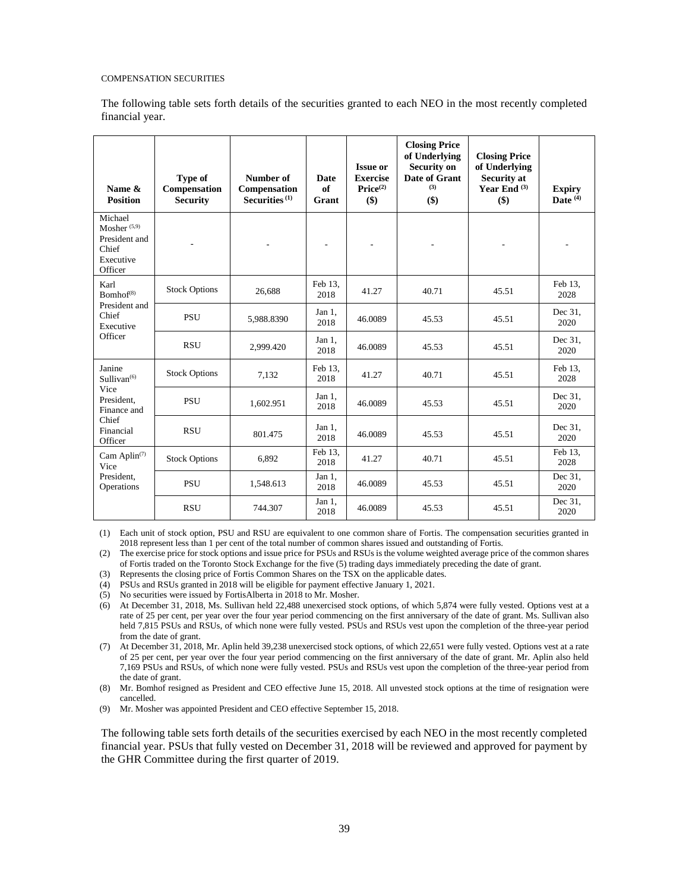COMPENSATION SECURITIES

The following table sets forth details of the securities granted to each NEO in the most recently completed financial year.

| Name & Position | Type of Compensation Security | Number of Compensation Securities [(1)] | Date of Grant | Issue or Exercise Price[(2)] ($) | Closing Price of Underlying Security on Date of Grant [(3)] ($) | Closing Price of Underlying Security at Year End [(3)] ($) | Expiry Date [(4)] |
|---|---|---|---|---|---|---|---|
| Michael Mosher [(5,9)] President and Chief Executive Officer | - | - | - | - | - | - | - |
| Karl Bomhof[(8)] President and Chief Executive Officer | Stock Options | 26,688 | Feb 13, 2018 | 41.27 | 40.71 | 45.51 | Feb 13, 2028 |
| | PSU | 5,988.8390 | Jan 1, 2018 | 46.0089 | 45.53 | 45.51 | Dec 31, 2020 |
| | RSU | 2,999.420 | Jan 1, 2018 | 46.0089 | 45.53 | 45.51 | Dec 31, 2020 |
| Janine Sullivan[(6)] Vice President, Finance and Chief Financial Officer | Stock Options | 7,132 | Feb 13, 2018 | 41.27 | 40.71 | 45.51 | Feb 13, 2028 |
| | PSU | 1,602.951 | Jan 1, 2018 | 46.0089 | 45.53 | 45.51 | Dec 31, 2020 |
| | RSU | 801.475 | Jan 1, 2018 | 46.0089 | 45.53 | 45.51 | Dec 31, 2020 |
| Cam Aplin[(7)] Vice President, Operations | Stock Options | 6,892 | Feb 13, 2018 | 41.27 | 40.71 | 45.51 | Feb 13, 2028 |
| | PSU | 1,548.613 | Jan 1, 2018 | 46.0089 | 45.53 | 45.51 | Dec 31, 2020 |
| | RSU | 744.307 | Jan 1, 2018 | 46.0089 | 45.53 | 45.51 | Dec 31, 2020 |

(1) Each unit of stock option, PSU and RSU are equivalent to one common share of Fortis. The compensation securities granted in 2018 represent less than 1 per cent of the total number of common shares issued and outstanding of Fortis.

(2) The exercise price for stock options and issue price for PSUs and RSUs is the volume weighted average price of the common shares of Fortis traded on the Toronto Stock Exchange for the five (5) trading days immediately preceding the date of grant.

(3) Represents the closing price of Fortis Common Shares on the TSX on the applicable dates.

(4) PSUs and RSUs granted in 2018 will be eligible for payment effective January 1, 2021.

(5) No securities were issued by FortisAlberta in 2018 to Mr. Mosher.

(6) At December 31, 2018, Ms. Sullivan held 22,488 unexercised stock options, of which 5,874 were fully vested. Options vest at a rate of 25 per cent, per year over the four year period commencing on the first anniversary of the date of grant. Ms. Sullivan also held 7,815 PSUs and RSUs, of which none were fully vested. PSUs and RSUs vest upon the completion of the three-year period from the date of grant.

(7) At December 31, 2018, Mr. Aplin held 39,238 unexercised stock options, of which 22,651 were fully vested. Options vest at a rate of 25 per cent, per year over the four year period commencing on the first anniversary of the date of grant. Mr. Aplin also held 7,169 PSUs and RSUs, of which none were fully vested. PSUs and RSUs vest upon the completion of the three-year period from the date of grant.

(8) Mr. Bomhof resigned as President and CEO effective June 15, 2018. All unvested stock options at the time of resignation were cancelled.

(9) Mr. Mosher was appointed President and CEO effective September 15, 2018.

The following table sets forth details of the securities exercised by each NEO in the most recently completed financial year. PSUs that fully vested on December 31, 2018 will be reviewed and approved for payment by the GHR Committee during the first quarter of 2019.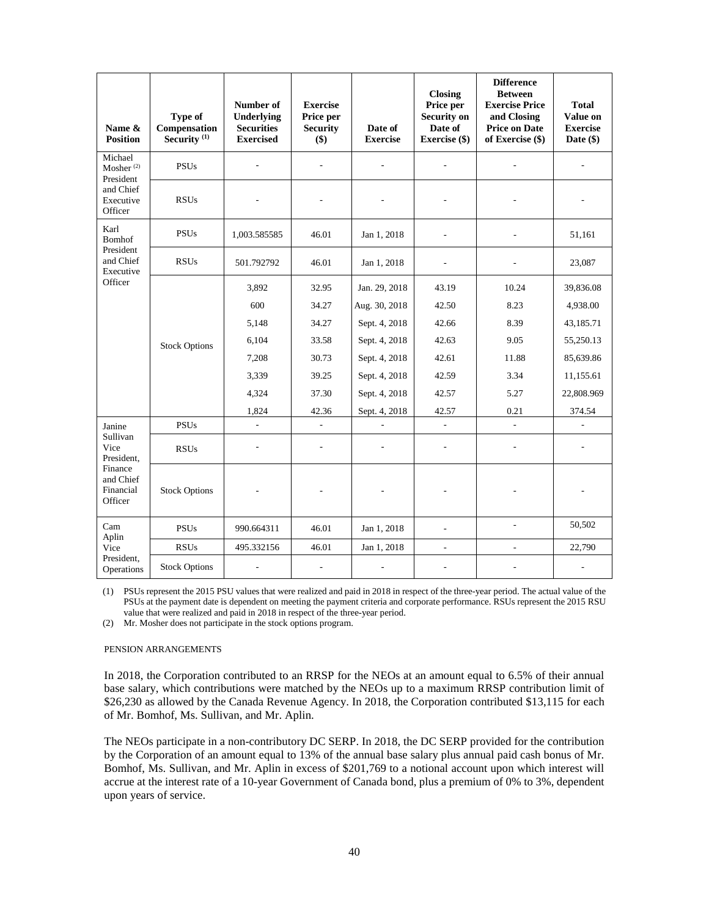| Name & Position | Type of Compensation Security (1) | Number of Underlying Securities Exercised | Exercise Price per Security ($) | Date of Exercise | Closing Price per Security on Date of Exercise ($) | Difference Between Exercise Price and Closing Price on Date of Exercise ($) | Total Value on Exercise Date ($) |
|---|---|---|---|---|---|---|---|
| Michael Mosher (2) President and Chief Executive Officer | PSUs | - | - | - | - | - | - |
| | RSUs | - | - | - | - | - | - |
| Karl Bomhof President and Chief Executive Officer | PSUs | 1,003.585585 | 46.01 | Jan 1, 2018 | - | - | 51,161 |
| | RSUs | 501.792792 | 46.01 | Jan 1, 2018 | - | - | 23,087 |
| | Stock Options | 3,892 | 32.95 | Jan. 29, 2018 | 43.19 | 10.24 | 39,836.08 |
| | | 600 | 34.27 | Aug. 30, 2018 | 42.50 | 8.23 | 4,938.00 |
| | | 5,148 | 34.27 | Sept. 4, 2018 | 42.66 | 8.39 | 43,185.71 |
| | | 6,104 | 33.58 | Sept. 4, 2018 | 42.63 | 9.05 | 55,250.13 |
| | | 7,208 | 30.73 | Sept. 4, 2018 | 42.61 | 11.88 | 85,639.86 |
| | | 3,339 | 39.25 | Sept. 4, 2018 | 42.59 | 3.34 | 11,155.61 |
| | | 4,324 | 37.30 | Sept. 4, 2018 | 42.57 | 5.27 | 22,808.969 |
| | | 1,824 | 42.36 | Sept. 4, 2018 | 42.57 | 0.21 | 374.54 |
| Janine Sullivan Vice President, Finance and Chief Financial Officer | PSUs | - | - | - | - | - | - |
| | RSUs | - | - | - | - | - | - |
| | Stock Options | - | - | - | - | - | - |
| Cam Aplin Vice President, Operations | PSUs | 990.664311 | 46.01 | Jan 1, 2018 | - | - | 50,502 |
| | RSUs | 495.332156 | 46.01 | Jan 1, 2018 | - | - | 22,790 |
| | Stock Options | - | - | - | - | - | - |

(1) PSUs represent the 2015 PSU values that were realized and paid in 2018 in respect of the three-year period. The actual value of the PSUs at the payment date is dependent on meeting the payment criteria and corporate performance. RSUs represent the 2015 RSU value that were realized and paid in 2018 in respect of the three-year period.

(2) Mr. Mosher does not participate in the stock options program.

PENSION ARRANGEMENTS

In 2018, the Corporation contributed to an RRSP for the NEOs at an amount equal to 6.5% of their annual base salary, which contributions were matched by the NEOs up to a maximum RRSP contribution limit of $26,230 as allowed by the Canada Revenue Agency. In 2018, the Corporation contributed $13,115 for each of Mr. Bomhof, Ms. Sullivan, and Mr. Aplin.

The NEOs participate in a non-contributory DC SERP. In 2018, the DC SERP provided for the contribution by the Corporation of an amount equal to 13% of the annual base salary plus annual paid cash bonus of Mr. Bomhof, Ms. Sullivan, and Mr. Aplin in excess of $201,769 to a notional account upon which interest will accrue at the interest rate of a 10-year Government of Canada bond, plus a premium of 0% to 3%, dependent upon years of service.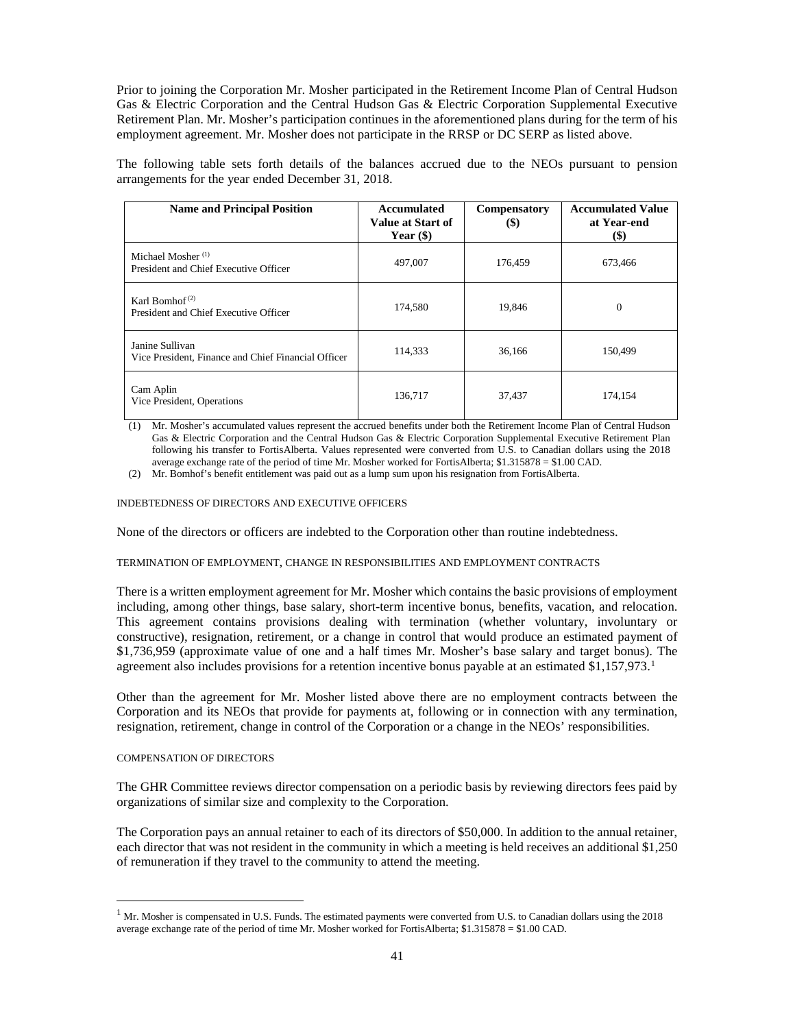Prior to joining the Corporation Mr. Mosher participated in the Retirement Income Plan of Central Hudson Gas & Electric Corporation and the Central Hudson Gas & Electric Corporation Supplemental Executive Retirement Plan. Mr. Mosher's participation continues in the aforementioned plans during for the term of his employment agreement. Mr. Mosher does not participate in the RRSP or DC SERP as listed above.

The following table sets forth details of the balances accrued due to the NEOs pursuant to pension arrangements for the year ended December 31, 2018.

| Name and Principal Position | Accumulated Value at Start of Year ($) | Compensatory ($) | Accumulated Value at Year-end ($) |
|---|---|---|---|
| Michael Mosher (1)<br>President and Chief Executive Officer | 497,007 | 176,459 | 673,466 |
| Karl Bomhof (2)<br>President and Chief Executive Officer | 174,580 | 19,846 | 0 |
| Janine Sullivan<br>Vice President, Finance and Chief Financial Officer | 114,333 | 36,166 | 150,499 |
| Cam Aplin<br>Vice President, Operations | 136,717 | 37,437 | 174,154 |

(1) Mr. Mosher's accumulated values represent the accrued benefits under both the Retirement Income Plan of Central Hudson Gas & Electric Corporation and the Central Hudson Gas & Electric Corporation Supplemental Executive Retirement Plan following his transfer to FortisAlberta. Values represented were converted from U.S. to Canadian dollars using the 2018 average exchange rate of the period of time Mr. Mosher worked for FortisAlberta; $1.315878 = $1.00 CAD.

(2) Mr. Bomhof's benefit entitlement was paid out as a lump sum upon his resignation from FortisAlberta.

### INDEBTEDNESS OF DIRECTORS AND EXECUTIVE OFFICERS

None of the directors or officers are indebted to the Corporation other than routine indebtedness.

### TERMINATION OF EMPLOYMENT, CHANGE IN RESPONSIBILITIES AND EMPLOYMENT CONTRACTS

There is a written employment agreement for Mr. Mosher which contains the basic provisions of employment including, among other things, base salary, short-term incentive bonus, benefits, vacation, and relocation. This agreement contains provisions dealing with termination (whether voluntary, involuntary or constructive), resignation, retirement, or a change in control that would produce an estimated payment of $1,736,959 (approximate value of one and a half times Mr. Mosher's base salary and target bonus). The agreement also includes provisions for a retention incentive bonus payable at an estimated $1,157,973.[1]

Other than the agreement for Mr. Mosher listed above there are no employment contracts between the Corporation and its NEOs that provide for payments at, following or in connection with any termination, resignation, retirement, change in control of the Corporation or a change in the NEOs' responsibilities.

### COMPENSATION OF DIRECTORS

The GHR Committee reviews director compensation on a periodic basis by reviewing directors fees paid by organizations of similar size and complexity to the Corporation.

The Corporation pays an annual retainer to each of its directors of $50,000. In addition to the annual retainer, each director that was not resident in the community in which a meeting is held receives an additional $1,250 of remuneration if they travel to the community to attend the meeting.

[1] Mr. Mosher is compensated in U.S. Funds. The estimated payments were converted from U.S. to Canadian dollars using the 2018 average exchange rate of the period of time Mr. Mosher worked for FortisAlberta; $1.315878 = $1.00 CAD.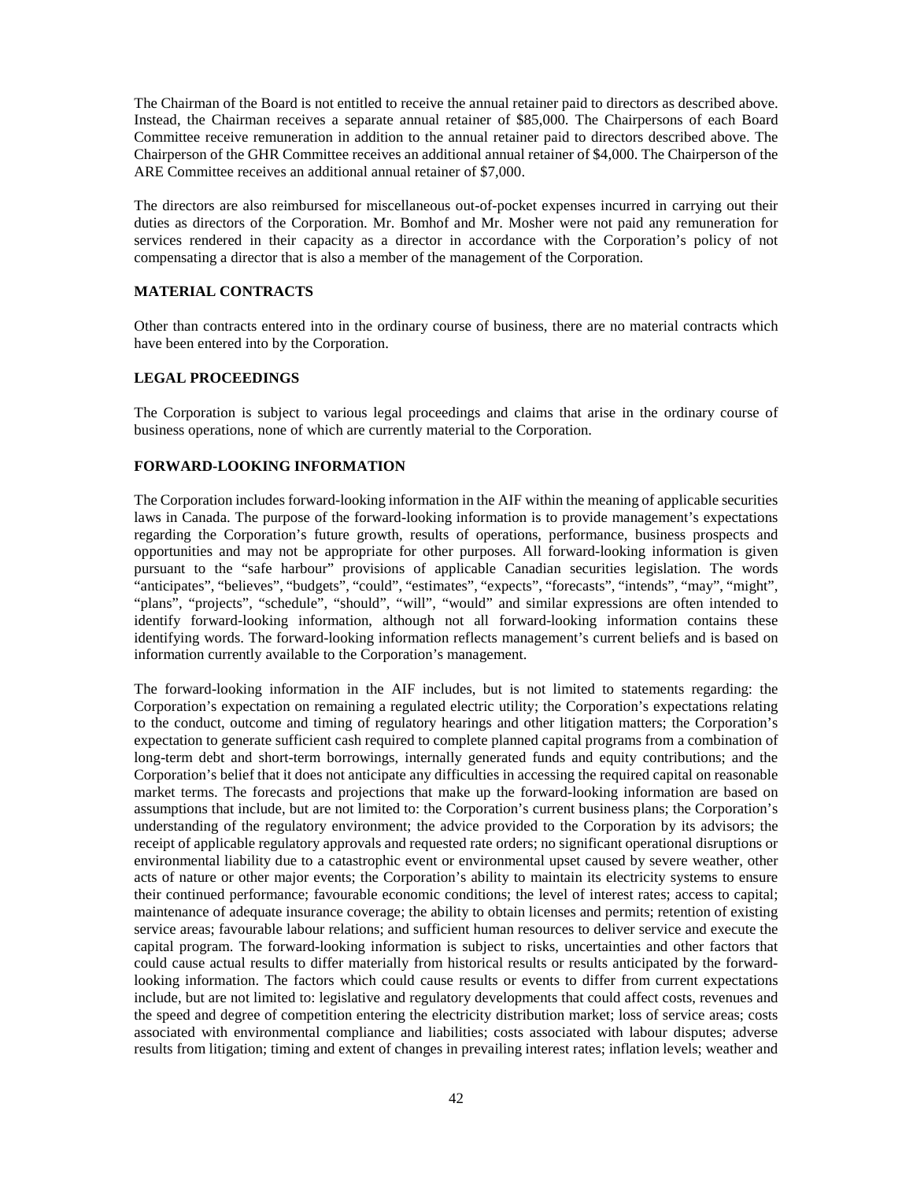The Chairman of the Board is not entitled to receive the annual retainer paid to directors as described above. Instead, the Chairman receives a separate annual retainer of $85,000. The Chairpersons of each Board Committee receive remuneration in addition to the annual retainer paid to directors described above. The Chairperson of the GHR Committee receives an additional annual retainer of $4,000. The Chairperson of the ARE Committee receives an additional annual retainer of $7,000.

The directors are also reimbursed for miscellaneous out-of-pocket expenses incurred in carrying out their duties as directors of the Corporation. Mr. Bomhof and Mr. Mosher were not paid any remuneration for services rendered in their capacity as a director in accordance with the Corporation's policy of not compensating a director that is also a member of the management of the Corporation.

## MATERIAL CONTRACTS

Other than contracts entered into in the ordinary course of business, there are no material contracts which have been entered into by the Corporation.

## LEGAL PROCEEDINGS

The Corporation is subject to various legal proceedings and claims that arise in the ordinary course of business operations, none of which are currently material to the Corporation.

## FORWARD-LOOKING INFORMATION

The Corporation includes forward-looking information in the AIF within the meaning of applicable securities laws in Canada. The purpose of the forward-looking information is to provide management's expectations regarding the Corporation's future growth, results of operations, performance, business prospects and opportunities and may not be appropriate for other purposes. All forward-looking information is given pursuant to the "safe harbour" provisions of applicable Canadian securities legislation. The words "anticipates", "believes", "budgets", "could", "estimates", "expects", "forecasts", "intends", "may", "might", "plans", "projects", "schedule", "should", "will", "would" and similar expressions are often intended to identify forward-looking information, although not all forward-looking information contains these identifying words. The forward-looking information reflects management's current beliefs and is based on information currently available to the Corporation's management.

The forward-looking information in the AIF includes, but is not limited to statements regarding: the Corporation's expectation on remaining a regulated electric utility; the Corporation's expectations relating to the conduct, outcome and timing of regulatory hearings and other litigation matters; the Corporation's expectation to generate sufficient cash required to complete planned capital programs from a combination of long-term debt and short-term borrowings, internally generated funds and equity contributions; and the Corporation's belief that it does not anticipate any difficulties in accessing the required capital on reasonable market terms. The forecasts and projections that make up the forward-looking information are based on assumptions that include, but are not limited to: the Corporation's current business plans; the Corporation's understanding of the regulatory environment; the advice provided to the Corporation by its advisors; the receipt of applicable regulatory approvals and requested rate orders; no significant operational disruptions or environmental liability due to a catastrophic event or environmental upset caused by severe weather, other acts of nature or other major events; the Corporation's ability to maintain its electricity systems to ensure their continued performance; favourable economic conditions; the level of interest rates; access to capital; maintenance of adequate insurance coverage; the ability to obtain licenses and permits; retention of existing service areas; favourable labour relations; and sufficient human resources to deliver service and execute the capital program. The forward-looking information is subject to risks, uncertainties and other factors that could cause actual results to differ materially from historical results or results anticipated by the forward-looking information. The factors which could cause results or events to differ from current expectations include, but are not limited to: legislative and regulatory developments that could affect costs, revenues and the speed and degree of competition entering the electricity distribution market; loss of service areas; costs associated with environmental compliance and liabilities; costs associated with labour disputes; adverse results from litigation; timing and extent of changes in prevailing interest rates; inflation levels; weather and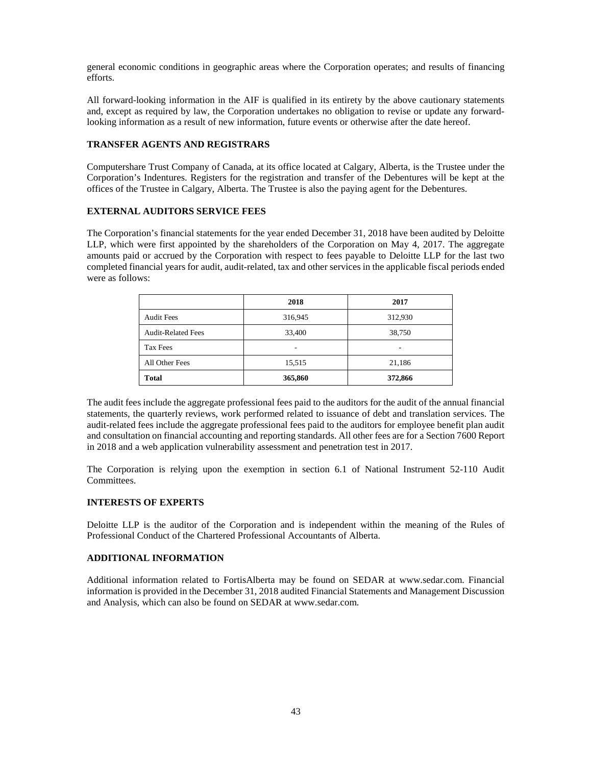general economic conditions in geographic areas where the Corporation operates; and results of financing efforts.

All forward-looking information in the AIF is qualified in its entirety by the above cautionary statements and, except as required by law, the Corporation undertakes no obligation to revise or update any forward-looking information as a result of new information, future events or otherwise after the date hereof.

## TRANSFER AGENTS AND REGISTRARS

Computershare Trust Company of Canada, at its office located at Calgary, Alberta, is the Trustee under the Corporation's Indentures. Registers for the registration and transfer of the Debentures will be kept at the offices of the Trustee in Calgary, Alberta. The Trustee is also the paying agent for the Debentures.

## EXTERNAL AUDITORS SERVICE FEES

The Corporation's financial statements for the year ended December 31, 2018 have been audited by Deloitte LLP, which were first appointed by the shareholders of the Corporation on May 4, 2017. The aggregate amounts paid or accrued by the Corporation with respect to fees payable to Deloitte LLP for the last two completed financial years for audit, audit-related, tax and other services in the applicable fiscal periods ended were as follows:

| | 2018 | 2017 |
|---|---|---|
| Audit Fees | 316,945 | 312,930 |
| Audit-Related Fees | 33,400 | 38,750 |
| Tax Fees | - | - |
| All Other Fees | 15,515 | 21,186 |
| **Total** | **365,860** | **372,866** |

The audit fees include the aggregate professional fees paid to the auditors for the audit of the annual financial statements, the quarterly reviews, work performed related to issuance of debt and translation services. The audit-related fees include the aggregate professional fees paid to the auditors for employee benefit plan audit and consultation on financial accounting and reporting standards. All other fees are for a Section 7600 Report in 2018 and a web application vulnerability assessment and penetration test in 2017.

The Corporation is relying upon the exemption in section 6.1 of National Instrument 52-110 Audit Committees.

## INTERESTS OF EXPERTS

Deloitte LLP is the auditor of the Corporation and is independent within the meaning of the Rules of Professional Conduct of the Chartered Professional Accountants of Alberta.

## ADDITIONAL INFORMATION

Additional information related to FortisAlberta may be found on SEDAR at www.sedar.com. Financial information is provided in the December 31, 2018 audited Financial Statements and Management Discussion and Analysis, which can also be found on SEDAR at www.sedar.com.